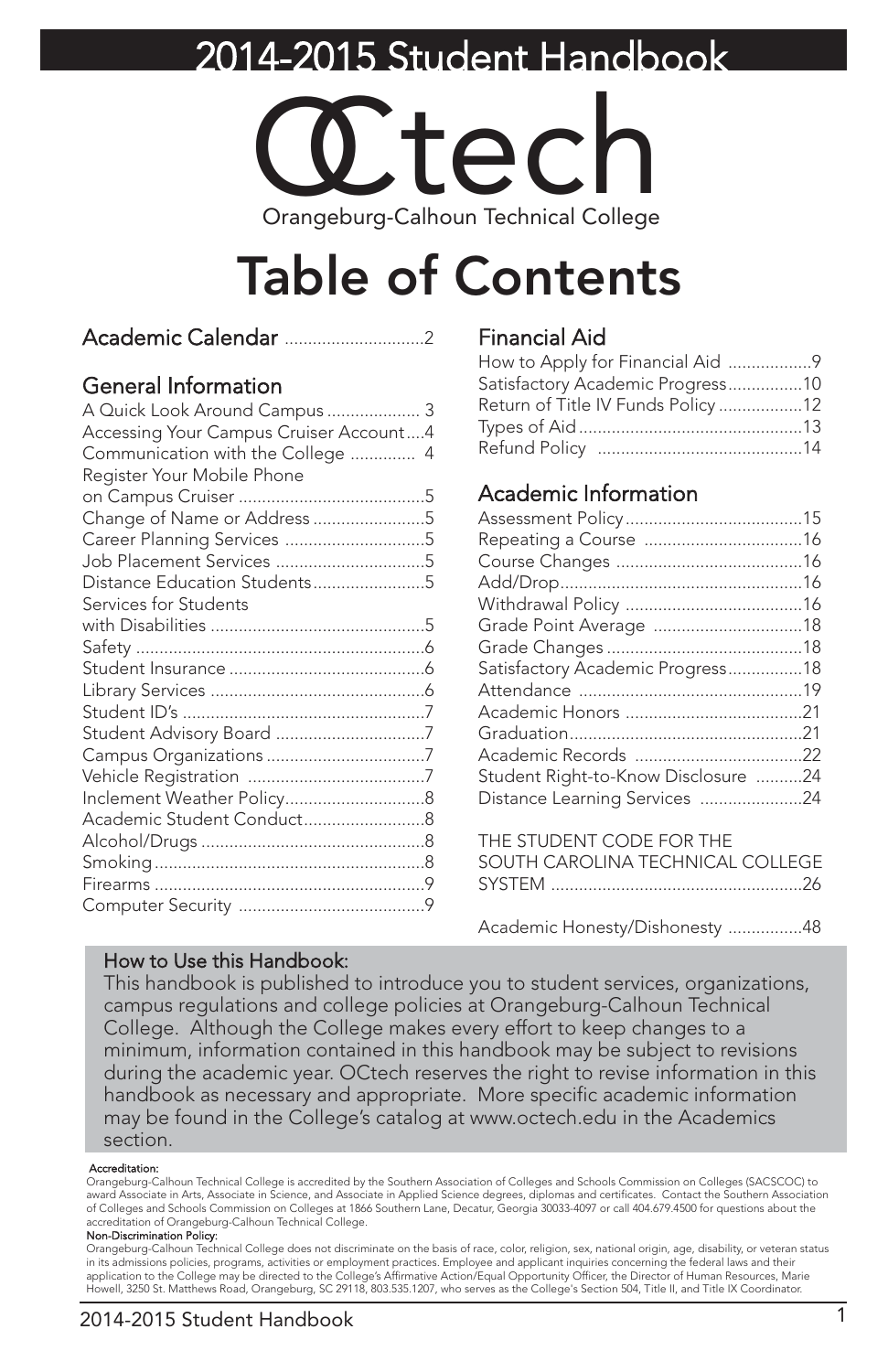# 2014-2015 Student Handbook

OCtech

Orangeburg-Calhoun Technical College

# Table of Contents

## Academic Calendar .............................2

## General Information

A Quick Look Around Campus .................... 3
Accessing Your Campus Cruiser Account....4
Communication with the College .............. 4
Register Your Mobile Phone on Campus Cruiser ........................................5
Change of Name or Address ........................5
Career Planning Services ..............................5
Job Placement Services ................................5
Distance Education Students........................5
Services for Students with Disabilities ..............................................5
Safety ..............................................................6
Student Insurance ..........................................6
Library Services ..............................................6
Student ID's ....................................................7
Student Advisory Board ................................7
Campus Organizations ..................................7
Vehicle Registration ......................................7
Inclement Weather Policy..............................8
Academic Student Conduct..........................8
Alcohol/Drugs ................................................8
Smoking ..........................................................8
Firearms ..........................................................9
Computer Security ........................................9

## Financial Aid

How to Apply for Financial Aid ..................9
Satisfactory Academic Progress................10
Return of Title IV Funds Policy ..................12
Types of Aid ................................................13
Refund Policy ............................................14

## Academic Information

Assessment Policy ......................................15
Repeating a Course ..................................16
Course Changes ........................................16
Add/Drop ....................................................16
Withdrawal Policy ......................................16
Grade Point Average ................................18
Grade Changes ..........................................18
Satisfactory Academic Progress................18
Attendance ................................................19
Academic Honors ......................................21
Graduation ..................................................21
Academic Records ....................................22
Student Right-to-Know Disclosure ..........24
Distance Learning Services ......................24

THE STUDENT CODE FOR THE SOUTH CAROLINA TECHNICAL COLLEGE SYSTEM ......................................................26

Academic Honesty/Dishonesty ................48

**How to Use this Handbook:**
This handbook is published to introduce you to student services, organizations, campus regulations and college policies at Orangeburg-Calhoun Technical College. Although the College makes every effort to keep changes to a minimum, information contained in this handbook may be subject to revisions during the academic year. OCtech reserves the right to revise information in this handbook as necessary and appropriate. More specific academic information may be found in the College's catalog at www.octech.edu in the Academics section.

**Accreditation:**
Orangeburg-Calhoun Technical College is accredited by the Southern Association of Colleges and Schools Commission on Colleges (SACSCOC) to award Associate in Arts, Associate in Science, and Associate in Applied Science degrees, diplomas and certificates. Contact the Southern Association of Colleges and Schools Commission on Colleges at 1866 Southern Lane, Decatur, Georgia 30033-4097 or call 404.679.4500 for questions about the accreditation of Orangeburg-Calhoun Technical College.

**Non-Discrimination Policy:**
Orangeburg-Calhoun Technical College does not discriminate on the basis of race, color, religion, sex, national origin, age, disability, or veteran status in its admissions policies, programs, activities or employment practices. Employee and applicant inquiries concerning the federal laws and their application to the College may be directed to the College's Affirmative Action/Equal Opportunity Officer, the Director of Human Resources, Marie Howell, 3250 St. Matthews Road, Orangeburg, SC 29118, 803.535.1207, who serves as the College's Section 504, Title II, and Title IX Coordinator.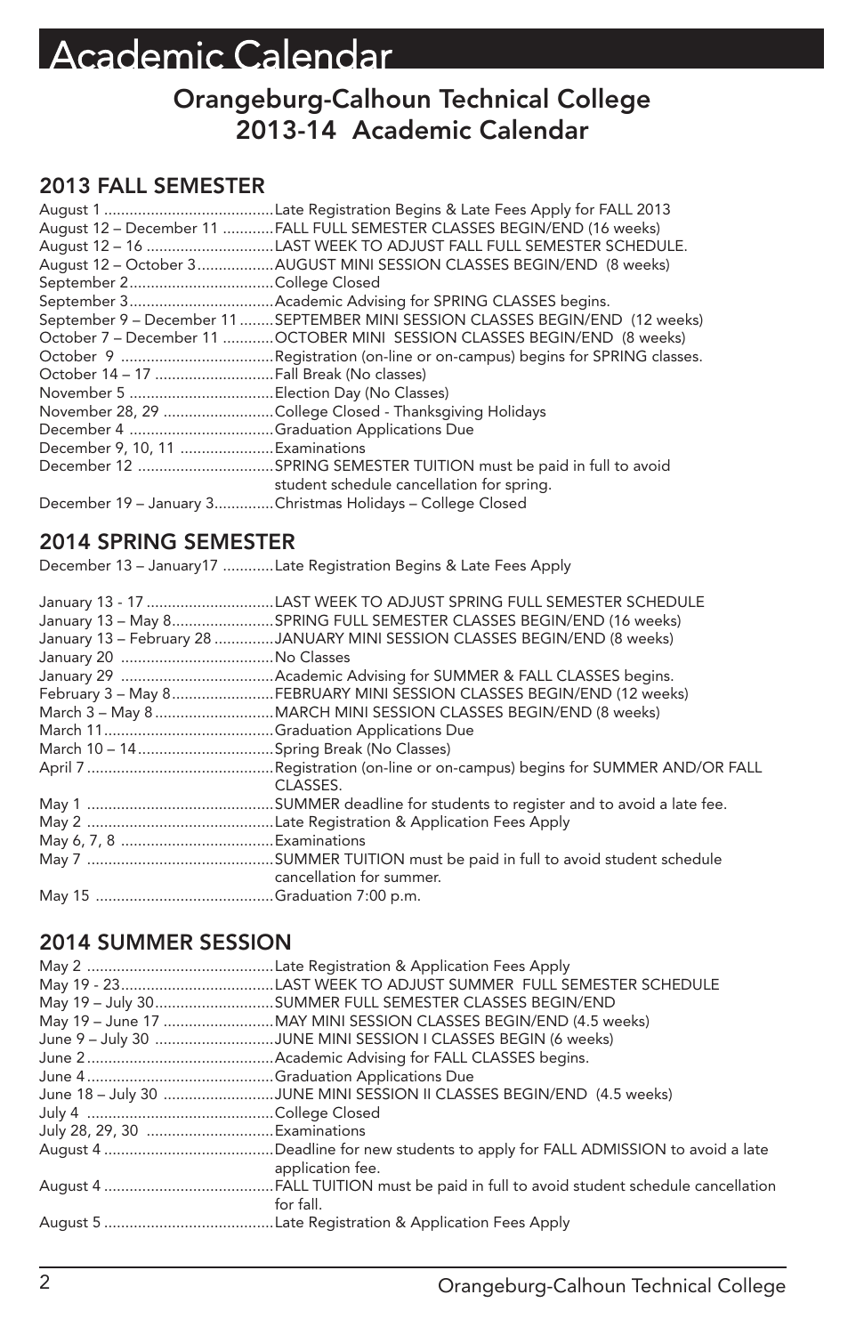# Academic Calendar

## Orangeburg-Calhoun Technical College 2013-14 Academic Calendar

### 2013 FALL SEMESTER

| Date | Event |
|---|---|
| August 1 | Late Registration Begins & Late Fees Apply for FALL 2013 |
| August 12 – December 11 | FALL FULL SEMESTER CLASSES BEGIN/END (16 weeks) |
| August 12 – 16 | LAST WEEK TO ADJUST FALL FULL SEMESTER SCHEDULE. |
| August 12 – October 3 | AUGUST MINI SESSION CLASSES BEGIN/END (8 weeks) |
| September 2 | College Closed |
| September 3 | Academic Advising for SPRING CLASSES begins. |
| September 9 – December 11 | SEPTEMBER MINI SESSION CLASSES BEGIN/END (12 weeks) |
| October 7 – December 11 | OCTOBER MINI SESSION CLASSES BEGIN/END (8 weeks) |
| October 9 | Registration (on-line or on-campus) begins for SPRING classes. |
| October 14 – 17 | Fall Break (No classes) |
| November 5 | Election Day (No Classes) |
| November 28, 29 | College Closed - Thanksgiving Holidays |
| December 4 | Graduation Applications Due |
| December 9, 10, 11 | Examinations |
| December 12 | SPRING SEMESTER TUITION must be paid in full to avoid student schedule cancellation for spring. |
| December 19 – January 3 | Christmas Holidays – College Closed |

### 2014 SPRING SEMESTER

| Date | Event |
|---|---|
| December 13 – January17 | Late Registration Begins & Late Fees Apply |
| January 13 - 17 | LAST WEEK TO ADJUST SPRING FULL SEMESTER SCHEDULE |
| January 13 – May 8 | SPRING FULL SEMESTER CLASSES BEGIN/END (16 weeks) |
| January 13 – February 28 | JANUARY MINI SESSION CLASSES BEGIN/END (8 weeks) |
| January 20 | No Classes |
| January 29 | Academic Advising for SUMMER & FALL CLASSES begins. |
| February 3 – May 8 | FEBRUARY MINI SESSION CLASSES BEGIN/END (12 weeks) |
| March 3 – May 8 | MARCH MINI SESSION CLASSES BEGIN/END (8 weeks) |
| March 11 | Graduation Applications Due |
| March 10 – 14 | Spring Break (No Classes) |
| April 7 | Registration (on-line or on-campus) begins for SUMMER AND/OR FALL CLASSES. |
| May 1 | SUMMER deadline for students to register and to avoid a late fee. |
| May 2 | Late Registration & Application Fees Apply |
| May 6, 7, 8 | Examinations |
| May 7 | SUMMER TUITION must be paid in full to avoid student schedule cancellation for summer. |
| May 15 | Graduation 7:00 p.m. |

### 2014 SUMMER SESSION

| Date | Event |
|---|---|
| May 2 | Late Registration & Application Fees Apply |
| May 19 - 23 | LAST WEEK TO ADJUST SUMMER FULL SEMESTER SCHEDULE |
| May 19 – July 30 | SUMMER FULL SEMESTER CLASSES BEGIN/END |
| May 19 – June 17 | MAY MINI SESSION CLASSES BEGIN/END (4.5 weeks) |
| June 9 – July 30 | JUNE MINI SESSION I CLASSES BEGIN (6 weeks) |
| June 2 | Academic Advising for FALL CLASSES begins. |
| June 4 | Graduation Applications Due |
| June 18 – July 30 | JUNE MINI SESSION II CLASSES BEGIN/END (4.5 weeks) |
| July 4 | College Closed |
| July 28, 29, 30 | Examinations |
| August 4 | Deadline for new students to apply for FALL ADMISSION to avoid a late application fee. |
| August 4 | FALL TUITION must be paid in full to avoid student schedule cancellation for fall. |
| August 5 | Late Registration & Application Fees Apply |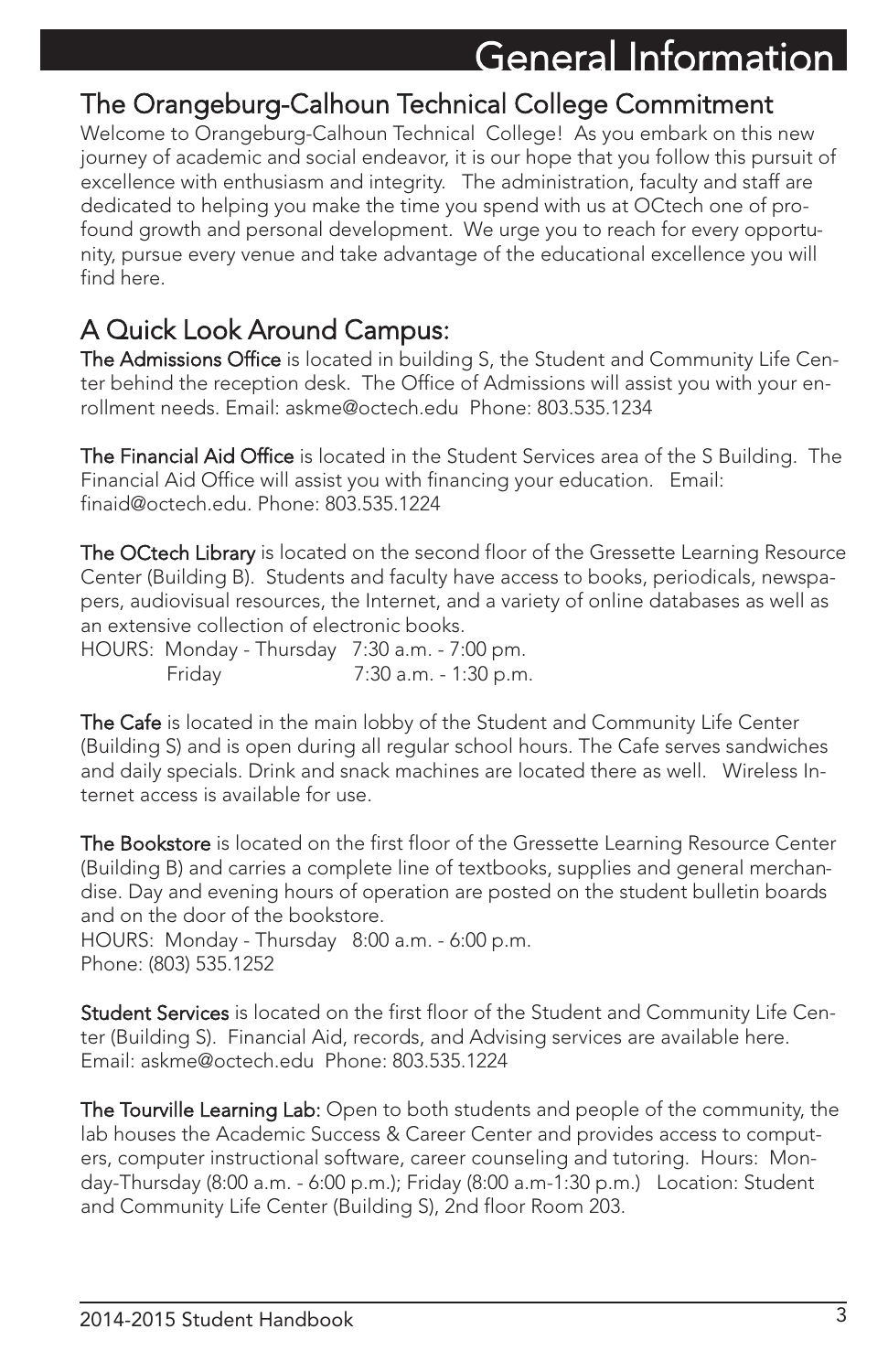# General Information

## The Orangeburg-Calhoun Technical College Commitment

Welcome to Orangeburg-Calhoun Technical College! As you embark on this new journey of academic and social endeavor, it is our hope that you follow this pursuit of excellence with enthusiasm and integrity. The administration, faculty and staff are dedicated to helping you make the time you spend with us at OCtech one of profound growth and personal development. We urge you to reach for every opportunity, pursue every venue and take advantage of the educational excellence you will find here.

## A Quick Look Around Campus:

**The Admissions Office** is located in building S, the Student and Community Life Center behind the reception desk. The Office of Admissions will assist you with your enrollment needs. Email: askme@octech.edu Phone: 803.535.1234

**The Financial Aid Office** is located in the Student Services area of the S Building. The Financial Aid Office will assist you with financing your education. Email: finaid@octech.edu. Phone: 803.535.1224

**The OCtech Library** is located on the second floor of the Gressette Learning Resource Center (Building B). Students and faculty have access to books, periodicals, newspapers, audiovisual resources, the Internet, and a variety of online databases as well as an extensive collection of electronic books.

HOURS: Monday - Thursday 7:30 a.m. - 7:00 pm.
Friday 7:30 a.m. - 1:30 p.m.

**The Cafe** is located in the main lobby of the Student and Community Life Center (Building S) and is open during all regular school hours. The Cafe serves sandwiches and daily specials. Drink and snack machines are located there as well. Wireless Internet access is available for use.

**The Bookstore** is located on the first floor of the Gressette Learning Resource Center (Building B) and carries a complete line of textbooks, supplies and general merchandise. Day and evening hours of operation are posted on the student bulletin boards and on the door of the bookstore.

HOURS: Monday - Thursday 8:00 a.m. - 6:00 p.m.
Phone: (803) 535.1252

**Student Services** is located on the first floor of the Student and Community Life Center (Building S). Financial Aid, records, and Advising services are available here. Email: askme@octech.edu Phone: 803.535.1224

**The Tourville Learning Lab:** Open to both students and people of the community, the lab houses the Academic Success & Career Center and provides access to computers, computer instructional software, career counseling and tutoring. Hours: Monday-Thursday (8:00 a.m. - 6:00 p.m.); Friday (8:00 a.m-1:30 p.m.) Location: Student and Community Life Center (Building S), 2nd floor Room 203.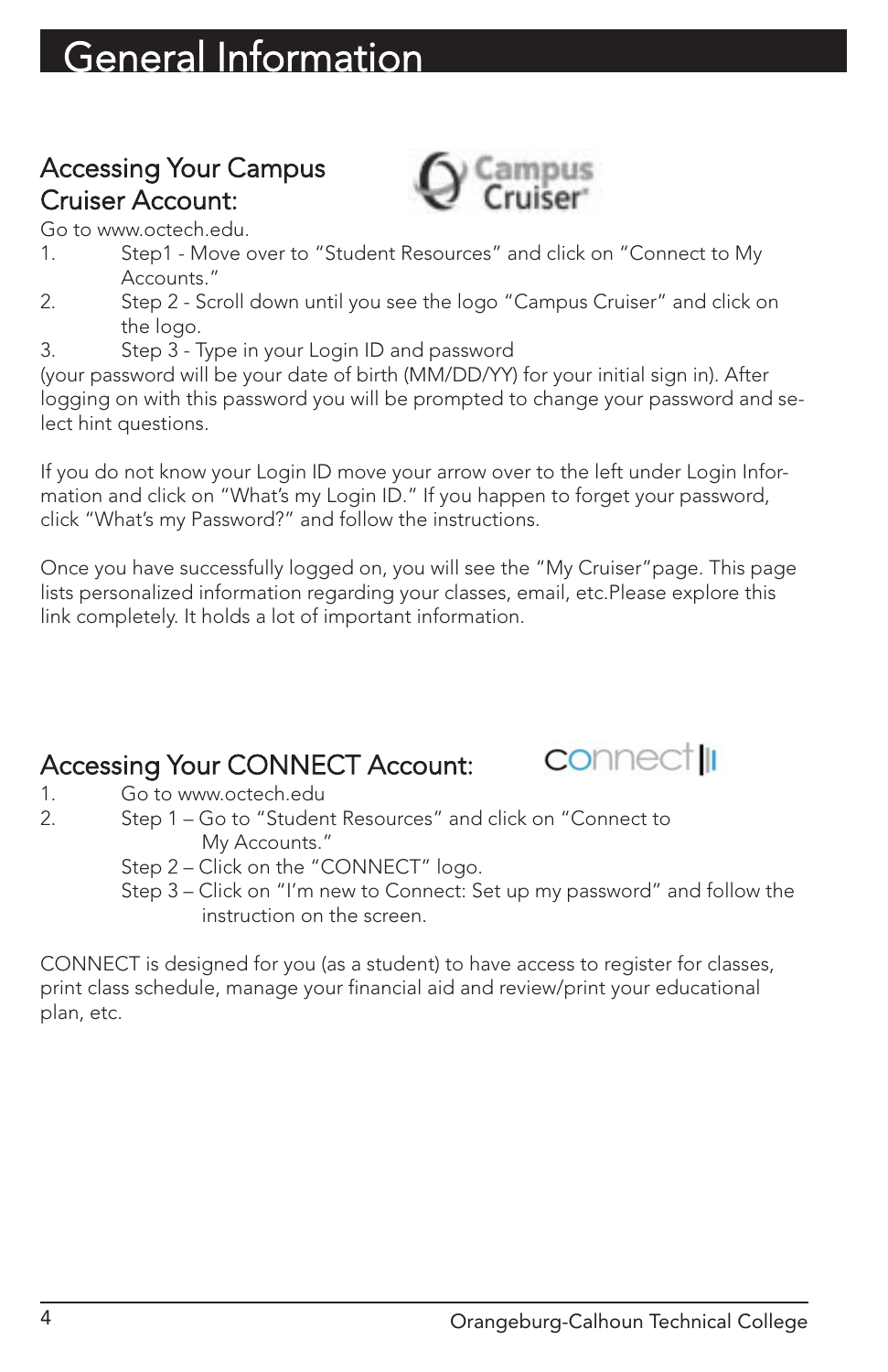# General Information

## Accessing Your Campus Cruiser Account:

Go to www.octech.edu.

1. Step1 - Move over to “Student Resources” and click on “Connect to My Accounts.”
2. Step 2 - Scroll down until you see the logo “Campus Cruiser” and click on the logo.
3. Step 3 - Type in your Login ID and password

(your password will be your date of birth (MM/DD/YY) for your initial sign in). After logging on with this password you will be prompted to change your password and select hint questions.

If you do not know your Login ID move your arrow over to the left under Login Information and click on “What’s my Login ID.” If you happen to forget your password, click “What’s my Password?” and follow the instructions.

Once you have successfully logged on, you will see the “My Cruiser”page. This page lists personalized information regarding your classes, email, etc.Please explore this link completely. It holds a lot of important information.

## Accessing Your CONNECT Account:

1. Go to www.octech.edu
2. Step 1 – Go to “Student Resources” and click on “Connect to My Accounts.”
   Step 2 – Click on the “CONNECT” logo.
   Step 3 – Click on “I’m new to Connect: Set up my password” and follow the instruction on the screen.

CONNECT is designed for you (as a student) to have access to register for classes, print class schedule, manage your financial aid and review/print your educational plan, etc.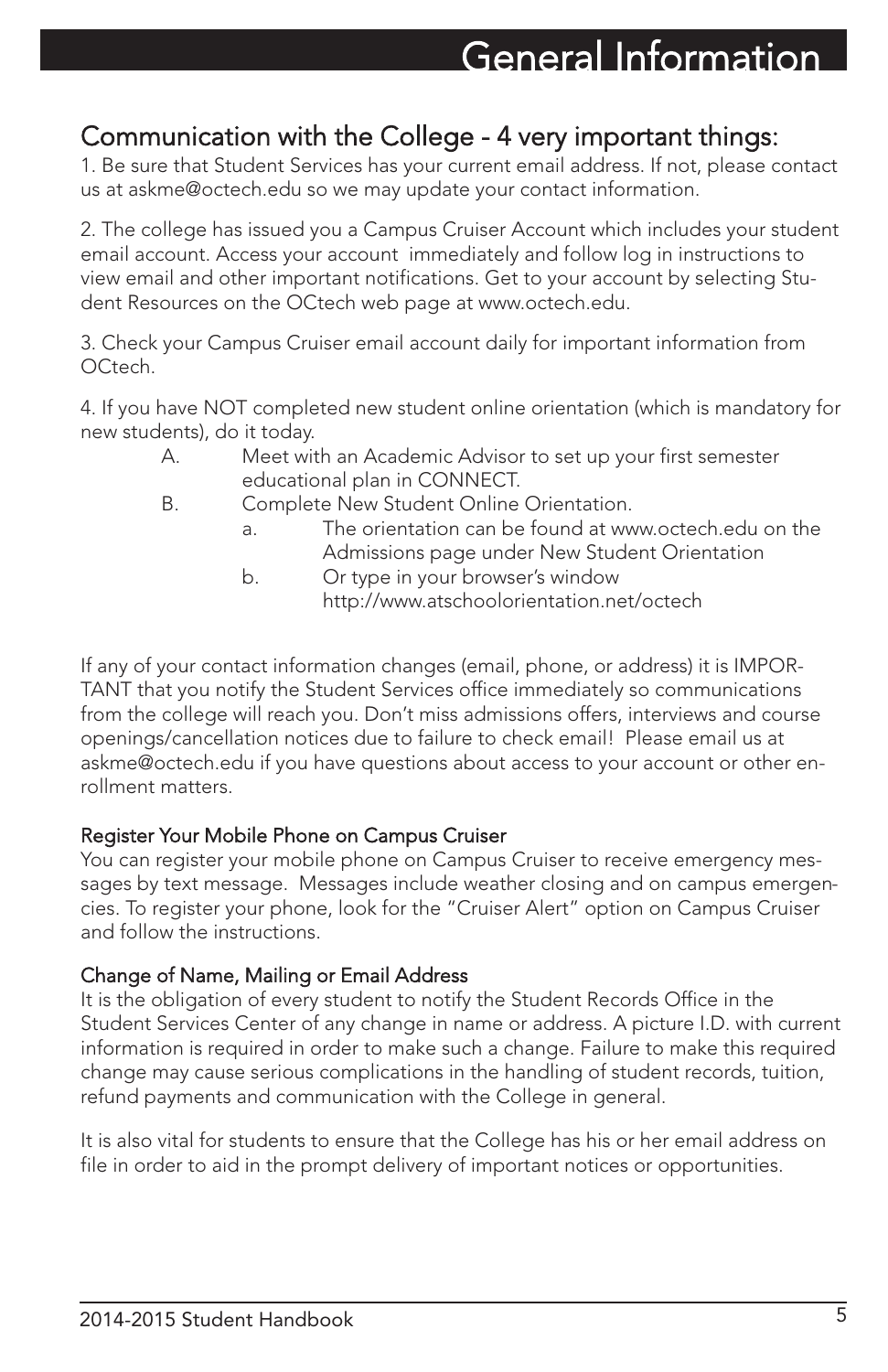# General Information

## Communication with the College - 4 very important things:

1. Be sure that Student Services has your current email address. If not, please contact us at askme@octech.edu so we may update your contact information.

2. The college has issued you a Campus Cruiser Account which includes your student email account. Access your account immediately and follow log in instructions to view email and other important notifications. Get to your account by selecting Student Resources on the OCtech web page at www.octech.edu.

3. Check your Campus Cruiser email account daily for important information from OCtech.

4. If you have NOT completed new student online orientation (which is mandatory for new students), do it today.
   - A. Meet with an Academic Advisor to set up your first semester educational plan in CONNECT.
   - B. Complete New Student Online Orientation.
     - a. The orientation can be found at www.octech.edu on the Admissions page under New Student Orientation
     - b. Or type in your browser's window http://www.atschoolorientation.net/octech

If any of your contact information changes (email, phone, or address) it is IMPORTANT that you notify the Student Services office immediately so communications from the college will reach you. Don't miss admissions offers, interviews and course openings/cancellation notices due to failure to check email! Please email us at askme@octech.edu if you have questions about access to your account or other enrollment matters.

### Register Your Mobile Phone on Campus Cruiser

You can register your mobile phone on Campus Cruiser to receive emergency messages by text message. Messages include weather closing and on campus emergencies. To register your phone, look for the "Cruiser Alert" option on Campus Cruiser and follow the instructions.

### Change of Name, Mailing or Email Address

It is the obligation of every student to notify the Student Records Office in the Student Services Center of any change in name or address. A picture I.D. with current information is required in order to make such a change. Failure to make this required change may cause serious complications in the handling of student records, tuition, refund payments and communication with the College in general.

It is also vital for students to ensure that the College has his or her email address on file in order to aid in the prompt delivery of important notices or opportunities.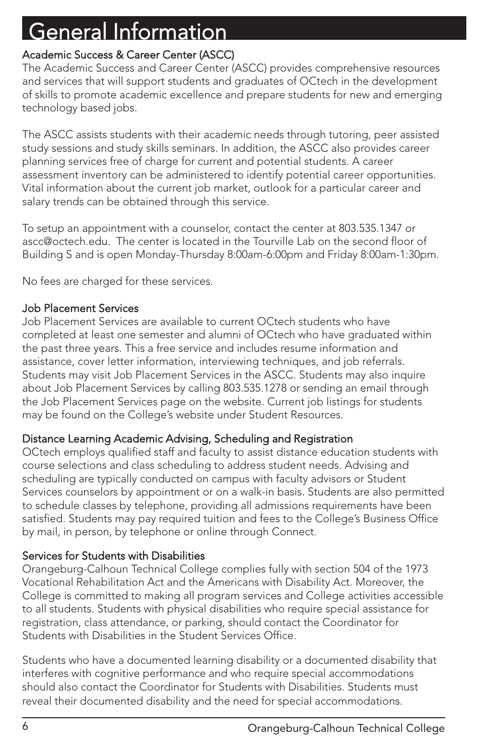# General Information

## Academic Success & Career Center (ASCC)

The Academic Success and Career Center (ASCC) provides comprehensive resources and services that will support students and graduates of OCtech in the development of skills to promote academic excellence and prepare students for new and emerging technology based jobs.

The ASCC assists students with their academic needs through tutoring, peer assisted study sessions and study skills seminars. In addition, the ASCC also provides career planning services free of charge for current and potential students. A career assessment inventory can be administered to identify potential career opportunities. Vital information about the current job market, outlook for a particular career and salary trends can be obtained through this service.

To setup an appointment with a counselor, contact the center at 803.535.1347 or ascc@octech.edu. The center is located in the Tourville Lab on the second floor of Building S and is open Monday-Thursday 8:00am-6:00pm and Friday 8:00am-1:30pm.

No fees are charged for these services.

## Job Placement Services

Job Placement Services are available to current OCtech students who have completed at least one semester and alumni of OCtech who have graduated within the past three years. This a free service and includes resume information and assistance, cover letter information, interviewing techniques, and job referrals. Students may visit Job Placement Services in the ASCC. Students may also inquire about Job Placement Services by calling 803.535.1278 or sending an email through the Job Placement Services page on the website. Current job listings for students may be found on the College's website under Student Resources.

## Distance Learning Academic Advising, Scheduling and Registration

OCtech employs qualified staff and faculty to assist distance education students with course selections and class scheduling to address student needs. Advising and scheduling are typically conducted on campus with faculty advisors or Student Services counselors by appointment or on a walk-in basis. Students are also permitted to schedule classes by telephone, providing all admissions requirements have been satisfied. Students may pay required tuition and fees to the College's Business Office by mail, in person, by telephone or online through Connect.

## Services for Students with Disabilities

Orangeburg-Calhoun Technical College complies fully with section 504 of the 1973 Vocational Rehabilitation Act and the Americans with Disability Act. Moreover, the College is committed to making all program services and College activities accessible to all students. Students with physical disabilities who require special assistance for registration, class attendance, or parking, should contact the Coordinator for Students with Disabilities in the Student Services Office.

Students who have a documented learning disability or a documented disability that interferes with cognitive performance and who require special accommodations should also contact the Coordinator for Students with Disabilities. Students must reveal their documented disability and the need for special accommodations.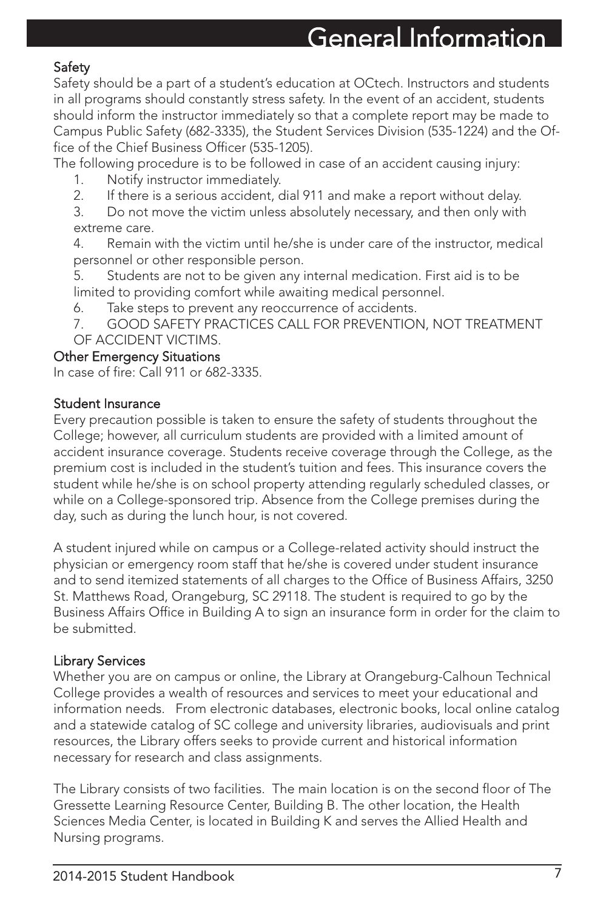# General Information

## Safety

Safety should be a part of a student's education at OCtech. Instructors and students in all programs should constantly stress safety. In the event of an accident, students should inform the instructor immediately so that a complete report may be made to Campus Public Safety (682-3335), the Student Services Division (535-1224) and the Office of the Chief Business Officer (535-1205).

The following procedure is to be followed in case of an accident causing injury:

1. Notify instructor immediately.
2. If there is a serious accident, dial 911 and make a report without delay.
3. Do not move the victim unless absolutely necessary, and then only with extreme care.
4. Remain with the victim until he/she is under care of the instructor, medical personnel or other responsible person.
5. Students are not to be given any internal medication. First aid is to be limited to providing comfort while awaiting medical personnel.
6. Take steps to prevent any reoccurrence of accidents.
7. GOOD SAFETY PRACTICES CALL FOR PREVENTION, NOT TREATMENT OF ACCIDENT VICTIMS.

## Other Emergency Situations

In case of fire: Call 911 or 682-3335.

## Student Insurance

Every precaution possible is taken to ensure the safety of students throughout the College; however, all curriculum students are provided with a limited amount of accident insurance coverage. Students receive coverage through the College, as the premium cost is included in the student's tuition and fees. This insurance covers the student while he/she is on school property attending regularly scheduled classes, or while on a College-sponsored trip. Absence from the College premises during the day, such as during the lunch hour, is not covered.

A student injured while on campus or a College-related activity should instruct the physician or emergency room staff that he/she is covered under student insurance and to send itemized statements of all charges to the Office of Business Affairs, 3250 St. Matthews Road, Orangeburg, SC 29118. The student is required to go by the Business Affairs Office in Building A to sign an insurance form in order for the claim to be submitted.

## Library Services

Whether you are on campus or online, the Library at Orangeburg-Calhoun Technical College provides a wealth of resources and services to meet your educational and information needs. From electronic databases, electronic books, local online catalog and a statewide catalog of SC college and university libraries, audiovisuals and print resources, the Library offers seeks to provide current and historical information necessary for research and class assignments.

The Library consists of two facilities. The main location is on the second floor of The Gressette Learning Resource Center, Building B. The other location, the Health Sciences Media Center, is located in Building K and serves the Allied Health and Nursing programs.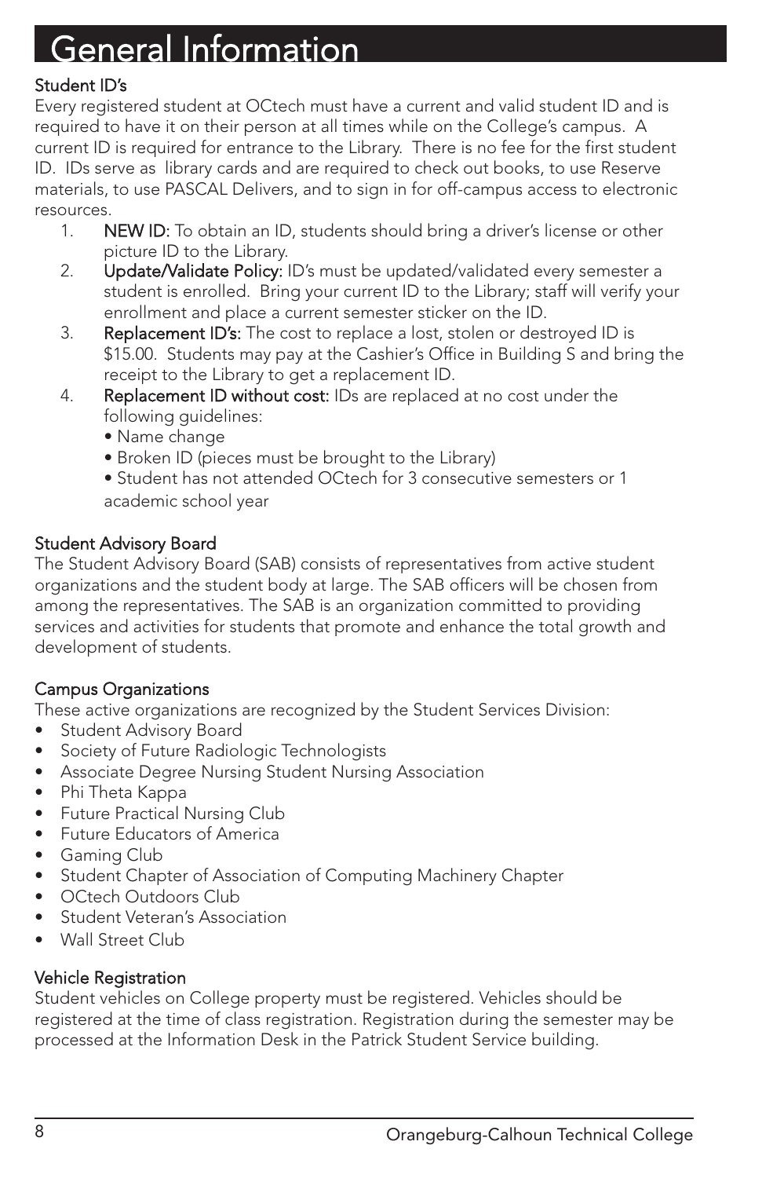# General Information

## Student ID's

Every registered student at OCtech must have a current and valid student ID and is required to have it on their person at all times while on the College's campus. A current ID is required for entrance to the Library. There is no fee for the first student ID. IDs serve as library cards and are required to check out books, to use Reserve materials, to use PASCAL Delivers, and to sign in for off-campus access to electronic resources.

1. **NEW ID:** To obtain an ID, students should bring a driver's license or other picture ID to the Library.
2. **Update/Validate Policy:** ID's must be updated/validated every semester a student is enrolled. Bring your current ID to the Library; staff will verify your enrollment and place a current semester sticker on the ID.
3. **Replacement ID's:** The cost to replace a lost, stolen or destroyed ID is $15.00. Students may pay at the Cashier's Office in Building S and bring the receipt to the Library to get a replacement ID.
4. **Replacement ID without cost:** IDs are replaced at no cost under the following guidelines:
   - Name change
   - Broken ID (pieces must be brought to the Library)
   - Student has not attended OCtech for 3 consecutive semesters or 1 academic school year

## Student Advisory Board

The Student Advisory Board (SAB) consists of representatives from active student organizations and the student body at large. The SAB officers will be chosen from among the representatives. The SAB is an organization committed to providing services and activities for students that promote and enhance the total growth and development of students.

## Campus Organizations

These active organizations are recognized by the Student Services Division:

- Student Advisory Board
- Society of Future Radiologic Technologists
- Associate Degree Nursing Student Nursing Association
- Phi Theta Kappa
- Future Practical Nursing Club
- Future Educators of America
- Gaming Club
- Student Chapter of Association of Computing Machinery Chapter
- OCtech Outdoors Club
- Student Veteran's Association
- Wall Street Club

## Vehicle Registration

Student vehicles on College property must be registered. Vehicles should be registered at the time of class registration. Registration during the semester may be processed at the Information Desk in the Patrick Student Service building.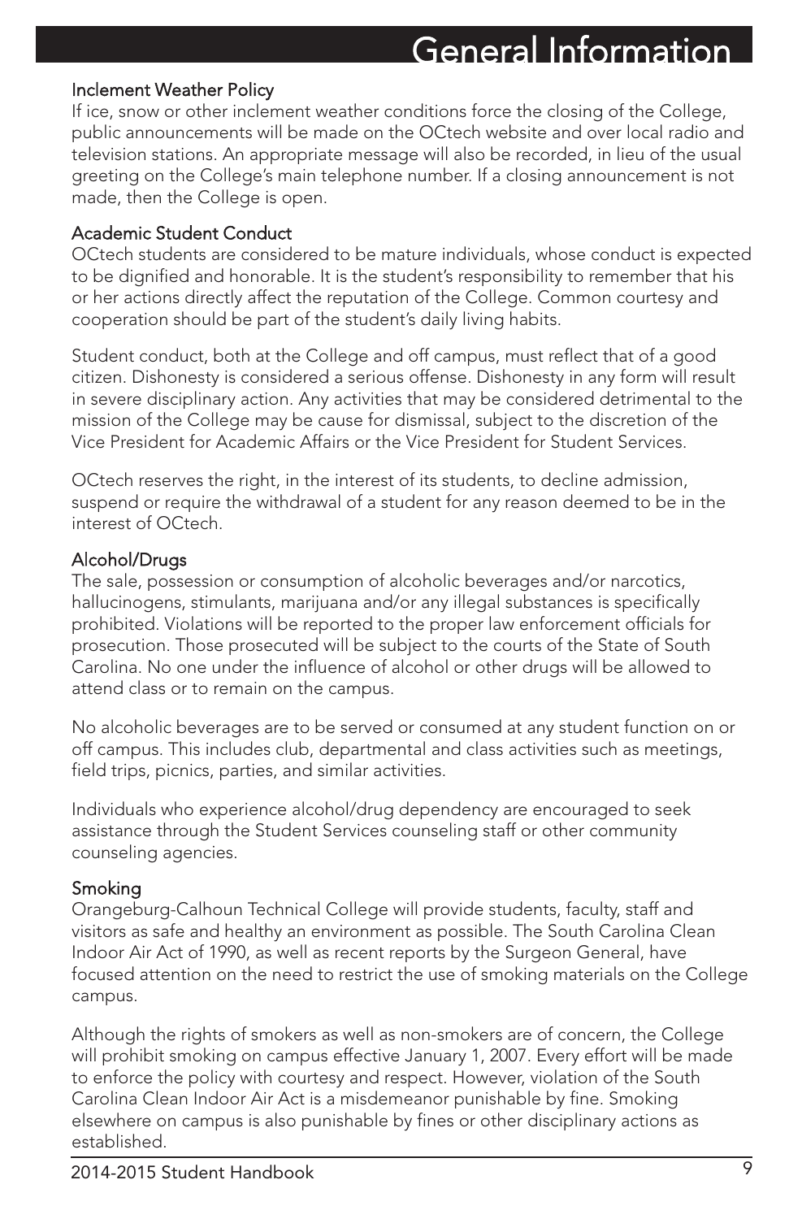# General Information

### Inclement Weather Policy

If ice, snow or other inclement weather conditions force the closing of the College, public announcements will be made on the OCtech website and over local radio and television stations. An appropriate message will also be recorded, in lieu of the usual greeting on the College's main telephone number. If a closing announcement is not made, then the College is open.

### Academic Student Conduct

OCtech students are considered to be mature individuals, whose conduct is expected to be dignified and honorable. It is the student's responsibility to remember that his or her actions directly affect the reputation of the College. Common courtesy and cooperation should be part of the student's daily living habits.

Student conduct, both at the College and off campus, must reflect that of a good citizen. Dishonesty is considered a serious offense. Dishonesty in any form will result in severe disciplinary action. Any activities that may be considered detrimental to the mission of the College may be cause for dismissal, subject to the discretion of the Vice President for Academic Affairs or the Vice President for Student Services.

OCtech reserves the right, in the interest of its students, to decline admission, suspend or require the withdrawal of a student for any reason deemed to be in the interest of OCtech.

### Alcohol/Drugs

The sale, possession or consumption of alcoholic beverages and/or narcotics, hallucinogens, stimulants, marijuana and/or any illegal substances is specifically prohibited. Violations will be reported to the proper law enforcement officials for prosecution. Those prosecuted will be subject to the courts of the State of South Carolina. No one under the influence of alcohol or other drugs will be allowed to attend class or to remain on the campus.

No alcoholic beverages are to be served or consumed at any student function on or off campus. This includes club, departmental and class activities such as meetings, field trips, picnics, parties, and similar activities.

Individuals who experience alcohol/drug dependency are encouraged to seek assistance through the Student Services counseling staff or other community counseling agencies.

### Smoking

Orangeburg-Calhoun Technical College will provide students, faculty, staff and visitors as safe and healthy an environment as possible. The South Carolina Clean Indoor Air Act of 1990, as well as recent reports by the Surgeon General, have focused attention on the need to restrict the use of smoking materials on the College campus.

Although the rights of smokers as well as non-smokers are of concern, the College will prohibit smoking on campus effective January 1, 2007. Every effort will be made to enforce the policy with courtesy and respect. However, violation of the South Carolina Clean Indoor Air Act is a misdemeanor punishable by fine. Smoking elsewhere on campus is also punishable by fines or other disciplinary actions as established.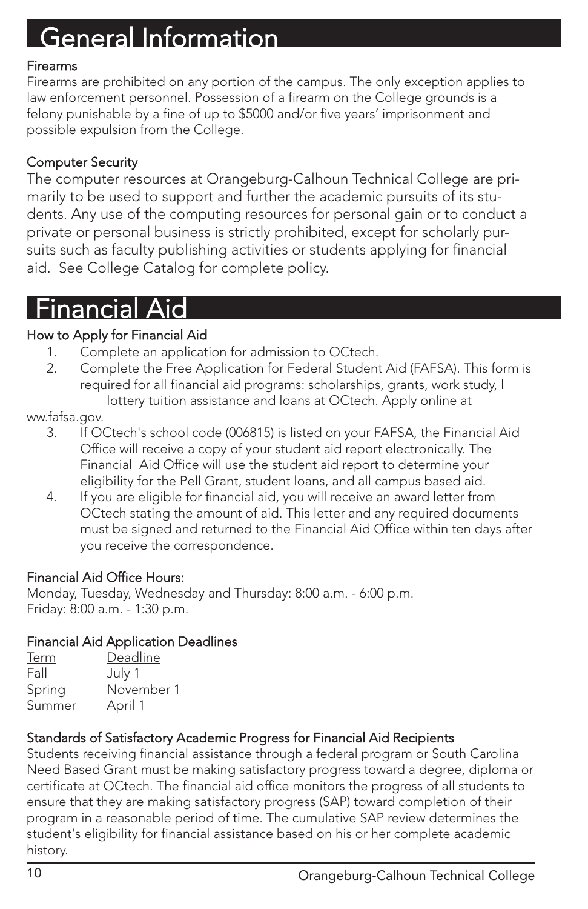# General Information

### Firearms

Firearms are prohibited on any portion of the campus. The only exception applies to law enforcement personnel. Possession of a firearm on the College grounds is a felony punishable by a fine of up to $5000 and/or five years' imprisonment and possible expulsion from the College.

### Computer Security

The computer resources at Orangeburg-Calhoun Technical College are primarily to be used to support and further the academic pursuits of its students. Any use of the computing resources for personal gain or to conduct a private or personal business is strictly prohibited, except for scholarly pursuits such as faculty publishing activities or students applying for financial aid. See College Catalog for complete policy.

# Financial Aid

### How to Apply for Financial Aid

1. Complete an application for admission to OCtech.
2. Complete the Free Application for Federal Student Aid (FAFSA). This form is required for all financial aid programs: scholarships, grants, work study, l lottery tuition assistance and loans at OCtech. Apply online at ww.fafsa.gov.
3. If OCtech's school code (006815) is listed on your FAFSA, the Financial Aid Office will receive a copy of your student aid report electronically. The Financial Aid Office will use the student aid report to determine your eligibility for the Pell Grant, student loans, and all campus based aid.
4. If you are eligible for financial aid, you will receive an award letter from OCtech stating the amount of aid. This letter and any required documents must be signed and returned to the Financial Aid Office within ten days after you receive the correspondence.

### Financial Aid Office Hours:

Monday, Tuesday, Wednesday and Thursday: 8:00 a.m. - 6:00 p.m.
Friday: 8:00 a.m. - 1:30 p.m.

### Financial Aid Application Deadlines

| Term | Deadline |
|---|---|
| Fall | July 1 |
| Spring | November 1 |
| Summer | April 1 |

### Standards of Satisfactory Academic Progress for Financial Aid Recipients

Students receiving financial assistance through a federal program or South Carolina Need Based Grant must be making satisfactory progress toward a degree, diploma or certificate at OCtech. The financial aid office monitors the progress of all students to ensure that they are making satisfactory progress (SAP) toward completion of their program in a reasonable period of time. The cumulative SAP review determines the student's eligibility for financial assistance based on his or her complete academic history.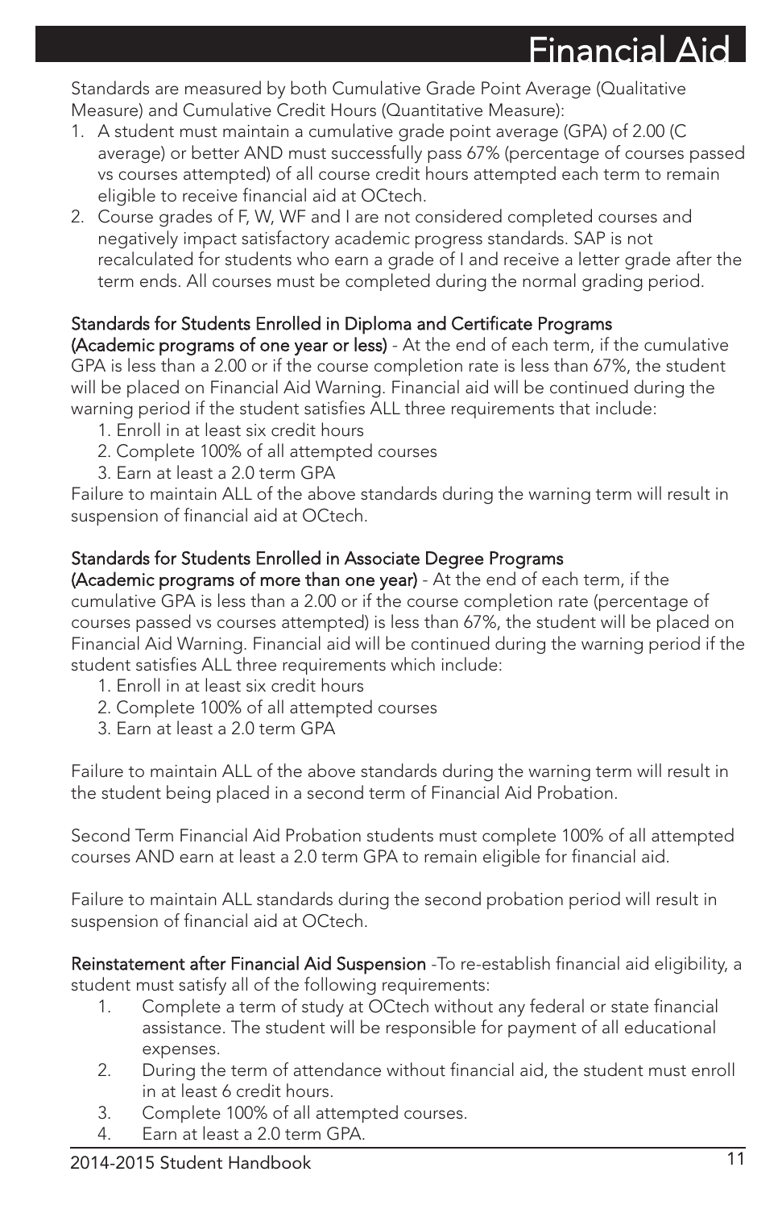# Financial Aid

Standards are measured by both Cumulative Grade Point Average (Qualitative Measure) and Cumulative Credit Hours (Quantitative Measure):

1. A student must maintain a cumulative grade point average (GPA) of 2.00 (C average) or better AND must successfully pass 67% (percentage of courses passed vs courses attempted) of all course credit hours attempted each term to remain eligible to receive financial aid at OCtech.
2. Course grades of F, W, WF and I are not considered completed courses and negatively impact satisfactory academic progress standards. SAP is not recalculated for students who earn a grade of I and receive a letter grade after the term ends. All courses must be completed during the normal grading period.

**Standards for Students Enrolled in Diploma and Certificate Programs**
**(Academic programs of one year or less)** - At the end of each term, if the cumulative GPA is less than a 2.00 or if the course completion rate is less than 67%, the student will be placed on Financial Aid Warning. Financial aid will be continued during the warning period if the student satisfies ALL three requirements that include:

1. Enroll in at least six credit hours
2. Complete 100% of all attempted courses
3. Earn at least a 2.0 term GPA

Failure to maintain ALL of the above standards during the warning term will result in suspension of financial aid at OCtech.

**Standards for Students Enrolled in Associate Degree Programs**
**(Academic programs of more than one year)** - At the end of each term, if the cumulative GPA is less than a 2.00 or if the course completion rate (percentage of courses passed vs courses attempted) is less than 67%, the student will be placed on Financial Aid Warning. Financial aid will be continued during the warning period if the student satisfies ALL three requirements which include:

1. Enroll in at least six credit hours
2. Complete 100% of all attempted courses
3. Earn at least a 2.0 term GPA

Failure to maintain ALL of the above standards during the warning term will result in the student being placed in a second term of Financial Aid Probation.

Second Term Financial Aid Probation students must complete 100% of all attempted courses AND earn at least a 2.0 term GPA to remain eligible for financial aid.

Failure to maintain ALL standards during the second probation period will result in suspension of financial aid at OCtech.

**Reinstatement after Financial Aid Suspension** -To re-establish financial aid eligibility, a student must satisfy all of the following requirements:

1. Complete a term of study at OCtech without any federal or state financial assistance. The student will be responsible for payment of all educational expenses.
2. During the term of attendance without financial aid, the student must enroll in at least 6 credit hours.
3. Complete 100% of all attempted courses.
4. Earn at least a 2.0 term GPA.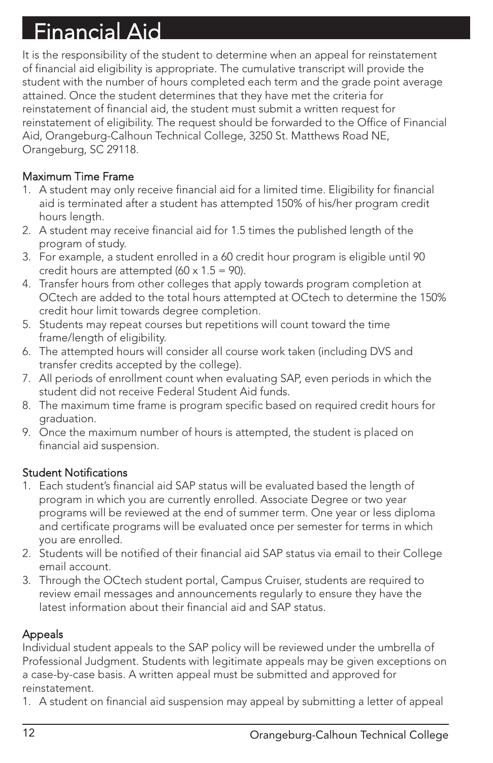# Financial Aid

It is the responsibility of the student to determine when an appeal for reinstatement of financial aid eligibility is appropriate. The cumulative transcript will provide the student with the number of hours completed each term and the grade point average attained. Once the student determines that they have met the criteria for reinstatement of financial aid, the student must submit a written request for reinstatement of eligibility. The request should be forwarded to the Office of Financial Aid, Orangeburg-Calhoun Technical College, 3250 St. Matthews Road NE, Orangeburg, SC 29118.

## Maximum Time Frame

1. A student may only receive financial aid for a limited time. Eligibility for financial aid is terminated after a student has attempted 150% of his/her program credit hours length.
2. A student may receive financial aid for 1.5 times the published length of the program of study.
3. For example, a student enrolled in a 60 credit hour program is eligible until 90 credit hours are attempted ($60 \times 1.5 = 90$).
4. Transfer hours from other colleges that apply towards program completion at OCtech are added to the total hours attempted at OCtech to determine the 150% credit hour limit towards degree completion.
5. Students may repeat courses but repetitions will count toward the time frame/length of eligibility.
6. The attempted hours will consider all course work taken (including DVS and transfer credits accepted by the college).
7. All periods of enrollment count when evaluating SAP, even periods in which the student did not receive Federal Student Aid funds.
8. The maximum time frame is program specific based on required credit hours for graduation.
9. Once the maximum number of hours is attempted, the student is placed on financial aid suspension.

## Student Notifications

1. Each student's financial aid SAP status will be evaluated based the length of program in which you are currently enrolled. Associate Degree or two year programs will be reviewed at the end of summer term. One year or less diploma and certificate programs will be evaluated once per semester for terms in which you are enrolled.
2. Students will be notified of their financial aid SAP status via email to their College email account.
3. Through the OCtech student portal, Campus Cruiser, students are required to review email messages and announcements regularly to ensure they have the latest information about their financial aid and SAP status.

## Appeals

Individual student appeals to the SAP policy will be reviewed under the umbrella of Professional Judgment. Students with legitimate appeals may be given exceptions on a case-by-case basis. A written appeal must be submitted and approved for reinstatement.

1. A student on financial aid suspension may appeal by submitting a letter of appeal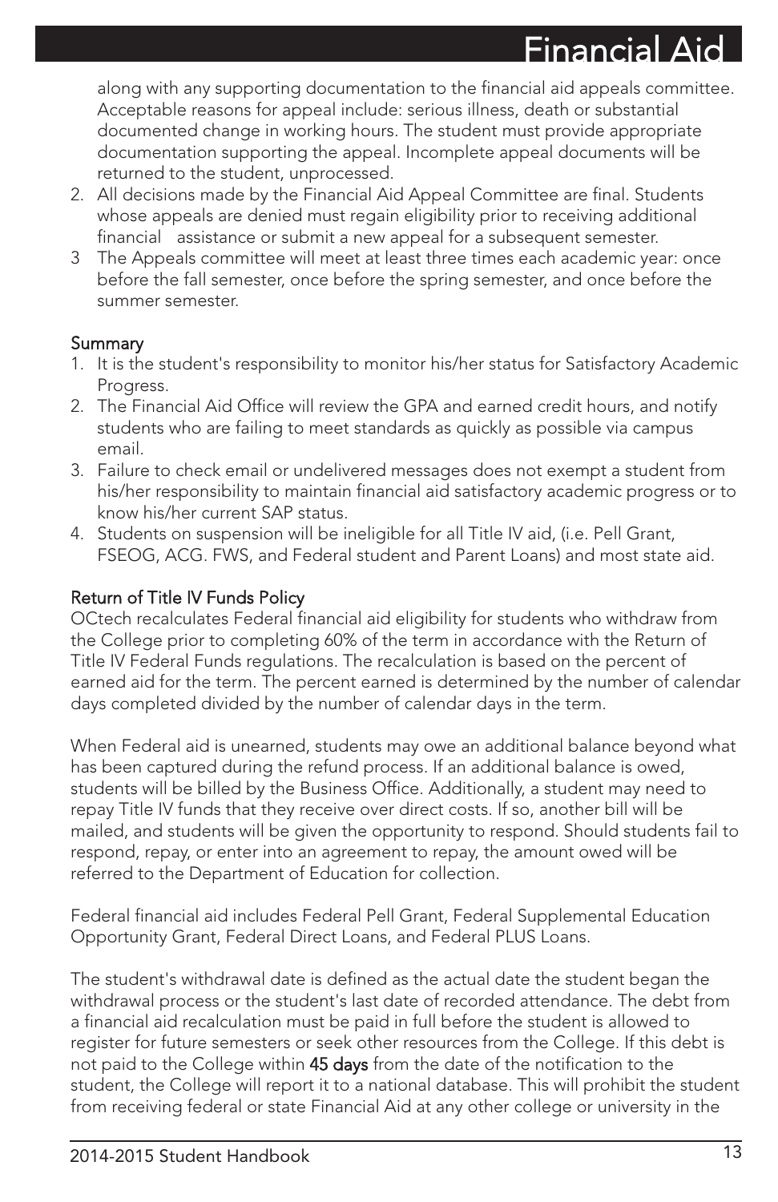along with any supporting documentation to the financial aid appeals committee. Acceptable reasons for appeal include: serious illness, death or substantial documented change in working hours. The student must provide appropriate documentation supporting the appeal. Incomplete appeal documents will be returned to the student, unprocessed.

2. All decisions made by the Financial Aid Appeal Committee are final. Students whose appeals are denied must regain eligibility prior to receiving additional financial assistance or submit a new appeal for a subsequent semester.
3 The Appeals committee will meet at least three times each academic year: once before the fall semester, once before the spring semester, and once before the summer semester.

### Summary

1. It is the student's responsibility to monitor his/her status for Satisfactory Academic Progress.
2. The Financial Aid Office will review the GPA and earned credit hours, and notify students who are failing to meet standards as quickly as possible via campus email.
3. Failure to check email or undelivered messages does not exempt a student from his/her responsibility to maintain financial aid satisfactory academic progress or to know his/her current SAP status.
4. Students on suspension will be ineligible for all Title IV aid, (i.e. Pell Grant, FSEOG, ACG. FWS, and Federal student and Parent Loans) and most state aid.

### Return of Title IV Funds Policy

OCtech recalculates Federal financial aid eligibility for students who withdraw from the College prior to completing 60% of the term in accordance with the Return of Title IV Federal Funds regulations. The recalculation is based on the percent of earned aid for the term. The percent earned is determined by the number of calendar days completed divided by the number of calendar days in the term.

When Federal aid is unearned, students may owe an additional balance beyond what has been captured during the refund process. If an additional balance is owed, students will be billed by the Business Office. Additionally, a student may need to repay Title IV funds that they receive over direct costs. If so, another bill will be mailed, and students will be given the opportunity to respond. Should students fail to respond, repay, or enter into an agreement to repay, the amount owed will be referred to the Department of Education for collection.

Federal financial aid includes Federal Pell Grant, Federal Supplemental Education Opportunity Grant, Federal Direct Loans, and Federal PLUS Loans.

The student's withdrawal date is defined as the actual date the student began the withdrawal process or the student's last date of recorded attendance. The debt from a financial aid recalculation must be paid in full before the student is allowed to register for future semesters or seek other resources from the College. If this debt is not paid to the College within **45 days** from the date of the notification to the student, the College will report it to a national database. This will prohibit the student from receiving federal or state Financial Aid at any other college or university in the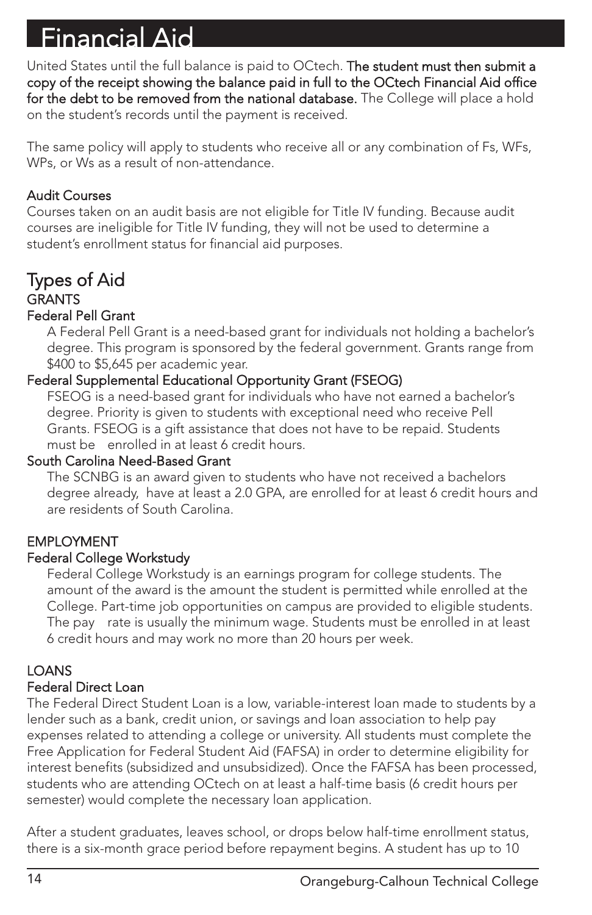# Financial Aid

United States until the full balance is paid to OCtech. **The student must then submit a copy of the receipt showing the balance paid in full to the OCtech Financial Aid office for the debt to be removed from the national database.** The College will place a hold on the student's records until the payment is received.

The same policy will apply to students who receive all or any combination of Fs, WFs, WPs, or Ws as a result of non-attendance.

### Audit Courses

Courses taken on an audit basis are not eligible for Title IV funding. Because audit courses are ineligible for Title IV funding, they will not be used to determine a student's enrollment status for financial aid purposes.

## Types of Aid

### GRANTS

#### Federal Pell Grant

A Federal Pell Grant is a need-based grant for individuals not holding a bachelor's degree. This program is sponsored by the federal government. Grants range from $400 to $5,645 per academic year.

#### Federal Supplemental Educational Opportunity Grant (FSEOG)

FSEOG is a need-based grant for individuals who have not earned a bachelor's degree. Priority is given to students with exceptional need who receive Pell Grants. FSEOG is a gift assistance that does not have to be repaid. Students must be enrolled in at least 6 credit hours.

#### South Carolina Need-Based Grant

The SCNBG is an award given to students who have not received a bachelors degree already, have at least a 2.0 GPA, are enrolled for at least 6 credit hours and are residents of South Carolina.

### EMPLOYMENT

#### Federal College Workstudy

Federal College Workstudy is an earnings program for college students. The amount of the award is the amount the student is permitted while enrolled at the College. Part-time job opportunities on campus are provided to eligible students. The pay rate is usually the minimum wage. Students must be enrolled in at least 6 credit hours and may work no more than 20 hours per week.

### LOANS

#### Federal Direct Loan

The Federal Direct Student Loan is a low, variable-interest loan made to students by a lender such as a bank, credit union, or savings and loan association to help pay expenses related to attending a college or university. All students must complete the Free Application for Federal Student Aid (FAFSA) in order to determine eligibility for interest benefits (subsidized and unsubsidized). Once the FAFSA has been processed, students who are attending OCtech on at least a half-time basis (6 credit hours per semester) would complete the necessary loan application.

After a student graduates, leaves school, or drops below half-time enrollment status, there is a six-month grace period before repayment begins. A student has up to 10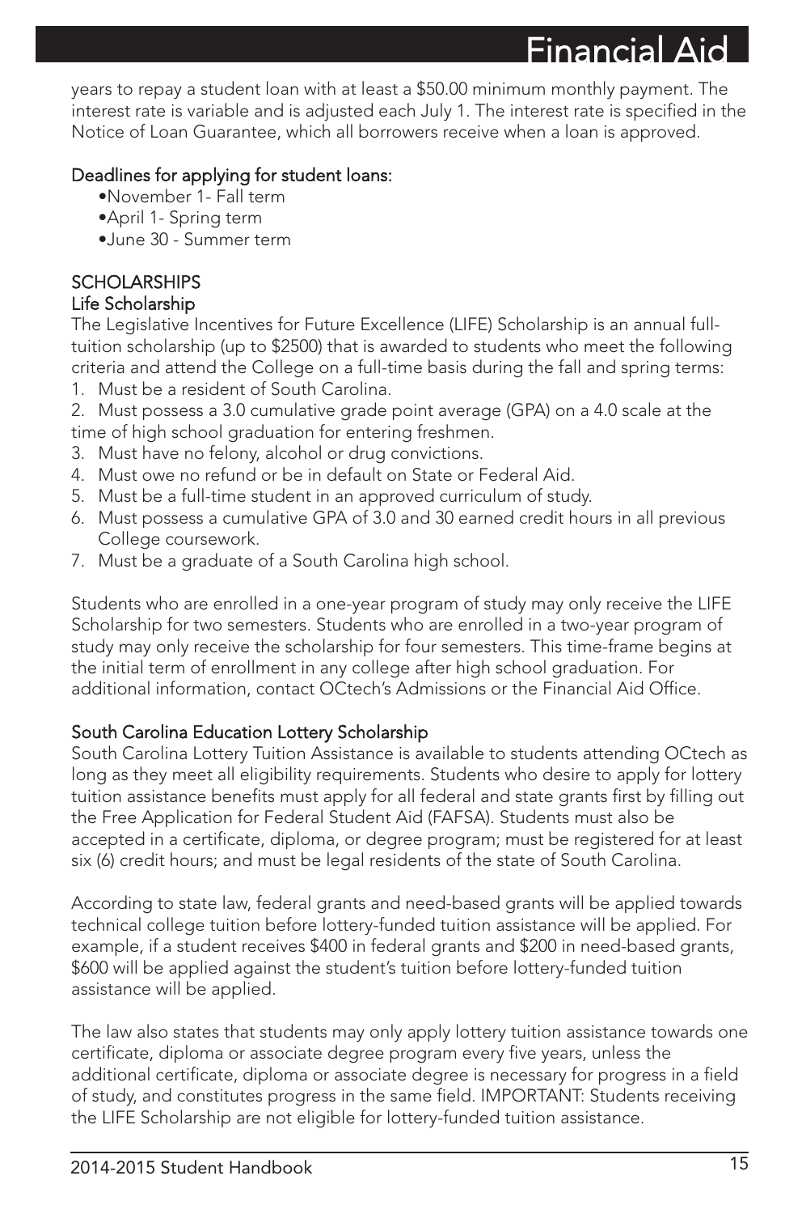years to repay a student loan with at least a $50.00 minimum monthly payment. The interest rate is variable and is adjusted each July 1. The interest rate is specified in the Notice of Loan Guarantee, which all borrowers receive when a loan is approved.

### Deadlines for applying for student loans:

- November 1- Fall term
- April 1- Spring term
- June 30 - Summer term

## SCHOLARSHIPS

### Life Scholarship

The Legislative Incentives for Future Excellence (LIFE) Scholarship is an annual full-tuition scholarship (up to $2500) that is awarded to students who meet the following criteria and attend the College on a full-time basis during the fall and spring terms:

1. Must be a resident of South Carolina.
2. Must possess a 3.0 cumulative grade point average (GPA) on a 4.0 scale at the time of high school graduation for entering freshmen.
3. Must have no felony, alcohol or drug convictions.
4. Must owe no refund or be in default on State or Federal Aid.
5. Must be a full-time student in an approved curriculum of study.
6. Must possess a cumulative GPA of 3.0 and 30 earned credit hours in all previous College coursework.
7. Must be a graduate of a South Carolina high school.

Students who are enrolled in a one-year program of study may only receive the LIFE Scholarship for two semesters. Students who are enrolled in a two-year program of study may only receive the scholarship for four semesters. This time-frame begins at the initial term of enrollment in any college after high school graduation. For additional information, contact OCtech's Admissions or the Financial Aid Office.

### South Carolina Education Lottery Scholarship

South Carolina Lottery Tuition Assistance is available to students attending OCtech as long as they meet all eligibility requirements. Students who desire to apply for lottery tuition assistance benefits must apply for all federal and state grants first by filling out the Free Application for Federal Student Aid (FAFSA). Students must also be accepted in a certificate, diploma, or degree program; must be registered for at least six (6) credit hours; and must be legal residents of the state of South Carolina.

According to state law, federal grants and need-based grants will be applied towards technical college tuition before lottery-funded tuition assistance will be applied. For example, if a student receives $400 in federal grants and $200 in need-based grants, $600 will be applied against the student's tuition before lottery-funded tuition assistance will be applied.

The law also states that students may only apply lottery tuition assistance towards one certificate, diploma or associate degree program every five years, unless the additional certificate, diploma or associate degree is necessary for progress in a field of study, and constitutes progress in the same field. IMPORTANT: Students receiving the LIFE Scholarship are not eligible for lottery-funded tuition assistance.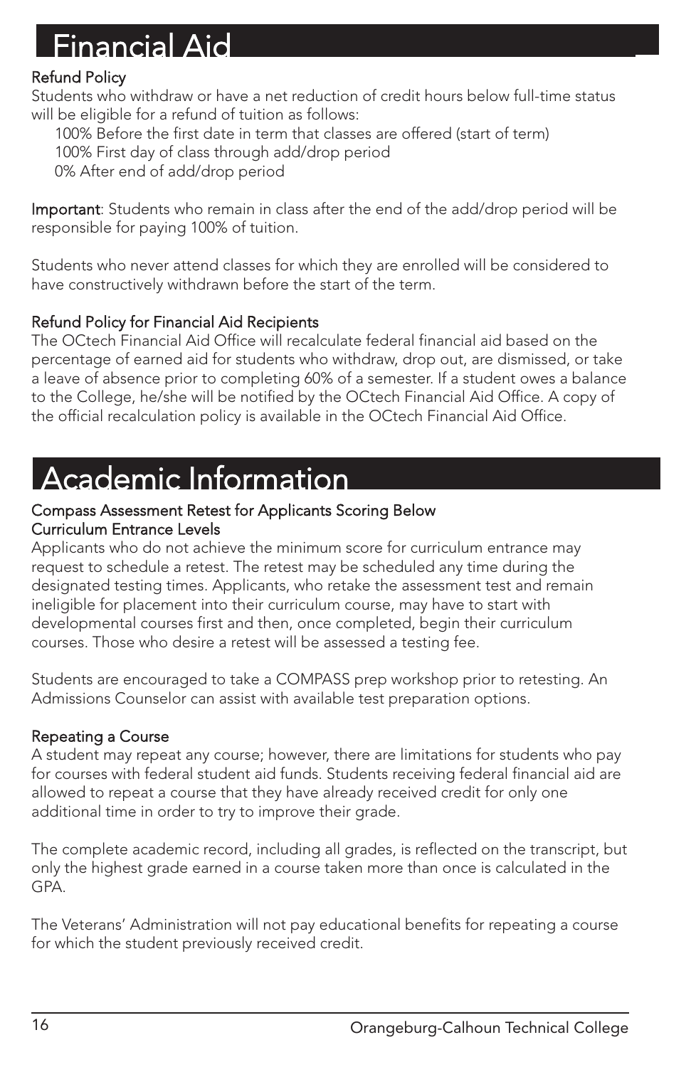# Financial Aid

### Refund Policy

Students who withdraw or have a net reduction of credit hours below full-time status will be eligible for a refund of tuition as follows:

100% Before the first date in term that classes are offered (start of term)
100% First day of class through add/drop period
0% After end of add/drop period

**Important**: Students who remain in class after the end of the add/drop period will be responsible for paying 100% of tuition.

Students who never attend classes for which they are enrolled will be considered to have constructively withdrawn before the start of the term.

### Refund Policy for Financial Aid Recipients

The OCtech Financial Aid Office will recalculate federal financial aid based on the percentage of earned aid for students who withdraw, drop out, are dismissed, or take a leave of absence prior to completing 60% of a semester. If a student owes a balance to the College, he/she will be notified by the OCtech Financial Aid Office. A copy of the official recalculation policy is available in the OCtech Financial Aid Office.

# Academic Information

### Compass Assessment Retest for Applicants Scoring Below Curriculum Entrance Levels

Applicants who do not achieve the minimum score for curriculum entrance may request to schedule a retest. The retest may be scheduled any time during the designated testing times. Applicants, who retake the assessment test and remain ineligible for placement into their curriculum course, may have to start with developmental courses first and then, once completed, begin their curriculum courses. Those who desire a retest will be assessed a testing fee.

Students are encouraged to take a COMPASS prep workshop prior to retesting. An Admissions Counselor can assist with available test preparation options.

### Repeating a Course

A student may repeat any course; however, there are limitations for students who pay for courses with federal student aid funds. Students receiving federal financial aid are allowed to repeat a course that they have already received credit for only one additional time in order to try to improve their grade.

The complete academic record, including all grades, is reflected on the transcript, but only the highest grade earned in a course taken more than once is calculated in the GPA.

The Veterans' Administration will not pay educational benefits for repeating a course for which the student previously received credit.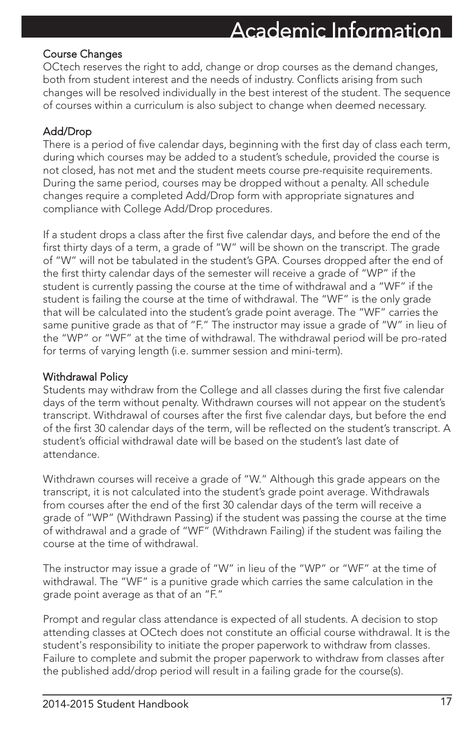# Academic Information

## Course Changes

OCtech reserves the right to add, change or drop courses as the demand changes, both from student interest and the needs of industry. Conflicts arising from such changes will be resolved individually in the best interest of the student. The sequence of courses within a curriculum is also subject to change when deemed necessary.

## Add/Drop

There is a period of five calendar days, beginning with the first day of class each term, during which courses may be added to a student's schedule, provided the course is not closed, has not met and the student meets course pre-requisite requirements. During the same period, courses may be dropped without a penalty. All schedule changes require a completed Add/Drop form with appropriate signatures and compliance with College Add/Drop procedures.

If a student drops a class after the first five calendar days, and before the end of the first thirty days of a term, a grade of "W" will be shown on the transcript. The grade of "W" will not be tabulated in the student's GPA. Courses dropped after the end of the first thirty calendar days of the semester will receive a grade of "WP" if the student is currently passing the course at the time of withdrawal and a "WF" if the student is failing the course at the time of withdrawal. The "WF" is the only grade that will be calculated into the student's grade point average. The "WF" carries the same punitive grade as that of "F." The instructor may issue a grade of "W" in lieu of the "WP" or "WF" at the time of withdrawal. The withdrawal period will be pro-rated for terms of varying length (i.e. summer session and mini-term).

## Withdrawal Policy

Students may withdraw from the College and all classes during the first five calendar days of the term without penalty. Withdrawn courses will not appear on the student's transcript. Withdrawal of courses after the first five calendar days, but before the end of the first 30 calendar days of the term, will be reflected on the student's transcript. A student's official withdrawal date will be based on the student's last date of attendance.

Withdrawn courses will receive a grade of "W." Although this grade appears on the transcript, it is not calculated into the student's grade point average. Withdrawals from courses after the end of the first 30 calendar days of the term will receive a grade of "WP" (Withdrawn Passing) if the student was passing the course at the time of withdrawal and a grade of "WF" (Withdrawn Failing) if the student was failing the course at the time of withdrawal.

The instructor may issue a grade of "W" in lieu of the "WP" or "WF" at the time of withdrawal. The "WF" is a punitive grade which carries the same calculation in the grade point average as that of an "F."

Prompt and regular class attendance is expected of all students. A decision to stop attending classes at OCtech does not constitute an official course withdrawal. It is the student's responsibility to initiate the proper paperwork to withdraw from classes. Failure to complete and submit the proper paperwork to withdraw from classes after the published add/drop period will result in a failing grade for the course(s).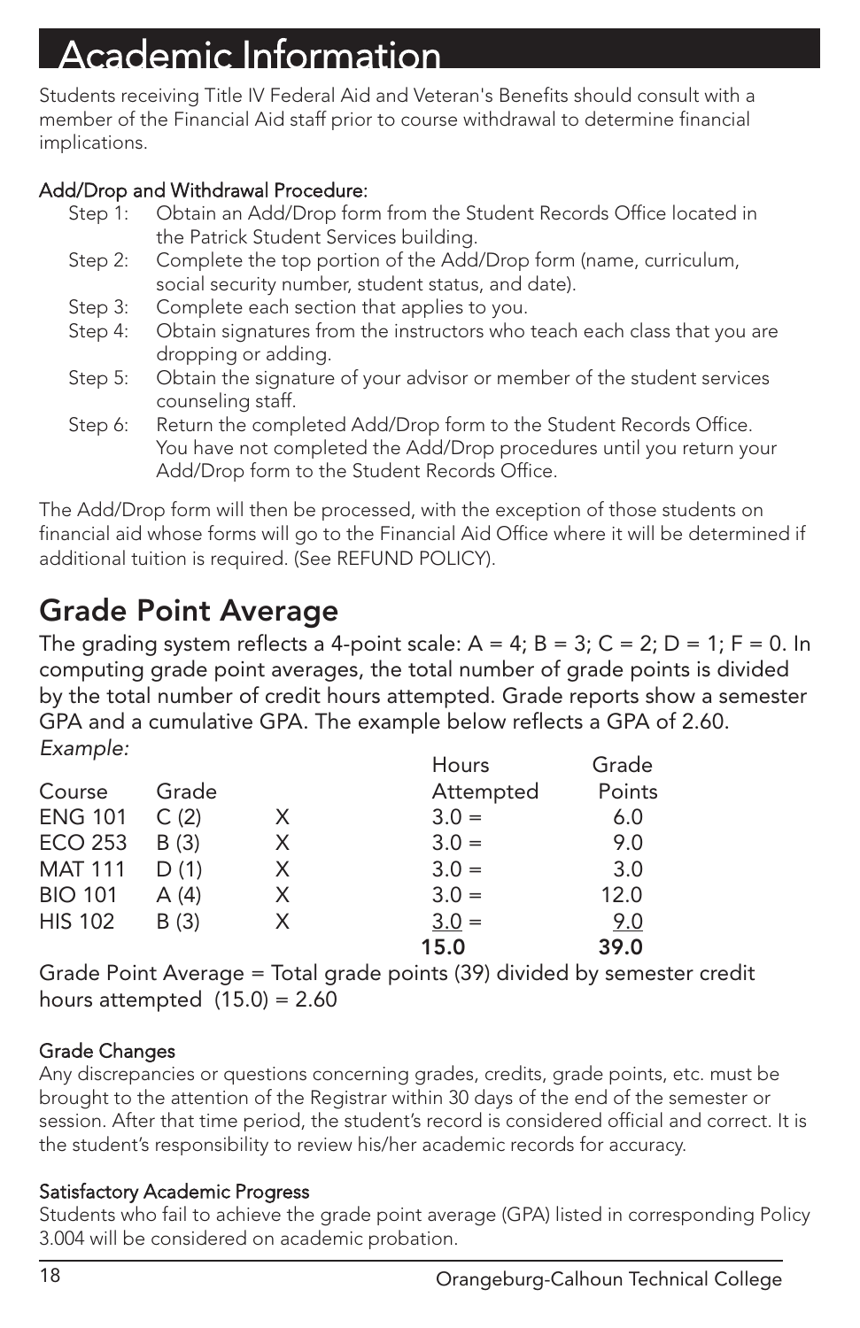# Academic Information

Students receiving Title IV Federal Aid and Veteran's Benefits should consult with a member of the Financial Aid staff prior to course withdrawal to determine financial implications.

**Add/Drop and Withdrawal Procedure:**

- Step 1: Obtain an Add/Drop form from the Student Records Office located in the Patrick Student Services building.
- Step 2: Complete the top portion of the Add/Drop form (name, curriculum, social security number, student status, and date).
- Step 3: Complete each section that applies to you.
- Step 4: Obtain signatures from the instructors who teach each class that you are dropping or adding.
- Step 5: Obtain the signature of your advisor or member of the student services counseling staff.
- Step 6: Return the completed Add/Drop form to the Student Records Office. You have not completed the Add/Drop procedures until you return your Add/Drop form to the Student Records Office.

The Add/Drop form will then be processed, with the exception of those students on financial aid whose forms will go to the Financial Aid Office where it will be determined if additional tuition is required. (See REFUND POLICY).

## Grade Point Average

The grading system reflects a 4-point scale: A = 4; B = 3; C = 2; D = 1; F = 0. In computing grade point averages, the total number of grade points is divided by the total number of credit hours attempted. Grade reports show a semester GPA and a cumulative GPA. The example below reflects a GPA of 2.60.

*Example:*

| Course | Grade | | Hours Attempted | Grade Points |
|---|---|---|---|---|
| ENG 101 | C (2) | X | 3.0 = | 6.0 |
| ECO 253 | B (3) | X | 3.0 = | 9.0 |
| MAT 111 | D (1) | X | 3.0 = | 3.0 |
| BIO 101 | A (4) | X | 3.0 = | 12.0 |
| HIS 102 | B (3) | X | 3.0 = | 9.0 |
| | | | **15.0** | **39.0** |

Grade Point Average = Total grade points (39) divided by semester credit hours attempted (15.0) = 2.60

**Grade Changes**

Any discrepancies or questions concerning grades, credits, grade points, etc. must be brought to the attention of the Registrar within 30 days of the end of the semester or session. After that time period, the student's record is considered official and correct. It is the student's responsibility to review his/her academic records for accuracy.

**Satisfactory Academic Progress**

Students who fail to achieve the grade point average (GPA) listed in corresponding Policy 3.004 will be considered on academic probation.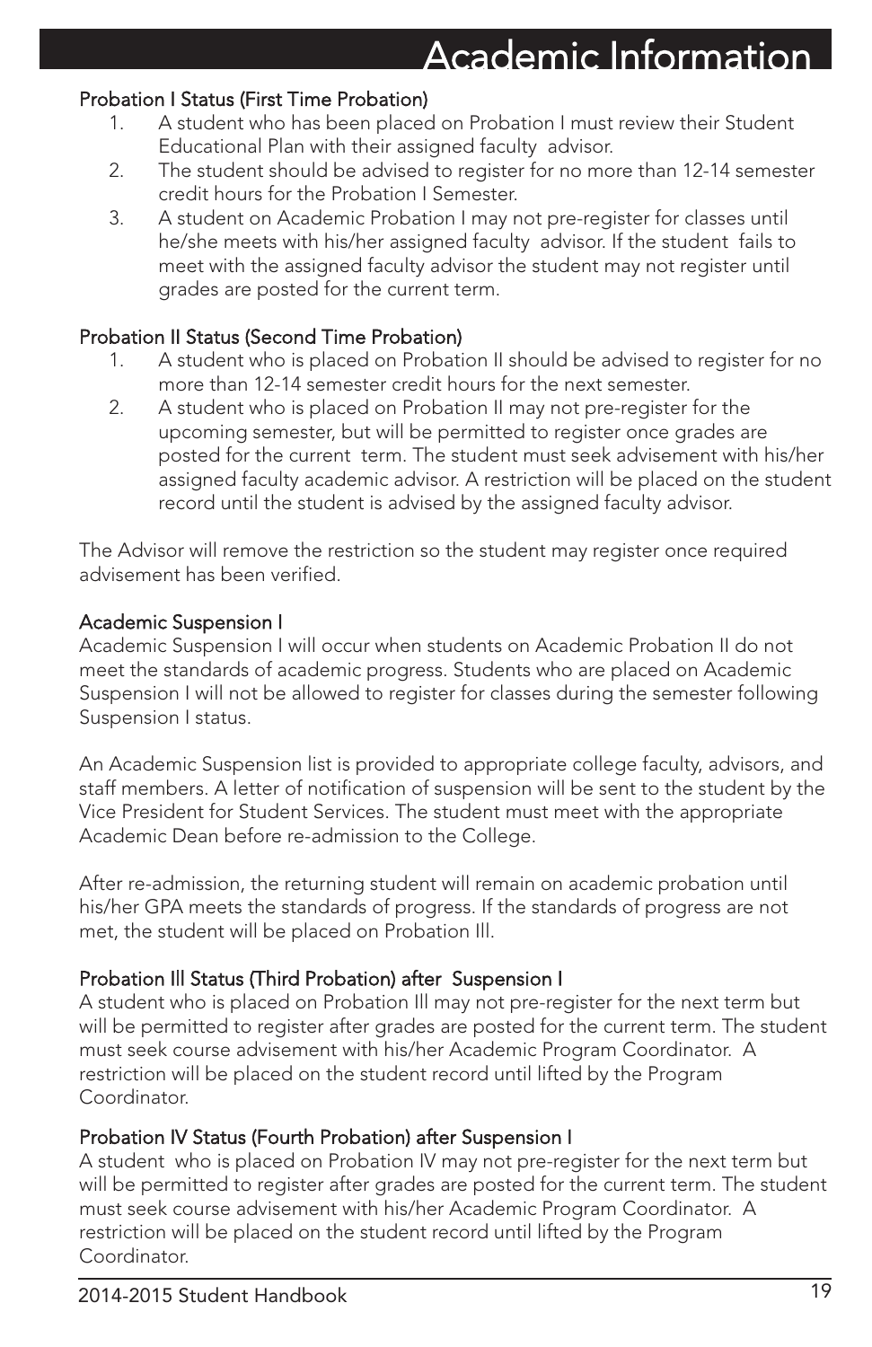# Academic Information

### Probation I Status (First Time Probation)

1. A student who has been placed on Probation I must review their Student Educational Plan with their assigned faculty advisor.
2. The student should be advised to register for no more than 12-14 semester credit hours for the Probation I Semester.
3. A student on Academic Probation I may not pre-register for classes until he/she meets with his/her assigned faculty advisor. If the student fails to meet with the assigned faculty advisor the student may not register until grades are posted for the current term.

### Probation II Status (Second Time Probation)

1. A student who is placed on Probation II should be advised to register for no more than 12-14 semester credit hours for the next semester.
2. A student who is placed on Probation II may not pre-register for the upcoming semester, but will be permitted to register once grades are posted for the current term. The student must seek advisement with his/her assigned faculty academic advisor. A restriction will be placed on the student record until the student is advised by the assigned faculty advisor.

The Advisor will remove the restriction so the student may register once required advisement has been verified.

### Academic Suspension I

Academic Suspension I will occur when students on Academic Probation II do not meet the standards of academic progress. Students who are placed on Academic Suspension I will not be allowed to register for classes during the semester following Suspension I status.

An Academic Suspension list is provided to appropriate college faculty, advisors, and staff members. A letter of notification of suspension will be sent to the student by the Vice President for Student Services. The student must meet with the appropriate Academic Dean before re-admission to the College.

After re-admission, the returning student will remain on academic probation until his/her GPA meets the standards of progress. If the standards of progress are not met, the student will be placed on Probation III.

### Probation III Status (Third Probation) after Suspension I

A student who is placed on Probation III may not pre-register for the next term but will be permitted to register after grades are posted for the current term. The student must seek course advisement with his/her Academic Program Coordinator. A restriction will be placed on the student record until lifted by the Program Coordinator.

### Probation IV Status (Fourth Probation) after Suspension I

A student who is placed on Probation IV may not pre-register for the next term but will be permitted to register after grades are posted for the current term. The student must seek course advisement with his/her Academic Program Coordinator. A restriction will be placed on the student record until lifted by the Program Coordinator.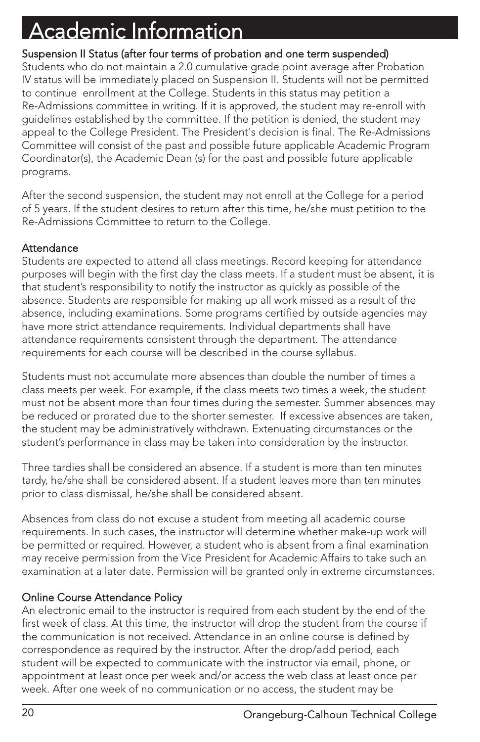# Academic Information

### Suspension II Status (after four terms of probation and one term suspended)

Students who do not maintain a 2.0 cumulative grade point average after Probation IV status will be immediately placed on Suspension II. Students will not be permitted to continue enrollment at the College. Students in this status may petition a Re-Admissions committee in writing. If it is approved, the student may re-enroll with guidelines established by the committee. If the petition is denied, the student may appeal to the College President. The President's decision is final. The Re-Admissions Committee will consist of the past and possible future applicable Academic Program Coordinator(s), the Academic Dean (s) for the past and possible future applicable programs.

After the second suspension, the student may not enroll at the College for a period of 5 years. If the student desires to return after this time, he/she must petition to the Re-Admissions Committee to return to the College.

### Attendance

Students are expected to attend all class meetings. Record keeping for attendance purposes will begin with the first day the class meets. If a student must be absent, it is that student's responsibility to notify the instructor as quickly as possible of the absence. Students are responsible for making up all work missed as a result of the absence, including examinations. Some programs certified by outside agencies may have more strict attendance requirements. Individual departments shall have attendance requirements consistent through the department. The attendance requirements for each course will be described in the course syllabus.

Students must not accumulate more absences than double the number of times a class meets per week. For example, if the class meets two times a week, the student must not be absent more than four times during the semester. Summer absences may be reduced or prorated due to the shorter semester. If excessive absences are taken, the student may be administratively withdrawn. Extenuating circumstances or the student's performance in class may be taken into consideration by the instructor.

Three tardies shall be considered an absence. If a student is more than ten minutes tardy, he/she shall be considered absent. If a student leaves more than ten minutes prior to class dismissal, he/she shall be considered absent.

Absences from class do not excuse a student from meeting all academic course requirements. In such cases, the instructor will determine whether make-up work will be permitted or required. However, a student who is absent from a final examination may receive permission from the Vice President for Academic Affairs to take such an examination at a later date. Permission will be granted only in extreme circumstances.

### Online Course Attendance Policy

An electronic email to the instructor is required from each student by the end of the first week of class. At this time, the instructor will drop the student from the course if the communication is not received. Attendance in an online course is defined by correspondence as required by the instructor. After the drop/add period, each student will be expected to communicate with the instructor via email, phone, or appointment at least once per week and/or access the web class at least once per week. After one week of no communication or no access, the student may be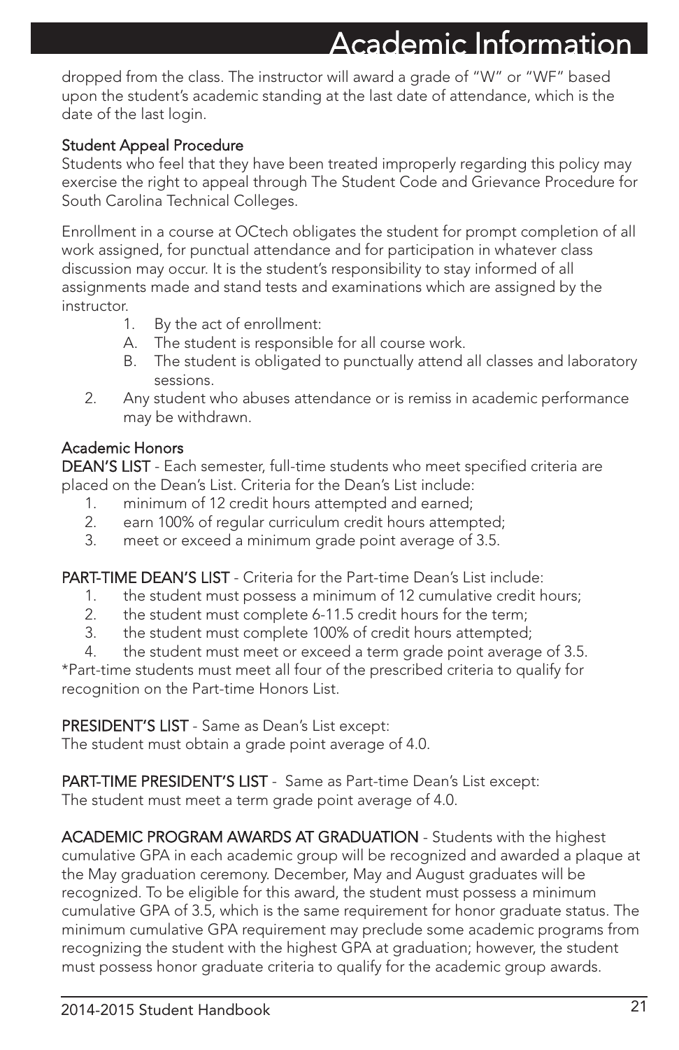dropped from the class. The instructor will award a grade of "W" or "WF" based upon the student's academic standing at the last date of attendance, which is the date of the last login.

### Student Appeal Procedure

Students who feel that they have been treated improperly regarding this policy may exercise the right to appeal through The Student Code and Grievance Procedure for South Carolina Technical Colleges.

Enrollment in a course at OCtech obligates the student for prompt completion of all work assigned, for punctual attendance and for participation in whatever class discussion may occur. It is the student's responsibility to stay informed of all assignments made and stand tests and examinations which are assigned by the instructor.

1. By the act of enrollment:
   A. The student is responsible for all course work.
   B. The student is obligated to punctually attend all classes and laboratory sessions.
2. Any student who abuses attendance or is remiss in academic performance may be withdrawn.

### Academic Honors

**DEAN'S LIST** - Each semester, full-time students who meet specified criteria are placed on the Dean's List. Criteria for the Dean's List include:

1. minimum of 12 credit hours attempted and earned;
2. earn 100% of regular curriculum credit hours attempted;
3. meet or exceed a minimum grade point average of 3.5.

**PART-TIME DEAN'S LIST** - Criteria for the Part-time Dean's List include:

1. the student must possess a minimum of 12 cumulative credit hours;
2. the student must complete 6-11.5 credit hours for the term;
3. the student must complete 100% of credit hours attempted;
4. the student must meet or exceed a term grade point average of 3.5.

*Part-time students must meet all four of the prescribed criteria to qualify for recognition on the Part-time Honors List.

**PRESIDENT'S LIST** - Same as Dean's List except:
The student must obtain a grade point average of 4.0.

**PART-TIME PRESIDENT'S LIST** - Same as Part-time Dean's List except:
The student must meet a term grade point average of 4.0.

**ACADEMIC PROGRAM AWARDS AT GRADUATION** - Students with the highest cumulative GPA in each academic group will be recognized and awarded a plaque at the May graduation ceremony. December, May and August graduates will be recognized. To be eligible for this award, the student must possess a minimum cumulative GPA of 3.5, which is the same requirement for honor graduate status. The minimum cumulative GPA requirement may preclude some academic programs from recognizing the student with the highest GPA at graduation; however, the student must possess honor graduate criteria to qualify for the academic group awards.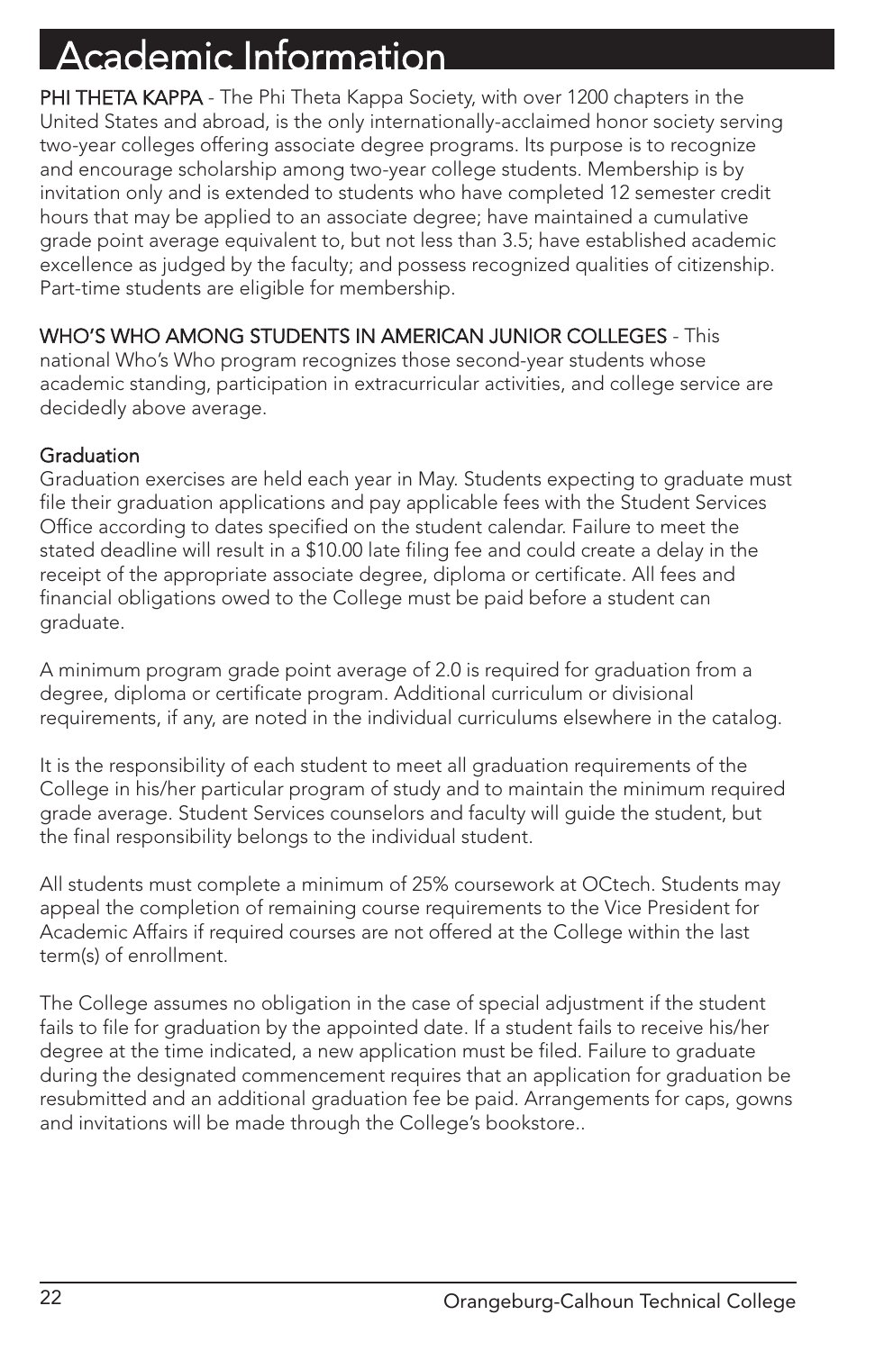# Academic Information

**PHI THETA KAPPA** - The Phi Theta Kappa Society, with over 1200 chapters in the United States and abroad, is the only internationally-acclaimed honor society serving two-year colleges offering associate degree programs. Its purpose is to recognize and encourage scholarship among two-year college students. Membership is by invitation only and is extended to students who have completed 12 semester credit hours that may be applied to an associate degree; have maintained a cumulative grade point average equivalent to, but not less than 3.5; have established academic excellence as judged by the faculty; and possess recognized qualities of citizenship. Part-time students are eligible for membership.

**WHO'S WHO AMONG STUDENTS IN AMERICAN JUNIOR COLLEGES** - This national Who's Who program recognizes those second-year students whose academic standing, participation in extracurricular activities, and college service are decidedly above average.

## Graduation

Graduation exercises are held each year in May. Students expecting to graduate must file their graduation applications and pay applicable fees with the Student Services Office according to dates specified on the student calendar. Failure to meet the stated deadline will result in a $10.00 late filing fee and could create a delay in the receipt of the appropriate associate degree, diploma or certificate. All fees and financial obligations owed to the College must be paid before a student can graduate.

A minimum program grade point average of 2.0 is required for graduation from a degree, diploma or certificate program. Additional curriculum or divisional requirements, if any, are noted in the individual curriculums elsewhere in the catalog.

It is the responsibility of each student to meet all graduation requirements of the College in his/her particular program of study and to maintain the minimum required grade average. Student Services counselors and faculty will guide the student, but the final responsibility belongs to the individual student.

All students must complete a minimum of 25% coursework at OCtech. Students may appeal the completion of remaining course requirements to the Vice President for Academic Affairs if required courses are not offered at the College within the last term(s) of enrollment.

The College assumes no obligation in the case of special adjustment if the student fails to file for graduation by the appointed date. If a student fails to receive his/her degree at the time indicated, a new application must be filed. Failure to graduate during the designated commencement requires that an application for graduation be resubmitted and an additional graduation fee be paid. Arrangements for caps, gowns and invitations will be made through the College's bookstore..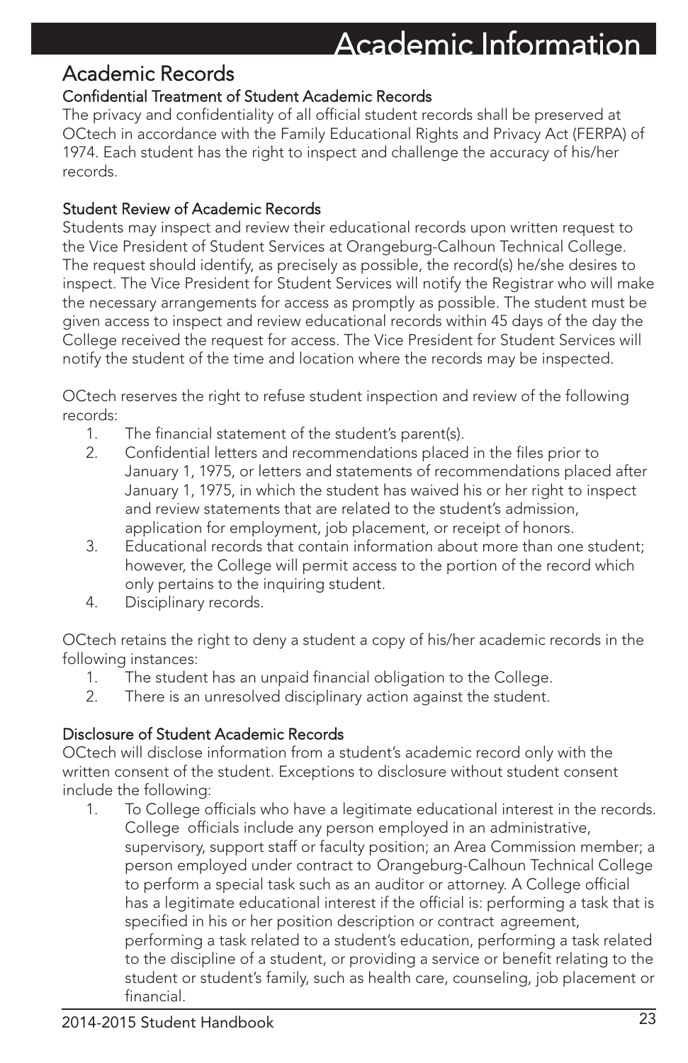# Academic Information

## Academic Records

### Confidential Treatment of Student Academic Records

The privacy and confidentiality of all official student records shall be preserved at OCtech in accordance with the Family Educational Rights and Privacy Act (FERPA) of 1974. Each student has the right to inspect and challenge the accuracy of his/her records.

### Student Review of Academic Records

Students may inspect and review their educational records upon written request to the Vice President of Student Services at Orangeburg-Calhoun Technical College. The request should identify, as precisely as possible, the record(s) he/she desires to inspect. The Vice President for Student Services will notify the Registrar who will make the necessary arrangements for access as promptly as possible. The student must be given access to inspect and review educational records within 45 days of the day the College received the request for access. The Vice President for Student Services will notify the student of the time and location where the records may be inspected.

OCtech reserves the right to refuse student inspection and review of the following records:

1. The financial statement of the student's parent(s).
2. Confidential letters and recommendations placed in the files prior to January 1, 1975, or letters and statements of recommendations placed after January 1, 1975, in which the student has waived his or her right to inspect and review statements that are related to the student's admission, application for employment, job placement, or receipt of honors.
3. Educational records that contain information about more than one student; however, the College will permit access to the portion of the record which only pertains to the inquiring student.
4. Disciplinary records.

OCtech retains the right to deny a student a copy of his/her academic records in the following instances:

1. The student has an unpaid financial obligation to the College.
2. There is an unresolved disciplinary action against the student.

### Disclosure of Student Academic Records

OCtech will disclose information from a student's academic record only with the written consent of the student. Exceptions to disclosure without student consent include the following:

1. To College officials who have a legitimate educational interest in the records. College officials include any person employed in an administrative, supervisory, support staff or faculty position; an Area Commission member; a person employed under contract to Orangeburg-Calhoun Technical College to perform a special task such as an auditor or attorney. A College official has a legitimate educational interest if the official is: performing a task that is specified in his or her position description or contract agreement, performing a task related to a student's education, performing a task related to the discipline of a student, or providing a service or benefit relating to the student or student's family, such as health care, counseling, job placement or financial.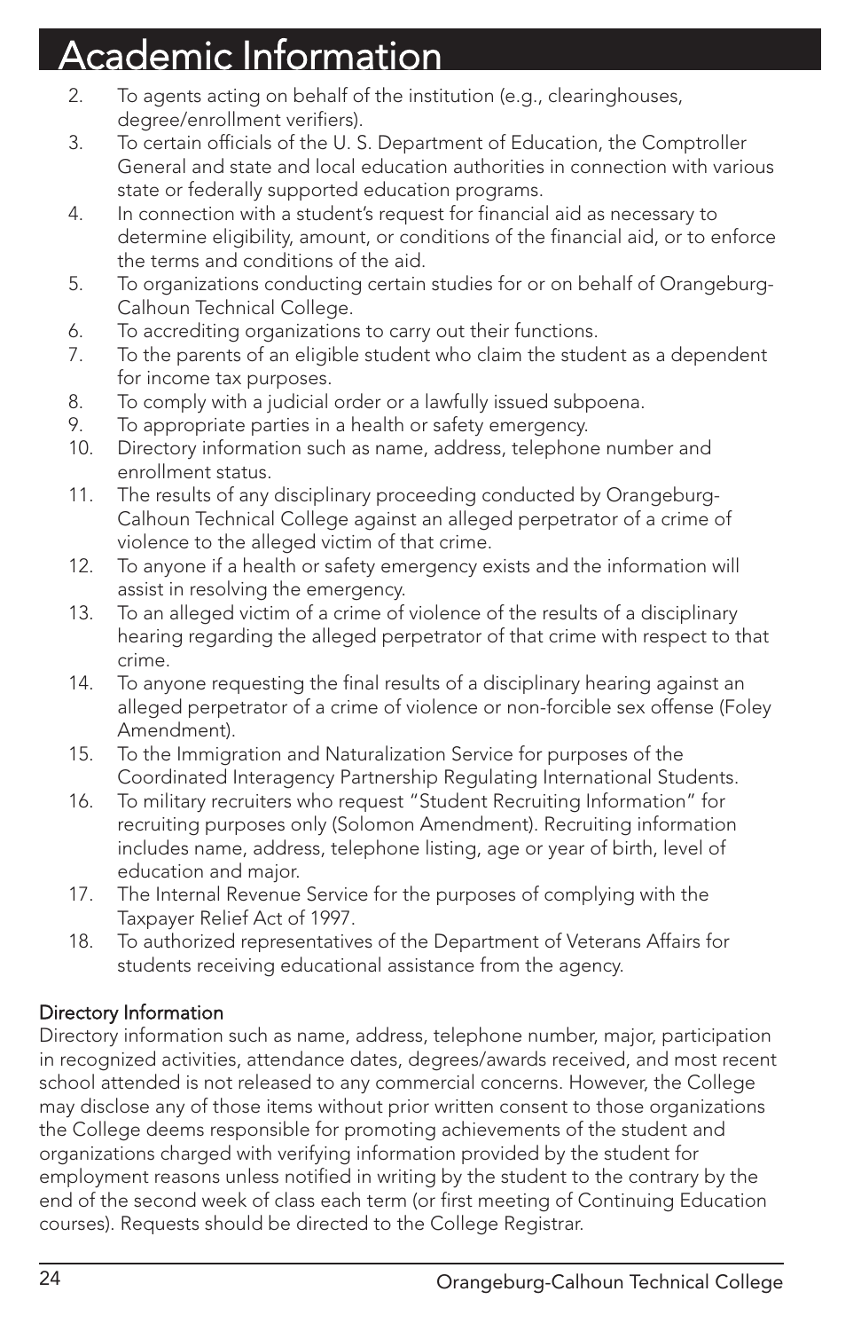2. To agents acting on behalf of the institution (e.g., clearinghouses, degree/enrollment verifiers).
3. To certain officials of the U. S. Department of Education, the Comptroller General and state and local education authorities in connection with various state or federally supported education programs.
4. In connection with a student's request for financial aid as necessary to determine eligibility, amount, or conditions of the financial aid, or to enforce the terms and conditions of the aid.
5. To organizations conducting certain studies for or on behalf of Orangeburg-Calhoun Technical College.
6. To accrediting organizations to carry out their functions.
7. To the parents of an eligible student who claim the student as a dependent for income tax purposes.
8. To comply with a judicial order or a lawfully issued subpoena.
9. To appropriate parties in a health or safety emergency.
10. Directory information such as name, address, telephone number and enrollment status.
11. The results of any disciplinary proceeding conducted by Orangeburg-Calhoun Technical College against an alleged perpetrator of a crime of violence to the alleged victim of that crime.
12. To anyone if a health or safety emergency exists and the information will assist in resolving the emergency.
13. To an alleged victim of a crime of violence of the results of a disciplinary hearing regarding the alleged perpetrator of that crime with respect to that crime.
14. To anyone requesting the final results of a disciplinary hearing against an alleged perpetrator of a crime of violence or non-forcible sex offense (Foley Amendment).
15. To the Immigration and Naturalization Service for purposes of the Coordinated Interagency Partnership Regulating International Students.
16. To military recruiters who request "Student Recruiting Information" for recruiting purposes only (Solomon Amendment). Recruiting information includes name, address, telephone listing, age or year of birth, level of education and major.
17. The Internal Revenue Service for the purposes of complying with the Taxpayer Relief Act of 1997.
18. To authorized representatives of the Department of Veterans Affairs for students receiving educational assistance from the agency.

### Directory Information

Directory information such as name, address, telephone number, major, participation in recognized activities, attendance dates, degrees/awards received, and most recent school attended is not released to any commercial concerns. However, the College may disclose any of those items without prior written consent to those organizations the College deems responsible for promoting achievements of the student and organizations charged with verifying information provided by the student for employment reasons unless notified in writing by the student to the contrary by the end of the second week of class each term (or first meeting of Continuing Education courses). Requests should be directed to the College Registrar.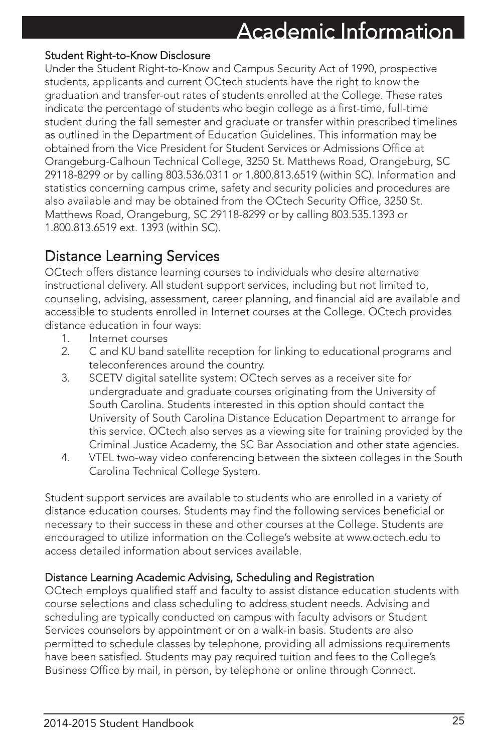# Academic Information

### Student Right-to-Know Disclosure

Under the Student Right-to-Know and Campus Security Act of 1990, prospective students, applicants and current OCtech students have the right to know the graduation and transfer-out rates of students enrolled at the College. These rates indicate the percentage of students who begin college as a first-time, full-time student during the fall semester and graduate or transfer within prescribed timelines as outlined in the Department of Education Guidelines. This information may be obtained from the Vice President for Student Services or Admissions Office at Orangeburg-Calhoun Technical College, 3250 St. Matthews Road, Orangeburg, SC 29118-8299 or by calling 803.536.0311 or 1.800.813.6519 (within SC). Information and statistics concerning campus crime, safety and security policies and procedures are also available and may be obtained from the OCtech Security Office, 3250 St. Matthews Road, Orangeburg, SC 29118-8299 or by calling 803.535.1393 or 1.800.813.6519 ext. 1393 (within SC).

## Distance Learning Services

OCtech offers distance learning courses to individuals who desire alternative instructional delivery. All student support services, including but not limited to, counseling, advising, assessment, career planning, and financial aid are available and accessible to students enrolled in Internet courses at the College. OCtech provides distance education in four ways:

1. Internet courses
2. C and KU band satellite reception for linking to educational programs and teleconferences around the country.
3. SCETV digital satellite system: OCtech serves as a receiver site for undergraduate and graduate courses originating from the University of South Carolina. Students interested in this option should contact the University of South Carolina Distance Education Department to arrange for this service. OCtech also serves as a viewing site for training provided by the Criminal Justice Academy, the SC Bar Association and other state agencies.
4. VTEL two-way video conferencing between the sixteen colleges in the South Carolina Technical College System.

Student support services are available to students who are enrolled in a variety of distance education courses. Students may find the following services beneficial or necessary to their success in these and other courses at the College. Students are encouraged to utilize information on the College's website at www.octech.edu to access detailed information about services available.

### Distance Learning Academic Advising, Scheduling and Registration

OCtech employs qualified staff and faculty to assist distance education students with course selections and class scheduling to address student needs. Advising and scheduling are typically conducted on campus with faculty advisors or Student Services counselors by appointment or on a walk-in basis. Students are also permitted to schedule classes by telephone, providing all admissions requirements have been satisfied. Students may pay required tuition and fees to the College's Business Office by mail, in person, by telephone or online through Connect.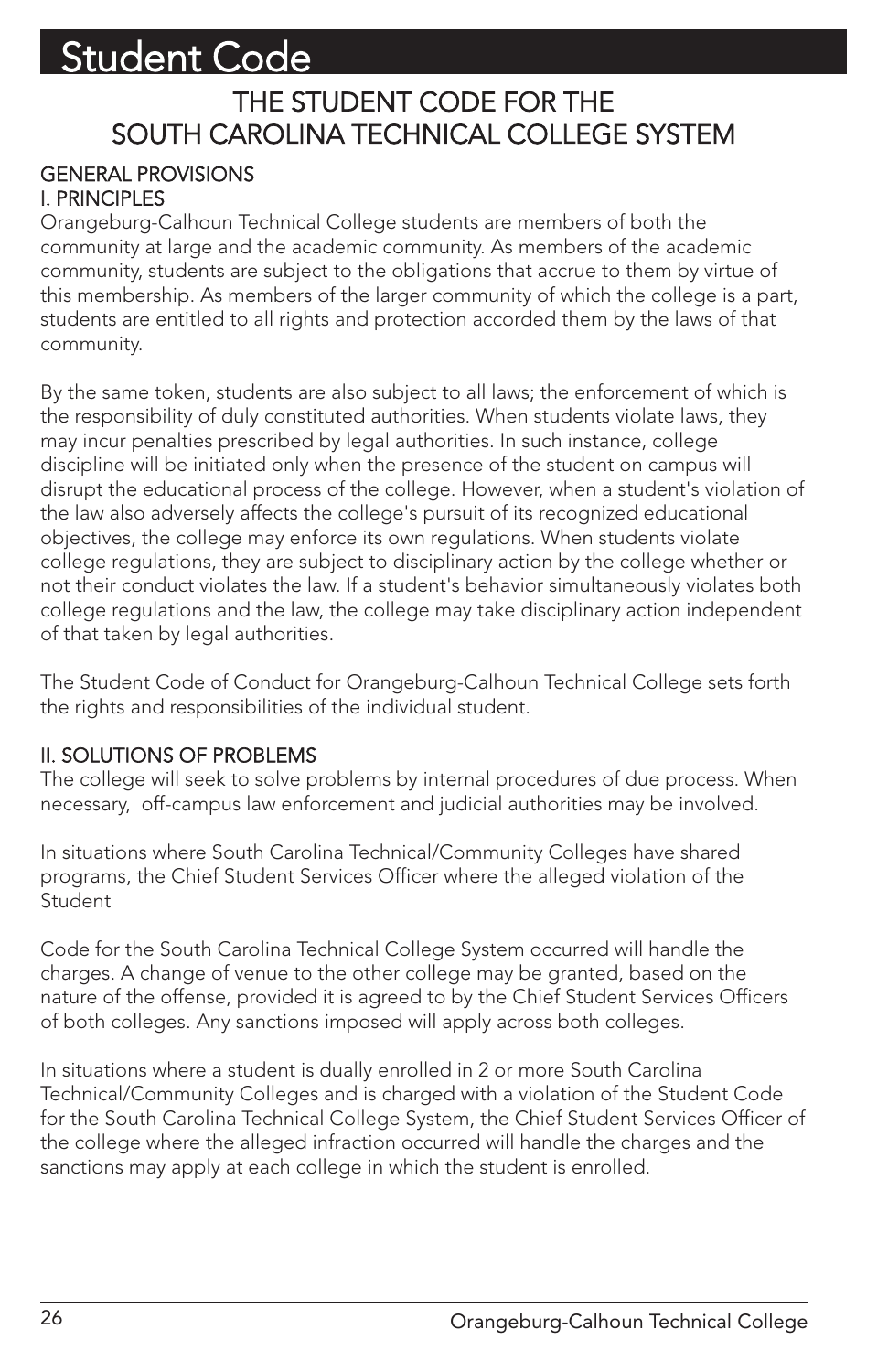# Student Code

## THE STUDENT CODE FOR THE SOUTH CAROLINA TECHNICAL COLLEGE SYSTEM

### GENERAL PROVISIONS

### I. PRINCIPLES

Orangeburg-Calhoun Technical College students are members of both the community at large and the academic community. As members of the academic community, students are subject to the obligations that accrue to them by virtue of this membership. As members of the larger community of which the college is a part, students are entitled to all rights and protection accorded them by the laws of that community.

By the same token, students are also subject to all laws; the enforcement of which is the responsibility of duly constituted authorities. When students violate laws, they may incur penalties prescribed by legal authorities. In such instance, college discipline will be initiated only when the presence of the student on campus will disrupt the educational process of the college. However, when a student's violation of the law also adversely affects the college's pursuit of its recognized educational objectives, the college may enforce its own regulations. When students violate college regulations, they are subject to disciplinary action by the college whether or not their conduct violates the law. If a student's behavior simultaneously violates both college regulations and the law, the college may take disciplinary action independent of that taken by legal authorities.

The Student Code of Conduct for Orangeburg-Calhoun Technical College sets forth the rights and responsibilities of the individual student.

### II. SOLUTIONS OF PROBLEMS

The college will seek to solve problems by internal procedures of due process. When necessary, off-campus law enforcement and judicial authorities may be involved.

In situations where South Carolina Technical/Community Colleges have shared programs, the Chief Student Services Officer where the alleged violation of the Student

Code for the South Carolina Technical College System occurred will handle the charges. A change of venue to the other college may be granted, based on the nature of the offense, provided it is agreed to by the Chief Student Services Officers of both colleges. Any sanctions imposed will apply across both colleges.

In situations where a student is dually enrolled in 2 or more South Carolina Technical/Community Colleges and is charged with a violation of the Student Code for the South Carolina Technical College System, the Chief Student Services Officer of the college where the alleged infraction occurred will handle the charges and the sanctions may apply at each college in which the student is enrolled.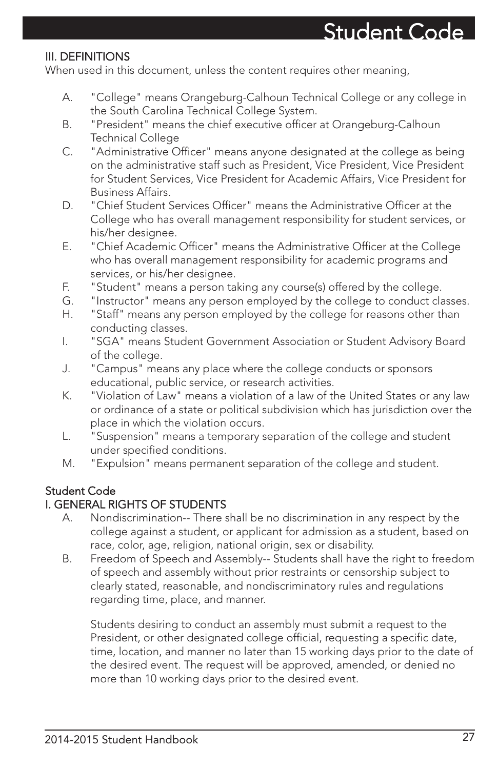## III. DEFINITIONS

When used in this document, unless the content requires other meaning,

A. "College" means Orangeburg-Calhoun Technical College or any college in the South Carolina Technical College System.

B. "President" means the chief executive officer at Orangeburg-Calhoun Technical College

C. "Administrative Officer" means anyone designated at the college as being on the administrative staff such as President, Vice President, Vice President for Student Services, Vice President for Academic Affairs, Vice President for Business Affairs.

D. "Chief Student Services Officer" means the Administrative Officer at the College who has overall management responsibility for student services, or his/her designee.

E. "Chief Academic Officer" means the Administrative Officer at the College who has overall management responsibility for academic programs and services, or his/her designee.

F. "Student" means a person taking any course(s) offered by the college.

G. "Instructor" means any person employed by the college to conduct classes.

H. "Staff" means any person employed by the college for reasons other than conducting classes.

I. "SGA" means Student Government Association or Student Advisory Board of the college.

J. "Campus" means any place where the college conducts or sponsors educational, public service, or research activities.

K. "Violation of Law" means a violation of a law of the United States or any law or ordinance of a state or political subdivision which has jurisdiction over the place in which the violation occurs.

L. "Suspension" means a temporary separation of the college and student under specified conditions.

M. "Expulsion" means permanent separation of the college and student.

## Student Code

## I. GENERAL RIGHTS OF STUDENTS

A. Nondiscrimination-- There shall be no discrimination in any respect by the college against a student, or applicant for admission as a student, based on race, color, age, religion, national origin, sex or disability.

B. Freedom of Speech and Assembly-- Students shall have the right to freedom of speech and assembly without prior restraints or censorship subject to clearly stated, reasonable, and nondiscriminatory rules and regulations regarding time, place, and manner.

Students desiring to conduct an assembly must submit a request to the President, or other designated college official, requesting a specific date, time, location, and manner no later than 15 working days prior to the date of the desired event. The request will be approved, amended, or denied no more than 10 working days prior to the desired event.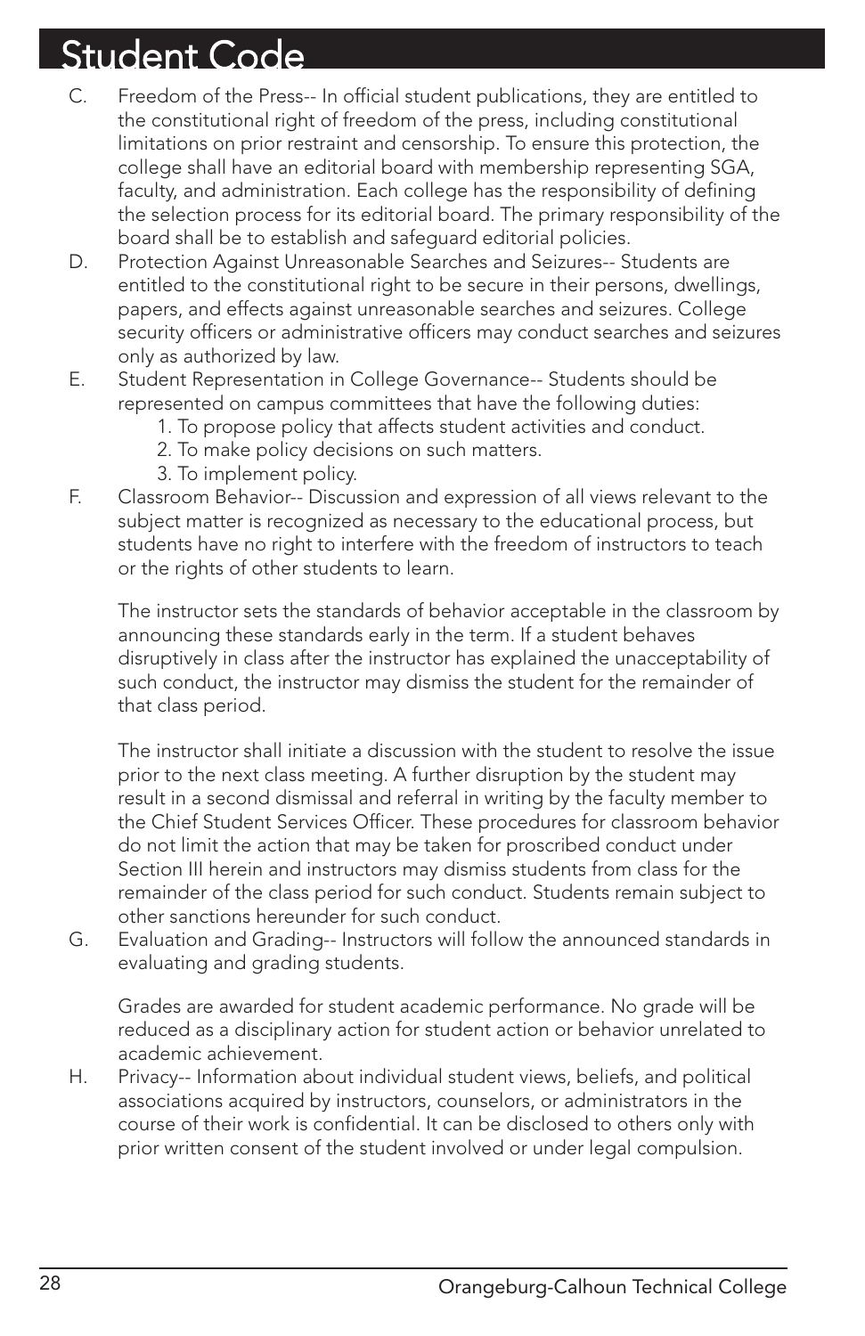C. Freedom of the Press-- In official student publications, they are entitled to the constitutional right of freedom of the press, including constitutional limitations on prior restraint and censorship. To ensure this protection, the college shall have an editorial board with membership representing SGA, faculty, and administration. Each college has the responsibility of defining the selection process for its editorial board. The primary responsibility of the board shall be to establish and safeguard editorial policies.

D. Protection Against Unreasonable Searches and Seizures-- Students are entitled to the constitutional right to be secure in their persons, dwellings, papers, and effects against unreasonable searches and seizures. College security officers or administrative officers may conduct searches and seizures only as authorized by law.

E. Student Representation in College Governance-- Students should be represented on campus committees that have the following duties:

   1. To propose policy that affects student activities and conduct.
   2. To make policy decisions on such matters.
   3. To implement policy.

F. Classroom Behavior-- Discussion and expression of all views relevant to the subject matter is recognized as necessary to the educational process, but students have no right to interfere with the freedom of instructors to teach or the rights of other students to learn.

   The instructor sets the standards of behavior acceptable in the classroom by announcing these standards early in the term. If a student behaves disruptively in class after the instructor has explained the unacceptability of such conduct, the instructor may dismiss the student for the remainder of that class period.

   The instructor shall initiate a discussion with the student to resolve the issue prior to the next class meeting. A further disruption by the student may result in a second dismissal and referral in writing by the faculty member to the Chief Student Services Officer. These procedures for classroom behavior do not limit the action that may be taken for proscribed conduct under Section III herein and instructors may dismiss students from class for the remainder of the class period for such conduct. Students remain subject to other sanctions hereunder for such conduct.

G. Evaluation and Grading-- Instructors will follow the announced standards in evaluating and grading students.

   Grades are awarded for student academic performance. No grade will be reduced as a disciplinary action for student action or behavior unrelated to academic achievement.

H. Privacy-- Information about individual student views, beliefs, and political associations acquired by instructors, counselors, or administrators in the course of their work is confidential. It can be disclosed to others only with prior written consent of the student involved or under legal compulsion.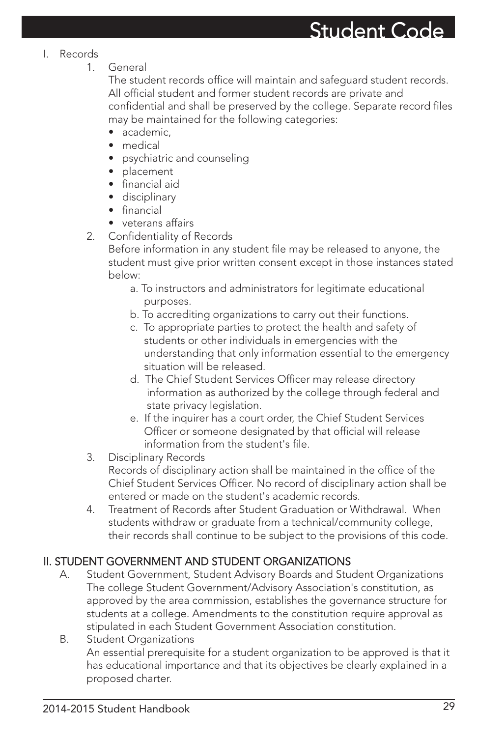# Student Code

I. Records

1. General

   The student records office will maintain and safeguard student records. All official student and former student records are private and confidential and shall be preserved by the college. Separate record files may be maintained for the following categories:

   - academic,
   - medical
   - psychiatric and counseling
   - placement
   - financial aid
   - disciplinary
   - financial
   - veterans affairs

2. Confidentiality of Records

   Before information in any student file may be released to anyone, the student must give prior written consent except in those instances stated below:

   a. To instructors and administrators for legitimate educational purposes.

   b. To accrediting organizations to carry out their functions.

   c. To appropriate parties to protect the health and safety of students or other individuals in emergencies with the understanding that only information essential to the emergency situation will be released.

   d. The Chief Student Services Officer may release directory information as authorized by the college through federal and state privacy legislation.

   e. If the inquirer has a court order, the Chief Student Services Officer or someone designated by that official will release information from the student's file.

3. Disciplinary Records

   Records of disciplinary action shall be maintained in the office of the Chief Student Services Officer. No record of disciplinary action shall be entered or made on the student's academic records.

4. Treatment of Records after Student Graduation or Withdrawal. When students withdraw or graduate from a technical/community college, their records shall continue to be subject to the provisions of this code.

## II. STUDENT GOVERNMENT AND STUDENT ORGANIZATIONS

A. Student Government, Student Advisory Boards and Student Organizations

The college Student Government/Advisory Association's constitution, as approved by the area commission, establishes the governance structure for students at a college. Amendments to the constitution require approval as stipulated in each Student Government Association constitution.

B. Student Organizations

An essential prerequisite for a student organization to be approved is that it has educational importance and that its objectives be clearly explained in a proposed charter.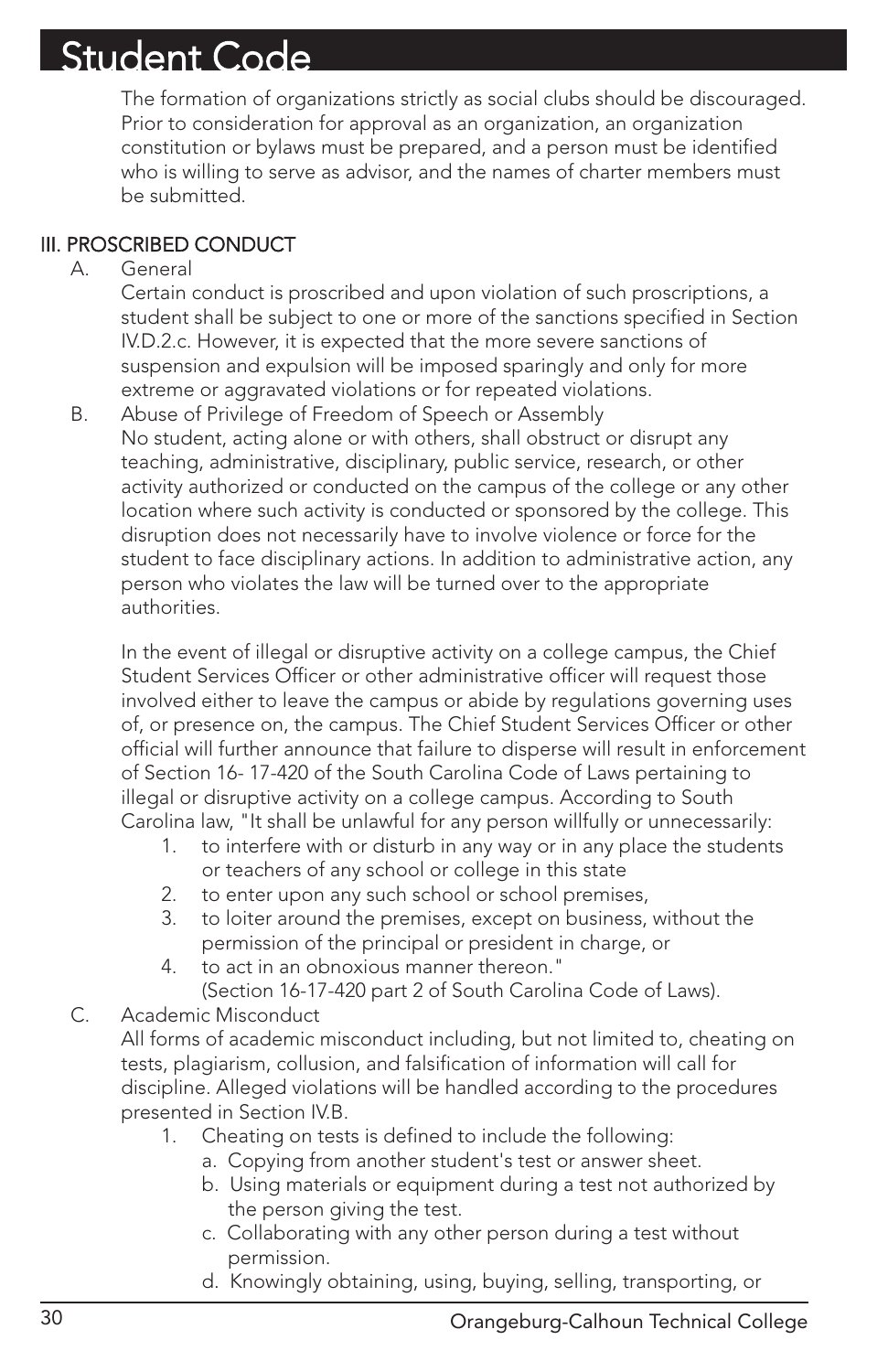# Student Code

The formation of organizations strictly as social clubs should be discouraged. Prior to consideration for approval as an organization, an organization constitution or bylaws must be prepared, and a person must be identified who is willing to serve as advisor, and the names of charter members must be submitted.

## III. PROSCRIBED CONDUCT

A. General

Certain conduct is proscribed and upon violation of such proscriptions, a student shall be subject to one or more of the sanctions specified in Section IV.D.2.c. However, it is expected that the more severe sanctions of suspension and expulsion will be imposed sparingly and only for more extreme or aggravated violations or for repeated violations.

B. Abuse of Privilege of Freedom of Speech or Assembly

No student, acting alone or with others, shall obstruct or disrupt any teaching, administrative, disciplinary, public service, research, or other activity authorized or conducted on the campus of the college or any other location where such activity is conducted or sponsored by the college. This disruption does not necessarily have to involve violence or force for the student to face disciplinary actions. In addition to administrative action, any person who violates the law will be turned over to the appropriate authorities.

In the event of illegal or disruptive activity on a college campus, the Chief Student Services Officer or other administrative officer will request those involved either to leave the campus or abide by regulations governing uses of, or presence on, the campus. The Chief Student Services Officer or other official will further announce that failure to disperse will result in enforcement of Section 16- 17-420 of the South Carolina Code of Laws pertaining to illegal or disruptive activity on a college campus. According to South Carolina law, "It shall be unlawful for any person willfully or unnecessarily:

1. to interfere with or disturb in any way or in any place the students or teachers of any school or college in this state
2. to enter upon any such school or school premises,
3. to loiter around the premises, except on business, without the permission of the principal or president in charge, or
4. to act in an obnoxious manner thereon."
   (Section 16-17-420 part 2 of South Carolina Code of Laws).

C. Academic Misconduct

All forms of academic misconduct including, but not limited to, cheating on tests, plagiarism, collusion, and falsification of information will call for discipline. Alleged violations will be handled according to the procedures presented in Section IV.B.

1. Cheating on tests is defined to include the following:
   a. Copying from another student's test or answer sheet.
   b. Using materials or equipment during a test not authorized by the person giving the test.
   c. Collaborating with any other person during a test without permission.
   d. Knowingly obtaining, using, buying, selling, transporting, or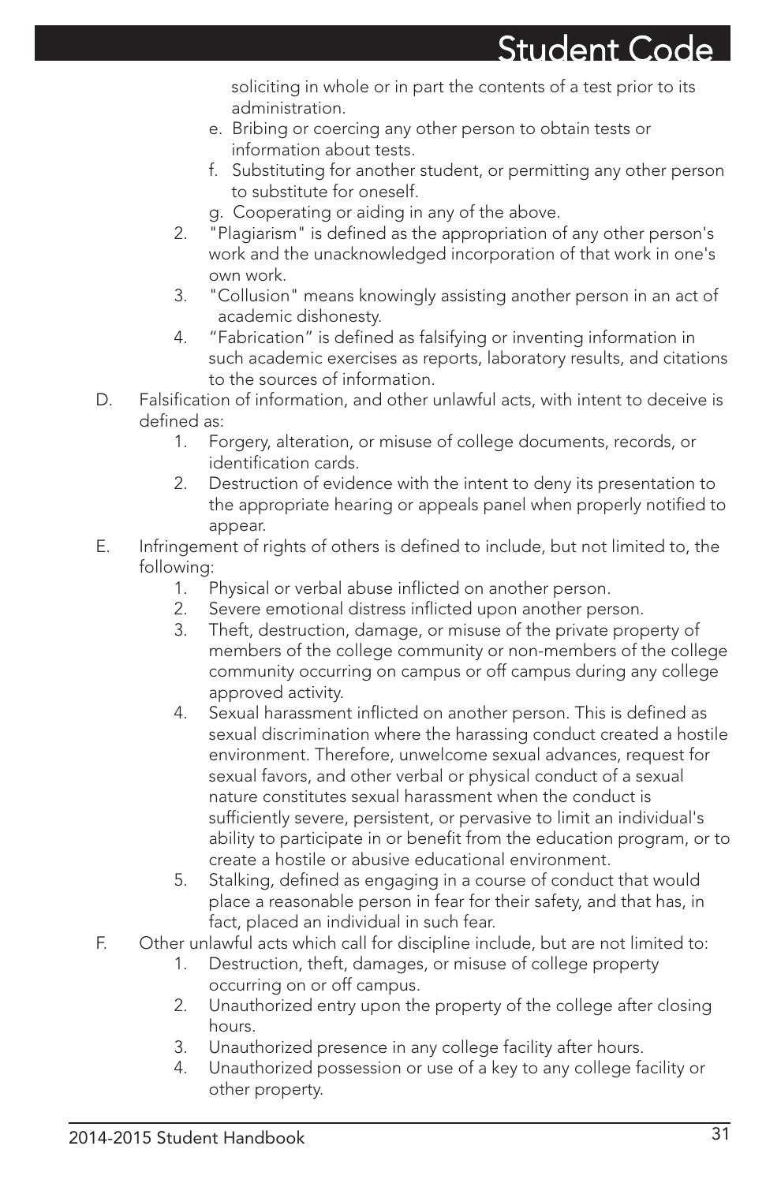soliciting in whole or in part the contents of a test prior to its administration.

   e. Bribing or coercing any other person to obtain tests or information about tests.
   f. Substituting for another student, or permitting any other person to substitute for oneself.
   g. Cooperating or aiding in any of the above.

2. "Plagiarism" is defined as the appropriation of any other person's work and the unacknowledged incorporation of that work in one's own work.
3. "Collusion" means knowingly assisting another person in an act of academic dishonesty.
4. "Fabrication" is defined as falsifying or inventing information in such academic exercises as reports, laboratory results, and citations to the sources of information.

D. Falsification of information, and other unlawful acts, with intent to deceive is defined as:
   1. Forgery, alteration, or misuse of college documents, records, or identification cards.
   2. Destruction of evidence with the intent to deny its presentation to the appropriate hearing or appeals panel when properly notified to appear.

E. Infringement of rights of others is defined to include, but not limited to, the following:
   1. Physical or verbal abuse inflicted on another person.
   2. Severe emotional distress inflicted upon another person.
   3. Theft, destruction, damage, or misuse of the private property of members of the college community or non-members of the college community occurring on campus or off campus during any college approved activity.
   4. Sexual harassment inflicted on another person. This is defined as sexual discrimination where the harassing conduct created a hostile environment. Therefore, unwelcome sexual advances, request for sexual favors, and other verbal or physical conduct of a sexual nature constitutes sexual harassment when the conduct is sufficiently severe, persistent, or pervasive to limit an individual's ability to participate in or benefit from the education program, or to create a hostile or abusive educational environment.
   5. Stalking, defined as engaging in a course of conduct that would place a reasonable person in fear for their safety, and that has, in fact, placed an individual in such fear.

F. Other unlawful acts which call for discipline include, but are not limited to:
   1. Destruction, theft, damages, or misuse of college property occurring on or off campus.
   2. Unauthorized entry upon the property of the college after closing hours.
   3. Unauthorized presence in any college facility after hours.
   4. Unauthorized possession or use of a key to any college facility or other property.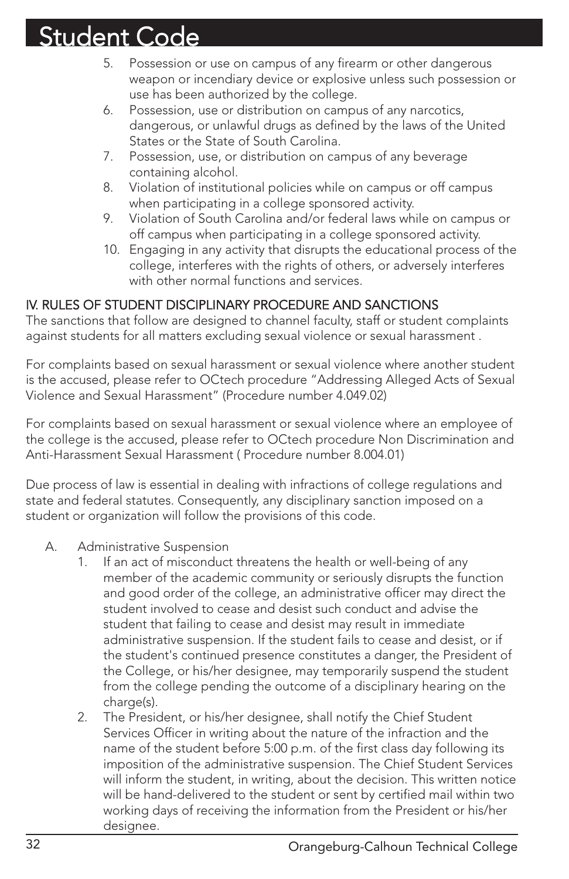5. Possession or use on campus of any firearm or other dangerous weapon or incendiary device or explosive unless such possession or use has been authorized by the college.
6. Possession, use or distribution on campus of any narcotics, dangerous, or unlawful drugs as defined by the laws of the United States or the State of South Carolina.
7. Possession, use, or distribution on campus of any beverage containing alcohol.
8. Violation of institutional policies while on campus or off campus when participating in a college sponsored activity.
9. Violation of South Carolina and/or federal laws while on campus or off campus when participating in a college sponsored activity.
10. Engaging in any activity that disrupts the educational process of the college, interferes with the rights of others, or adversely interferes with other normal functions and services.

## IV. RULES OF STUDENT DISCIPLINARY PROCEDURE AND SANCTIONS

The sanctions that follow are designed to channel faculty, staff or student complaints against students for all matters excluding sexual violence or sexual harassment .

For complaints based on sexual harassment or sexual violence where another student is the accused, please refer to OCtech procedure "Addressing Alleged Acts of Sexual Violence and Sexual Harassment" (Procedure number 4.049.02)

For complaints based on sexual harassment or sexual violence where an employee of the college is the accused, please refer to OCtech procedure Non Discrimination and Anti-Harassment Sexual Harassment ( Procedure number 8.004.01)

Due process of law is essential in dealing with infractions of college regulations and state and federal statutes. Consequently, any disciplinary sanction imposed on a student or organization will follow the provisions of this code.

A. Administrative Suspension
   1. If an act of misconduct threatens the health or well-being of any member of the academic community or seriously disrupts the function and good order of the college, an administrative officer may direct the student involved to cease and desist such conduct and advise the student that failing to cease and desist may result in immediate administrative suspension. If the student fails to cease and desist, or if the student's continued presence constitutes a danger, the President of the College, or his/her designee, may temporarily suspend the student from the college pending the outcome of a disciplinary hearing on the charge(s).
   2. The President, or his/her designee, shall notify the Chief Student Services Officer in writing about the nature of the infraction and the name of the student before 5:00 p.m. of the first class day following its imposition of the administrative suspension. The Chief Student Services will inform the student, in writing, about the decision. This written notice will be hand-delivered to the student or sent by certified mail within two working days of receiving the information from the President or his/her designee.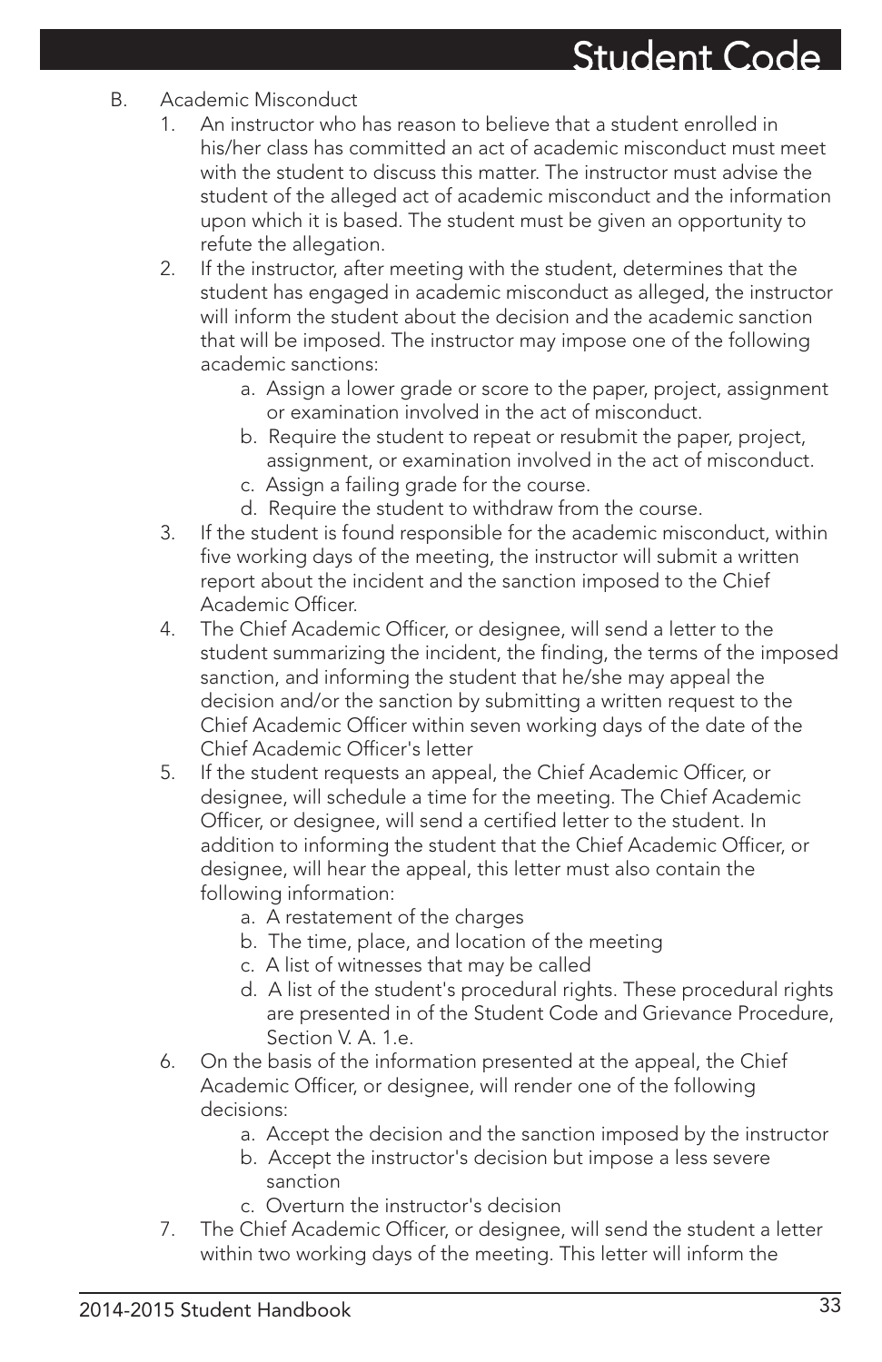B. Academic Misconduct

1. An instructor who has reason to believe that a student enrolled in his/her class has committed an act of academic misconduct must meet with the student to discuss this matter. The instructor must advise the student of the alleged act of academic misconduct and the information upon which it is based. The student must be given an opportunity to refute the allegation.
2. If the instructor, after meeting with the student, determines that the student has engaged in academic misconduct as alleged, the instructor will inform the student about the decision and the academic sanction that will be imposed. The instructor may impose one of the following academic sanctions:
   a. Assign a lower grade or score to the paper, project, assignment or examination involved in the act of misconduct.
   b. Require the student to repeat or resubmit the paper, project, assignment, or examination involved in the act of misconduct.
   c. Assign a failing grade for the course.
   d. Require the student to withdraw from the course.
3. If the student is found responsible for the academic misconduct, within five working days of the meeting, the instructor will submit a written report about the incident and the sanction imposed to the Chief Academic Officer.
4. The Chief Academic Officer, or designee, will send a letter to the student summarizing the incident, the finding, the terms of the imposed sanction, and informing the student that he/she may appeal the decision and/or the sanction by submitting a written request to the Chief Academic Officer within seven working days of the date of the Chief Academic Officer's letter
5. If the student requests an appeal, the Chief Academic Officer, or designee, will schedule a time for the meeting. The Chief Academic Officer, or designee, will send a certified letter to the student. In addition to informing the student that the Chief Academic Officer, or designee, will hear the appeal, this letter must also contain the following information:
   a. A restatement of the charges
   b. The time, place, and location of the meeting
   c. A list of witnesses that may be called
   d. A list of the student's procedural rights. These procedural rights are presented in of the Student Code and Grievance Procedure, Section V. A. 1.e.
6. On the basis of the information presented at the appeal, the Chief Academic Officer, or designee, will render one of the following decisions:
   a. Accept the decision and the sanction imposed by the instructor
   b. Accept the instructor's decision but impose a less severe sanction
   c. Overturn the instructor's decision
7. The Chief Academic Officer, or designee, will send the student a letter within two working days of the meeting. This letter will inform the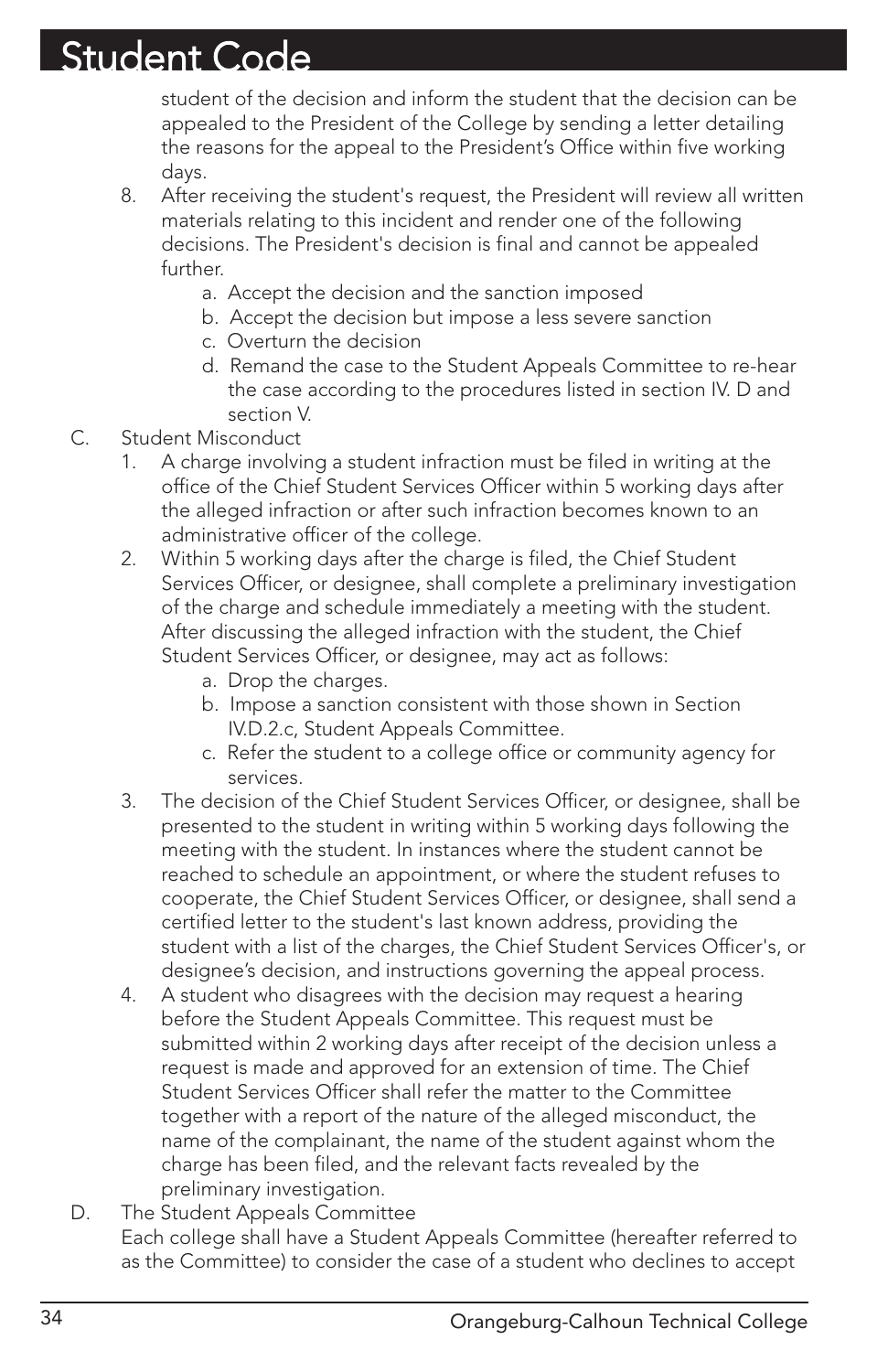student of the decision and inform the student that the decision can be appealed to the President of the College by sending a letter detailing the reasons for the appeal to the President's Office within five working days.

8. After receiving the student's request, the President will review all written materials relating to this incident and render one of the following decisions. The President's decision is final and cannot be appealed further.
   a. Accept the decision and the sanction imposed
   b. Accept the decision but impose a less severe sanction
   c. Overturn the decision
   d. Remand the case to the Student Appeals Committee to re-hear the case according to the procedures listed in section IV. D and section V.

C. Student Misconduct

1. A charge involving a student infraction must be filed in writing at the office of the Chief Student Services Officer within 5 working days after the alleged infraction or after such infraction becomes known to an administrative officer of the college.
2. Within 5 working days after the charge is filed, the Chief Student Services Officer, or designee, shall complete a preliminary investigation of the charge and schedule immediately a meeting with the student. After discussing the alleged infraction with the student, the Chief Student Services Officer, or designee, may act as follows:
   a. Drop the charges.
   b. Impose a sanction consistent with those shown in Section IV.D.2.c, Student Appeals Committee.
   c. Refer the student to a college office or community agency for services.
3. The decision of the Chief Student Services Officer, or designee, shall be presented to the student in writing within 5 working days following the meeting with the student. In instances where the student cannot be reached to schedule an appointment, or where the student refuses to cooperate, the Chief Student Services Officer, or designee, shall send a certified letter to the student's last known address, providing the student with a list of the charges, the Chief Student Services Officer's, or designee's decision, and instructions governing the appeal process.
4. A student who disagrees with the decision may request a hearing before the Student Appeals Committee. This request must be submitted within 2 working days after receipt of the decision unless a request is made and approved for an extension of time. The Chief Student Services Officer shall refer the matter to the Committee together with a report of the nature of the alleged misconduct, the name of the complainant, the name of the student against whom the charge has been filed, and the relevant facts revealed by the preliminary investigation.

D. The Student Appeals Committee

Each college shall have a Student Appeals Committee (hereafter referred to as the Committee) to consider the case of a student who declines to accept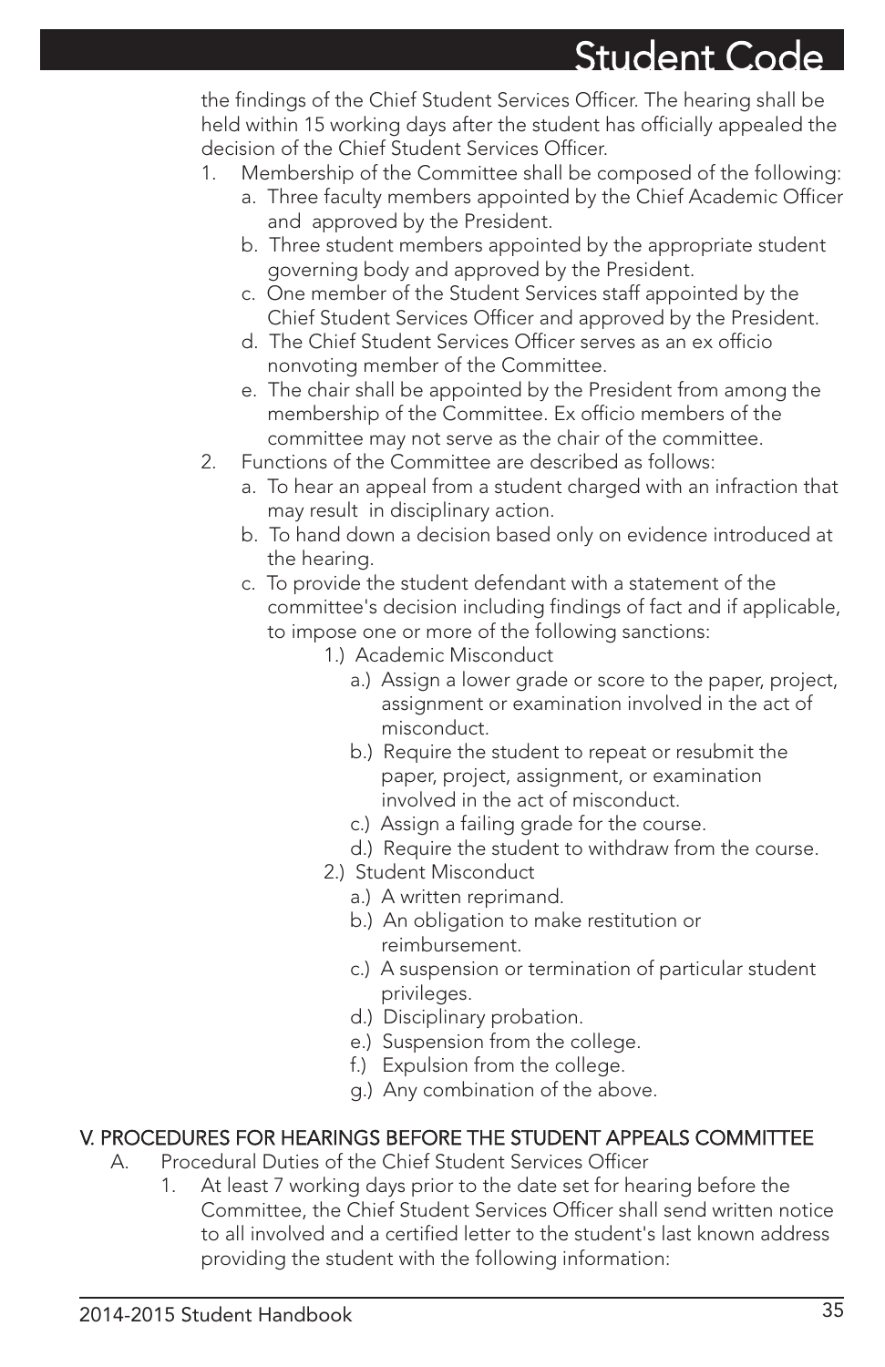the findings of the Chief Student Services Officer. The hearing shall be held within 15 working days after the student has officially appealed the decision of the Chief Student Services Officer.

1. Membership of the Committee shall be composed of the following:
   a. Three faculty members appointed by the Chief Academic Officer and approved by the President.
   b. Three student members appointed by the appropriate student governing body and approved by the President.
   c. One member of the Student Services staff appointed by the Chief Student Services Officer and approved by the President.
   d. The Chief Student Services Officer serves as an ex officio nonvoting member of the Committee.
   e. The chair shall be appointed by the President from among the membership of the Committee. Ex officio members of the committee may not serve as the chair of the committee.
2. Functions of the Committee are described as follows:
   a. To hear an appeal from a student charged with an infraction that may result in disciplinary action.
   b. To hand down a decision based only on evidence introduced at the hearing.
   c. To provide the student defendant with a statement of the committee's decision including findings of fact and if applicable, to impose one or more of the following sanctions:
      - 1.) Academic Misconduct
        - a.) Assign a lower grade or score to the paper, project, assignment or examination involved in the act of misconduct.
        - b.) Require the student to repeat or resubmit the paper, project, assignment, or examination involved in the act of misconduct.
        - c.) Assign a failing grade for the course.
        - d.) Require the student to withdraw from the course.
      - 2.) Student Misconduct
        - a.) A written reprimand.
        - b.) An obligation to make restitution or reimbursement.
        - c.) A suspension or termination of particular student privileges.
        - d.) Disciplinary probation.
        - e.) Suspension from the college.
        - f.) Expulsion from the college.
        - g.) Any combination of the above.

## V. PROCEDURES FOR HEARINGS BEFORE THE STUDENT APPEALS COMMITTEE

A. Procedural Duties of the Chief Student Services Officer

1. At least 7 working days prior to the date set for hearing before the Committee, the Chief Student Services Officer shall send written notice to all involved and a certified letter to the student's last known address providing the student with the following information: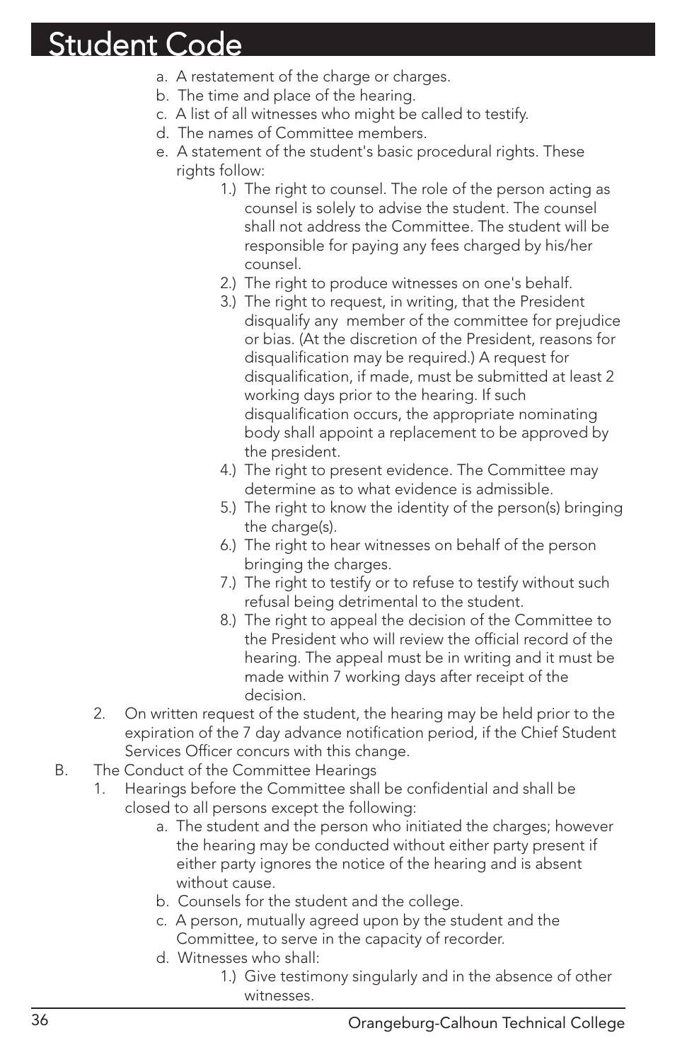a. A restatement of the charge or charges.
b. The time and place of the hearing.
c. A list of all witnesses who might be called to testify.
d. The names of Committee members.
e. A statement of the student's basic procedural rights. These rights follow:
    1.) The right to counsel. The role of the person acting as counsel is solely to advise the student. The counsel shall not address the Committee. The student will be responsible for paying any fees charged by his/her counsel.
    2.) The right to produce witnesses on one's behalf.
    3.) The right to request, in writing, that the President disqualify any member of the committee for prejudice or bias. (At the discretion of the President, reasons for disqualification may be required.) A request for disqualification, if made, must be submitted at least 2 working days prior to the hearing. If such disqualification occurs, the appropriate nominating body shall appoint a replacement to be approved by the president.
    4.) The right to present evidence. The Committee may determine as to what evidence is admissible.
    5.) The right to know the identity of the person(s) bringing the charge(s).
    6.) The right to hear witnesses on behalf of the person bringing the charges.
    7.) The right to testify or to refuse to testify without such refusal being detrimental to the student.
    8.) The right to appeal the decision of the Committee to the President who will review the official record of the hearing. The appeal must be in writing and it must be made within 7 working days after receipt of the decision.

2. On written request of the student, the hearing may be held prior to the expiration of the 7 day advance notification period, if the Chief Student Services Officer concurs with this change.

B. The Conduct of the Committee Hearings
   1. Hearings before the Committee shall be confidential and shall be closed to all persons except the following:
      a. The student and the person who initiated the charges; however the hearing may be conducted without either party present if either party ignores the notice of the hearing and is absent without cause.
      b. Counsels for the student and the college.
      c. A person, mutually agreed upon by the student and the Committee, to serve in the capacity of recorder.
      d. Witnesses who shall:
         1.) Give testimony singularly and in the absence of other witnesses.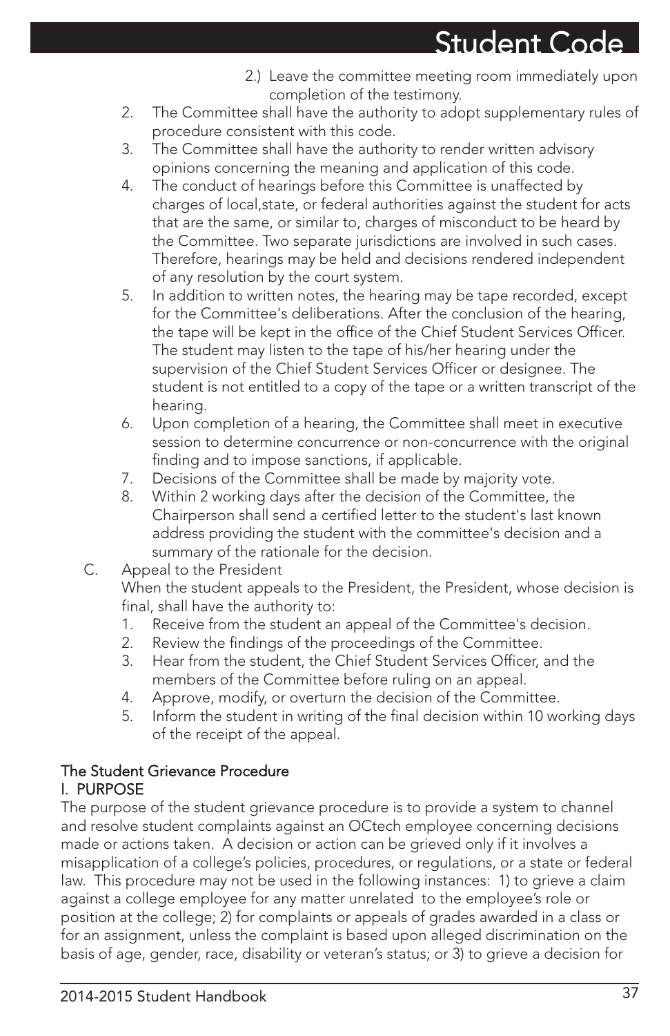2.) Leave the committee meeting room immediately upon completion of the testimony.

2. The Committee shall have the authority to adopt supplementary rules of procedure consistent with this code.
3. The Committee shall have the authority to render written advisory opinions concerning the meaning and application of this code.
4. The conduct of hearings before this Committee is unaffected by charges of local,state, or federal authorities against the student for acts that are the same, or similar to, charges of misconduct to be heard by the Committee. Two separate jurisdictions are involved in such cases. Therefore, hearings may be held and decisions rendered independent of any resolution by the court system.
5. In addition to written notes, the hearing may be tape recorded, except for the Committee's deliberations. After the conclusion of the hearing, the tape will be kept in the office of the Chief Student Services Officer. The student may listen to the tape of his/her hearing under the supervision of the Chief Student Services Officer or designee. The student is not entitled to a copy of the tape or a written transcript of the hearing.
6. Upon completion of a hearing, the Committee shall meet in executive session to determine concurrence or non-concurrence with the original finding and to impose sanctions, if applicable.
7. Decisions of the Committee shall be made by majority vote.
8. Within 2 working days after the decision of the Committee, the Chairperson shall send a certified letter to the student's last known address providing the student with the committee's decision and a summary of the rationale for the decision.

C. Appeal to the President

When the student appeals to the President, the President, whose decision is final, shall have the authority to:

1. Receive from the student an appeal of the Committee's decision.
2. Review the findings of the proceedings of the Committee.
3. Hear from the student, the Chief Student Services Officer, and the members of the Committee before ruling on an appeal.
4. Approve, modify, or overturn the decision of the Committee.
5. Inform the student in writing of the final decision within 10 working days of the receipt of the appeal.

## The Student Grievance Procedure

### I. PURPOSE

The purpose of the student grievance procedure is to provide a system to channel and resolve student complaints against an OCtech employee concerning decisions made or actions taken. A decision or action can be grieved only if it involves a misapplication of a college's policies, procedures, or regulations, or a state or federal law. This procedure may not be used in the following instances: 1) to grieve a claim against a college employee for any matter unrelated to the employee's role or position at the college; 2) for complaints or appeals of grades awarded in a class or for an assignment, unless the complaint is based upon alleged discrimination on the basis of age, gender, race, disability or veteran's status; or 3) to grieve a decision for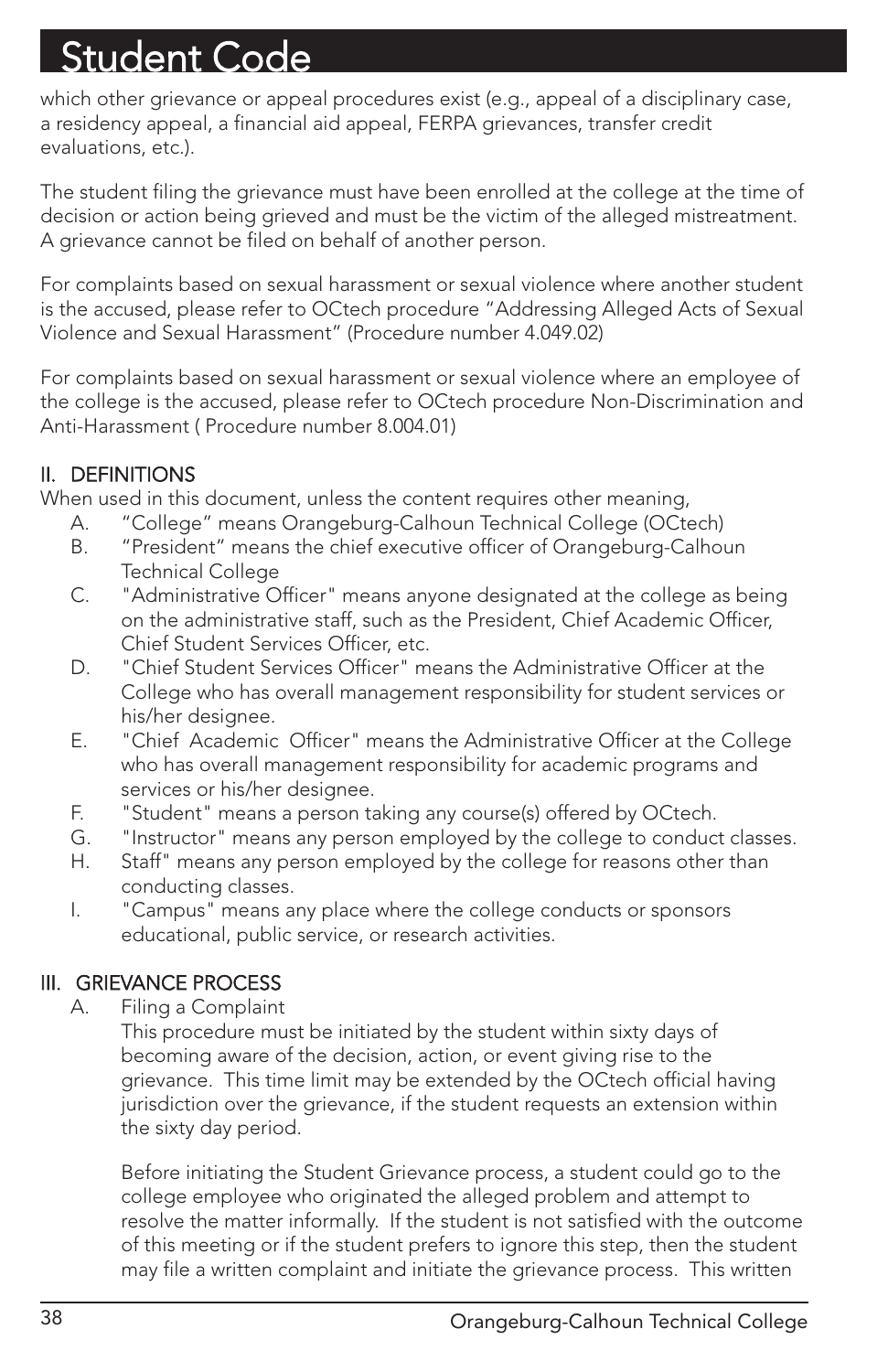which other grievance or appeal procedures exist (e.g., appeal of a disciplinary case, a residency appeal, a financial aid appeal, FERPA grievances, transfer credit evaluations, etc.).

The student filing the grievance must have been enrolled at the college at the time of decision or action being grieved and must be the victim of the alleged mistreatment. A grievance cannot be filed on behalf of another person.

For complaints based on sexual harassment or sexual violence where another student is the accused, please refer to OCtech procedure “Addressing Alleged Acts of Sexual Violence and Sexual Harassment” (Procedure number 4.049.02)

For complaints based on sexual harassment or sexual violence where an employee of the college is the accused, please refer to OCtech procedure Non-Discrimination and Anti-Harassment ( Procedure number 8.004.01)

## II. DEFINITIONS

When used in this document, unless the content requires other meaning,

A. “College” means Orangeburg-Calhoun Technical College (OCtech)

B. “President” means the chief executive officer of Orangeburg-Calhoun Technical College

C. "Administrative Officer" means anyone designated at the college as being on the administrative staff, such as the President, Chief Academic Officer, Chief Student Services Officer, etc.

D. "Chief Student Services Officer" means the Administrative Officer at the College who has overall management responsibility for student services or his/her designee.

E. "Chief Academic Officer" means the Administrative Officer at the College who has overall management responsibility for academic programs and services or his/her designee.

F. "Student" means a person taking any course(s) offered by OCtech.

G. "Instructor" means any person employed by the college to conduct classes.

H. Staff" means any person employed by the college for reasons other than conducting classes.

I. "Campus" means any place where the college conducts or sponsors educational, public service, or research activities.

## III. GRIEVANCE PROCESS

A. Filing a Complaint

This procedure must be initiated by the student within sixty days of becoming aware of the decision, action, or event giving rise to the grievance. This time limit may be extended by the OCtech official having jurisdiction over the grievance, if the student requests an extension within the sixty day period.

Before initiating the Student Grievance process, a student could go to the college employee who originated the alleged problem and attempt to resolve the matter informally. If the student is not satisfied with the outcome of this meeting or if the student prefers to ignore this step, then the student may file a written complaint and initiate the grievance process. This written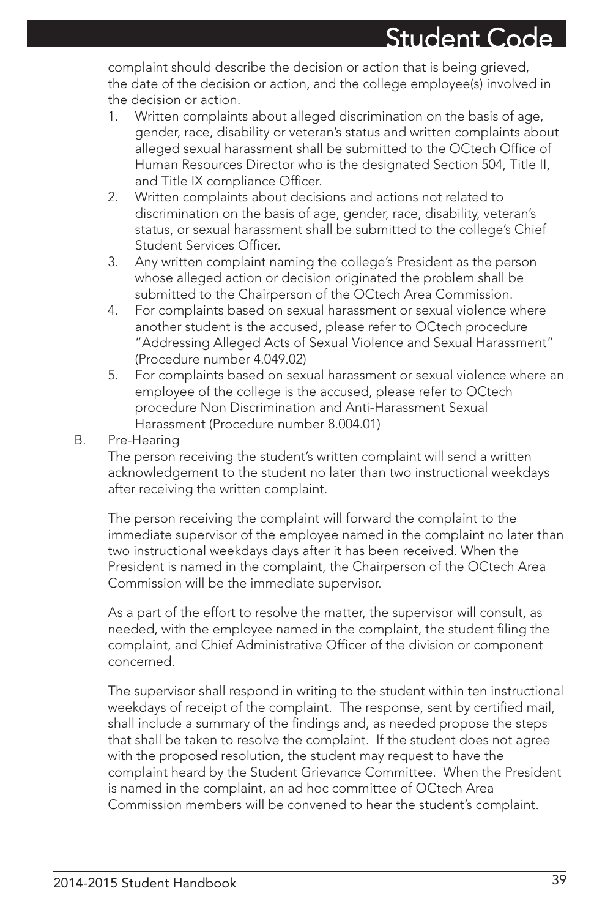complaint should describe the decision or action that is being grieved, the date of the decision or action, and the college employee(s) involved in the decision or action.

1. Written complaints about alleged discrimination on the basis of age, gender, race, disability or veteran's status and written complaints about alleged sexual harassment shall be submitted to the OCtech Office of Human Resources Director who is the designated Section 504, Title II, and Title IX compliance Officer.
2. Written complaints about decisions and actions not related to discrimination on the basis of age, gender, race, disability, veteran's status, or sexual harassment shall be submitted to the college's Chief Student Services Officer.
3. Any written complaint naming the college's President as the person whose alleged action or decision originated the problem shall be submitted to the Chairperson of the OCtech Area Commission.
4. For complaints based on sexual harassment or sexual violence where another student is the accused, please refer to OCtech procedure "Addressing Alleged Acts of Sexual Violence and Sexual Harassment" (Procedure number 4.049.02)
5. For complaints based on sexual harassment or sexual violence where an employee of the college is the accused, please refer to OCtech procedure Non Discrimination and Anti-Harassment Sexual Harassment (Procedure number 8.004.01)

B. Pre-Hearing

The person receiving the student's written complaint will send a written acknowledgement to the student no later than two instructional weekdays after receiving the written complaint.

The person receiving the complaint will forward the complaint to the immediate supervisor of the employee named in the complaint no later than two instructional weekdays days after it has been received. When the President is named in the complaint, the Chairperson of the OCtech Area Commission will be the immediate supervisor.

As a part of the effort to resolve the matter, the supervisor will consult, as needed, with the employee named in the complaint, the student filing the complaint, and Chief Administrative Officer of the division or component concerned.

The supervisor shall respond in writing to the student within ten instructional weekdays of receipt of the complaint. The response, sent by certified mail, shall include a summary of the findings and, as needed propose the steps that shall be taken to resolve the complaint. If the student does not agree with the proposed resolution, the student may request to have the complaint heard by the Student Grievance Committee. When the President is named in the complaint, an ad hoc committee of OCtech Area Commission members will be convened to hear the student's complaint.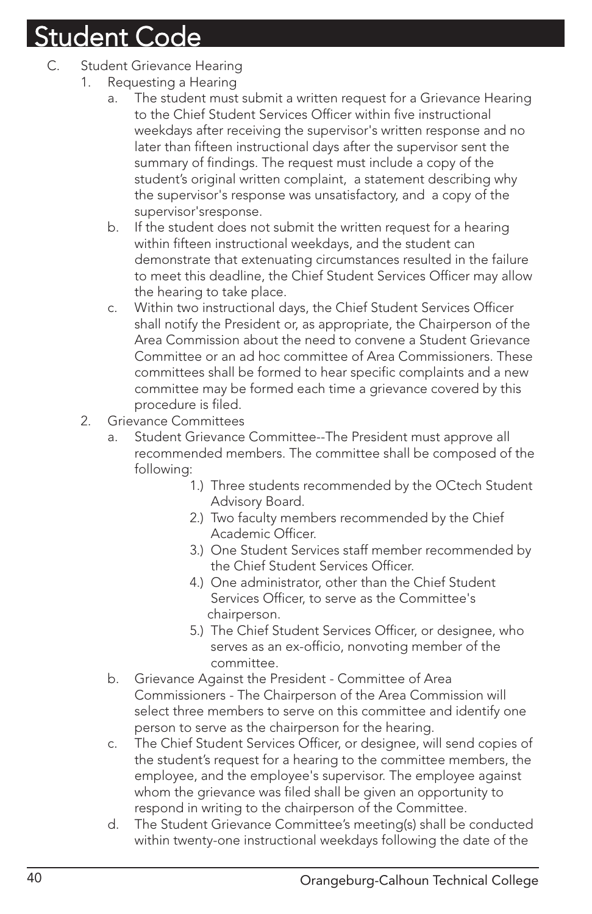# Student Code

C. Student Grievance Hearing

1. Requesting a Hearing
   a. The student must submit a written request for a Grievance Hearing to the Chief Student Services Officer within five instructional weekdays after receiving the supervisor's written response and no later than fifteen instructional days after the supervisor sent the summary of findings. The request must include a copy of the student's original written complaint, a statement describing why the supervisor's response was unsatisfactory, and a copy of the supervisor'sresponse.
   b. If the student does not submit the written request for a hearing within fifteen instructional weekdays, and the student can demonstrate that extenuating circumstances resulted in the failure to meet this deadline, the Chief Student Services Officer may allow the hearing to take place.
   c. Within two instructional days, the Chief Student Services Officer shall notify the President or, as appropriate, the Chairperson of the Area Commission about the need to convene a Student Grievance Committee or an ad hoc committee of Area Commissioners. These committees shall be formed to hear specific complaints and a new committee may be formed each time a grievance covered by this procedure is filed.
2. Grievance Committees
   a. Student Grievance Committee--The President must approve all recommended members. The committee shall be composed of the following:
      1.) Three students recommended by the OCtech Student Advisory Board.
      2.) Two faculty members recommended by the Chief Academic Officer.
      3.) One Student Services staff member recommended by the Chief Student Services Officer.
      4.) One administrator, other than the Chief Student Services Officer, to serve as the Committee's chairperson.
      5.) The Chief Student Services Officer, or designee, who serves as an ex-officio, nonvoting member of the committee.
   b. Grievance Against the President - Committee of Area Commissioners - The Chairperson of the Area Commission will select three members to serve on this committee and identify one person to serve as the chairperson for the hearing.
   c. The Chief Student Services Officer, or designee, will send copies of the student's request for a hearing to the committee members, the employee, and the employee's supervisor. The employee against whom the grievance was filed shall be given an opportunity to respond in writing to the chairperson of the Committee.
   d. The Student Grievance Committee's meeting(s) shall be conducted within twenty-one instructional weekdays following the date of the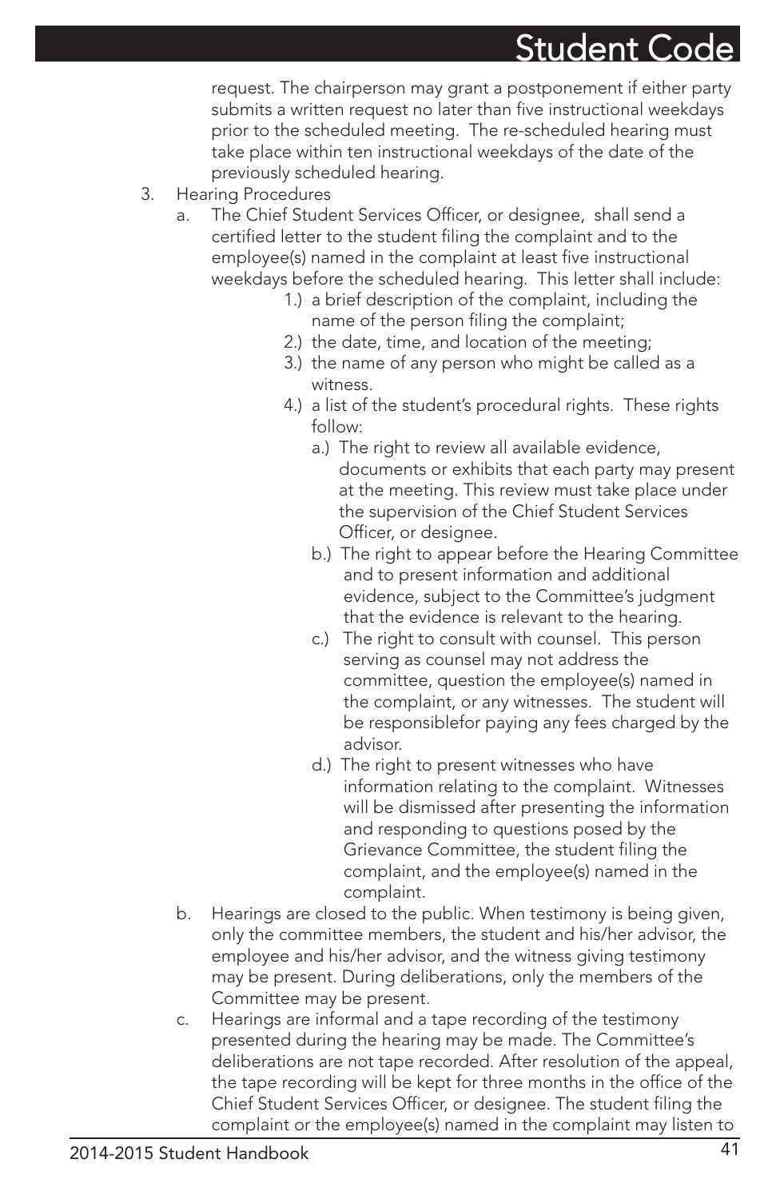request. The chairperson may grant a postponement if either party submits a written request no later than five instructional weekdays prior to the scheduled meeting. The re-scheduled hearing must take place within ten instructional weekdays of the date of the previously scheduled hearing.

3. Hearing Procedures
   a. The Chief Student Services Officer, or designee, shall send a certified letter to the student filing the complaint and to the employee(s) named in the complaint at least five instructional weekdays before the scheduled hearing. This letter shall include:
      1.) a brief description of the complaint, including the name of the person filing the complaint;
      2.) the date, time, and location of the meeting;
      3.) the name of any person who might be called as a witness.
      4.) a list of the student's procedural rights. These rights follow:
         a.) The right to review all available evidence, documents or exhibits that each party may present at the meeting. This review must take place under the supervision of the Chief Student Services Officer, or designee.
         b.) The right to appear before the Hearing Committee and to present information and additional evidence, subject to the Committee's judgment that the evidence is relevant to the hearing.
         c.) The right to consult with counsel. This person serving as counsel may not address the committee, question the employee(s) named in the complaint, or any witnesses. The student will be responsiblefor paying any fees charged by the advisor.
         d.) The right to present witnesses who have information relating to the complaint. Witnesses will be dismissed after presenting the information and responding to questions posed by the Grievance Committee, the student filing the complaint, and the employee(s) named in the complaint.
   b. Hearings are closed to the public. When testimony is being given, only the committee members, the student and his/her advisor, the employee and his/her advisor, and the witness giving testimony may be present. During deliberations, only the members of the Committee may be present.
   c. Hearings are informal and a tape recording of the testimony presented during the hearing may be made. The Committee's deliberations are not tape recorded. After resolution of the appeal, the tape recording will be kept for three months in the office of the Chief Student Services Officer, or designee. The student filing the complaint or the employee(s) named in the complaint may listen to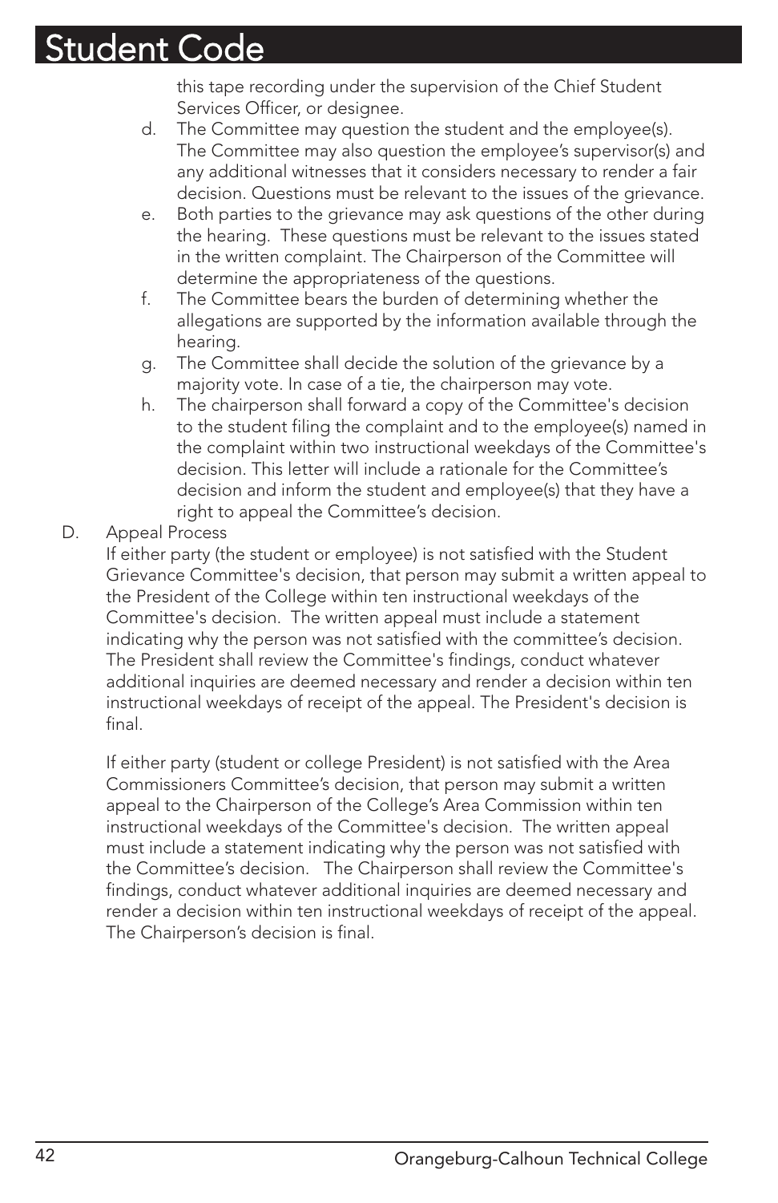this tape recording under the supervision of the Chief Student Services Officer, or designee.

d. The Committee may question the student and the employee(s). The Committee may also question the employee's supervisor(s) and any additional witnesses that it considers necessary to render a fair decision. Questions must be relevant to the issues of the grievance.

e. Both parties to the grievance may ask questions of the other during the hearing. These questions must be relevant to the issues stated in the written complaint. The Chairperson of the Committee will determine the appropriateness of the questions.

f. The Committee bears the burden of determining whether the allegations are supported by the information available through the hearing.

g. The Committee shall decide the solution of the grievance by a majority vote. In case of a tie, the chairperson may vote.

h. The chairperson shall forward a copy of the Committee's decision to the student filing the complaint and to the employee(s) named in the complaint within two instructional weekdays of the Committee's decision. This letter will include a rationale for the Committee's decision and inform the student and employee(s) that they have a right to appeal the Committee's decision.

D. Appeal Process

If either party (the student or employee) is not satisfied with the Student Grievance Committee's decision, that person may submit a written appeal to the President of the College within ten instructional weekdays of the Committee's decision. The written appeal must include a statement indicating why the person was not satisfied with the committee's decision. The President shall review the Committee's findings, conduct whatever additional inquiries are deemed necessary and render a decision within ten instructional weekdays of receipt of the appeal. The President's decision is final.

If either party (student or college President) is not satisfied with the Area Commissioners Committee's decision, that person may submit a written appeal to the Chairperson of the College's Area Commission within ten instructional weekdays of the Committee's decision. The written appeal must include a statement indicating why the person was not satisfied with the Committee's decision. The Chairperson shall review the Committee's findings, conduct whatever additional inquiries are deemed necessary and render a decision within ten instructional weekdays of receipt of the appeal. The Chairperson's decision is final.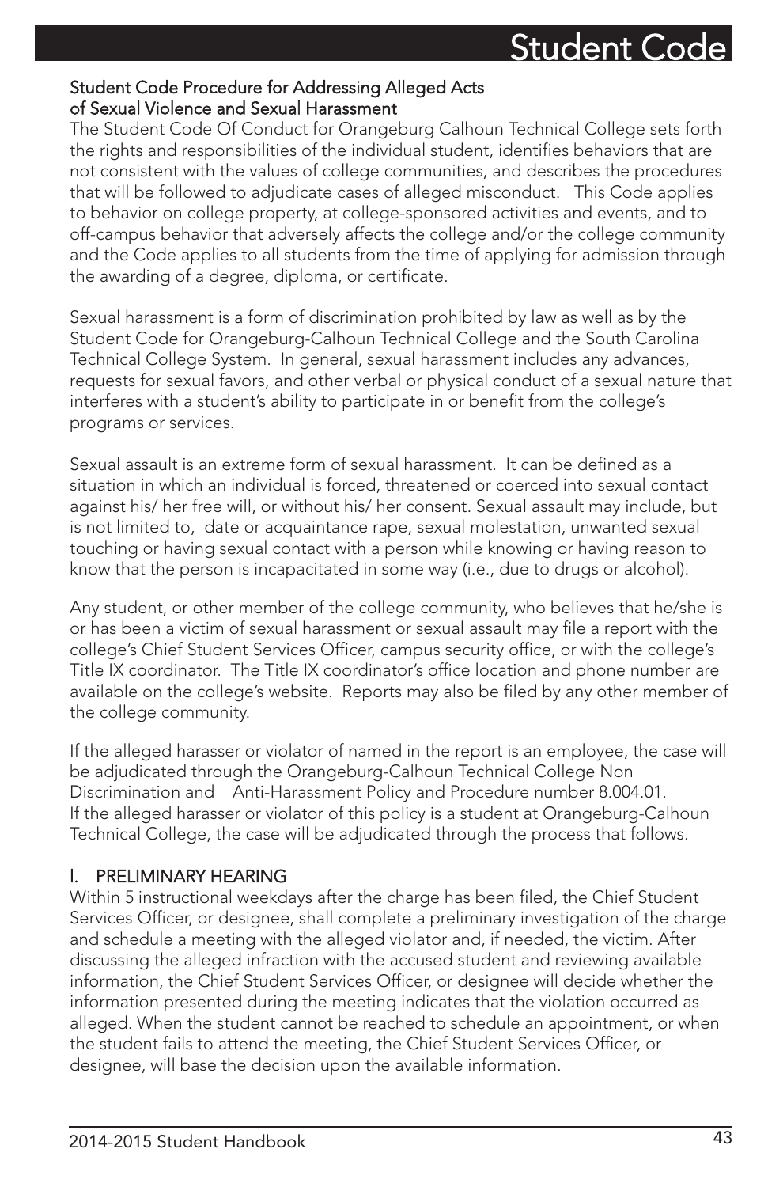### Student Code Procedure for Addressing Alleged Acts of Sexual Violence and Sexual Harassment

The Student Code Of Conduct for Orangeburg Calhoun Technical College sets forth the rights and responsibilities of the individual student, identifies behaviors that are not consistent with the values of college communities, and describes the procedures that will be followed to adjudicate cases of alleged misconduct. This Code applies to behavior on college property, at college-sponsored activities and events, and to off-campus behavior that adversely affects the college and/or the college community and the Code applies to all students from the time of applying for admission through the awarding of a degree, diploma, or certificate.

Sexual harassment is a form of discrimination prohibited by law as well as by the Student Code for Orangeburg-Calhoun Technical College and the South Carolina Technical College System. In general, sexual harassment includes any advances, requests for sexual favors, and other verbal or physical conduct of a sexual nature that interferes with a student's ability to participate in or benefit from the college's programs or services.

Sexual assault is an extreme form of sexual harassment. It can be defined as a situation in which an individual is forced, threatened or coerced into sexual contact against his/ her free will, or without his/ her consent. Sexual assault may include, but is not limited to, date or acquaintance rape, sexual molestation, unwanted sexual touching or having sexual contact with a person while knowing or having reason to know that the person is incapacitated in some way (i.e., due to drugs or alcohol).

Any student, or other member of the college community, who believes that he/she is or has been a victim of sexual harassment or sexual assault may file a report with the college's Chief Student Services Officer, campus security office, or with the college's Title IX coordinator. The Title IX coordinator's office location and phone number are available on the college's website. Reports may also be filed by any other member of the college community.

If the alleged harasser or violator of named in the report is an employee, the case will be adjudicated through the Orangeburg-Calhoun Technical College Non Discrimination and Anti-Harassment Policy and Procedure number 8.004.01.
If the alleged harasser or violator of this policy is a student at Orangeburg-Calhoun Technical College, the case will be adjudicated through the process that follows.

#### I. PRELIMINARY HEARING

Within 5 instructional weekdays after the charge has been filed, the Chief Student Services Officer, or designee, shall complete a preliminary investigation of the charge and schedule a meeting with the alleged violator and, if needed, the victim. After discussing the alleged infraction with the accused student and reviewing available information, the Chief Student Services Officer, or designee will decide whether the information presented during the meeting indicates that the violation occurred as alleged. When the student cannot be reached to schedule an appointment, or when the student fails to attend the meeting, the Chief Student Services Officer, or designee, will base the decision upon the available information.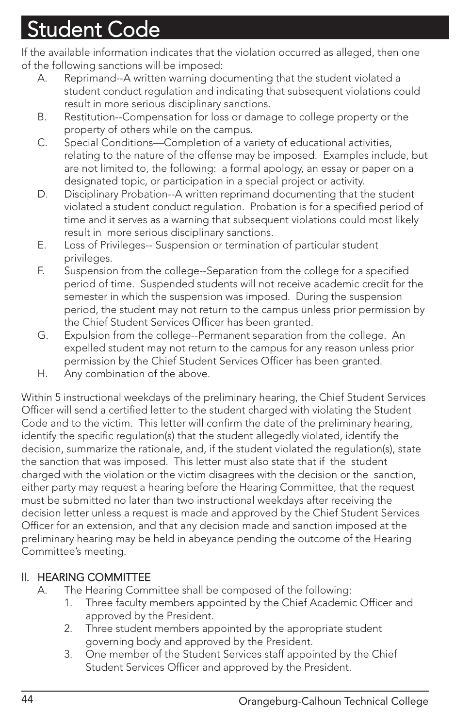# Student Code

If the available information indicates that the violation occurred as alleged, then one of the following sanctions will be imposed:

A. Reprimand--A written warning documenting that the student violated a student conduct regulation and indicating that subsequent violations could result in more serious disciplinary sanctions.

B. Restitution--Compensation for loss or damage to college property or the property of others while on the campus.

C. Special Conditions—Completion of a variety of educational activities, relating to the nature of the offense may be imposed. Examples include, but are not limited to, the following: a formal apology, an essay or paper on a designated topic, or participation in a special project or activity.

D. Disciplinary Probation--A written reprimand documenting that the student violated a student conduct regulation. Probation is for a specified period of time and it serves as a warning that subsequent violations could most likely result in more serious disciplinary sanctions.

E. Loss of Privileges-- Suspension or termination of particular student privileges.

F. Suspension from the college--Separation from the college for a specified period of time. Suspended students will not receive academic credit for the semester in which the suspension was imposed. During the suspension period, the student may not return to the campus unless prior permission by the Chief Student Services Officer has been granted.

G. Expulsion from the college--Permanent separation from the college. An expelled student may not return to the campus for any reason unless prior permission by the Chief Student Services Officer has been granted.

H. Any combination of the above.

Within 5 instructional weekdays of the preliminary hearing, the Chief Student Services Officer will send a certified letter to the student charged with violating the Student Code and to the victim. This letter will confirm the date of the preliminary hearing, identify the specific regulation(s) that the student allegedly violated, identify the decision, summarize the rationale, and, if the student violated the regulation(s), state the sanction that was imposed. This letter must also state that if the student charged with the violation or the victim disagrees with the decision or the sanction, either party may request a hearing before the Hearing Committee, that the request must be submitted no later than two instructional weekdays after receiving the decision letter unless a request is made and approved by the Chief Student Services Officer for an extension, and that any decision made and sanction imposed at the preliminary hearing may be held in abeyance pending the outcome of the Hearing Committee's meeting.

## II. HEARING COMMITTEE

A. The Hearing Committee shall be composed of the following:

1. Three faculty members appointed by the Chief Academic Officer and approved by the President.
2. Three student members appointed by the appropriate student governing body and approved by the President.
3. One member of the Student Services staff appointed by the Chief Student Services Officer and approved by the President.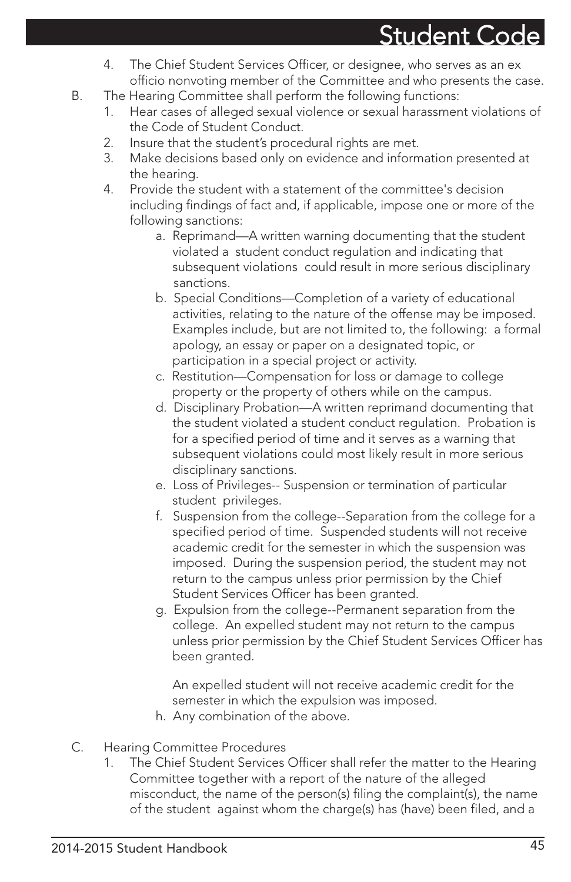4. The Chief Student Services Officer, or designee, who serves as an ex officio nonvoting member of the Committee and who presents the case.

B. The Hearing Committee shall perform the following functions:
   1. Hear cases of alleged sexual violence or sexual harassment violations of the Code of Student Conduct.
   2. Insure that the student's procedural rights are met.
   3. Make decisions based only on evidence and information presented at the hearing.
   4. Provide the student with a statement of the committee's decision including findings of fact and, if applicable, impose one or more of the following sanctions:
      a. Reprimand—A written warning documenting that the student violated a student conduct regulation and indicating that subsequent violations could result in more serious disciplinary sanctions.
      b. Special Conditions—Completion of a variety of educational activities, relating to the nature of the offense may be imposed. Examples include, but are not limited to, the following: a formal apology, an essay or paper on a designated topic, or participation in a special project or activity.
      c. Restitution—Compensation for loss or damage to college property or the property of others while on the campus.
      d. Disciplinary Probation—A written reprimand documenting that the student violated a student conduct regulation. Probation is for a specified period of time and it serves as a warning that subsequent violations could most likely result in more serious disciplinary sanctions.
      e. Loss of Privileges-- Suspension or termination of particular student privileges.
      f. Suspension from the college--Separation from the college for a specified period of time. Suspended students will not receive academic credit for the semester in which the suspension was imposed. During the suspension period, the student may not return to the campus unless prior permission by the Chief Student Services Officer has been granted.
      g. Expulsion from the college--Permanent separation from the college. An expelled student may not return to the campus unless prior permission by the Chief Student Services Officer has been granted.

         An expelled student will not receive academic credit for the semester in which the expulsion was imposed.
      h. Any combination of the above.

C. Hearing Committee Procedures
   1. The Chief Student Services Officer shall refer the matter to the Hearing Committee together with a report of the nature of the alleged misconduct, the name of the person(s) filing the complaint(s), the name of the student against whom the charge(s) has (have) been filed, and a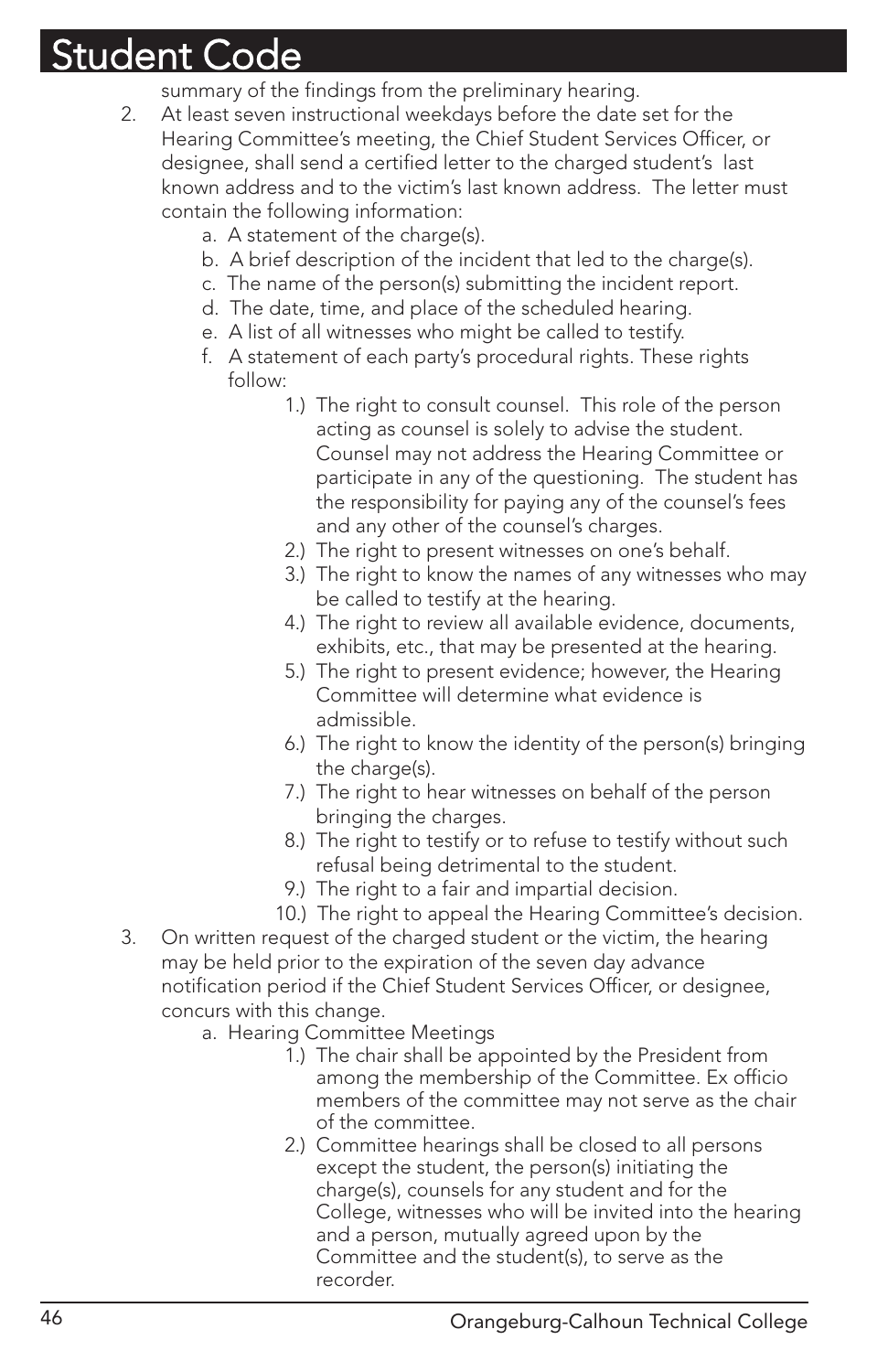summary of the findings from the preliminary hearing.

2. At least seven instructional weekdays before the date set for the Hearing Committee's meeting, the Chief Student Services Officer, or designee, shall send a certified letter to the charged student's last known address and to the victim's last known address. The letter must contain the following information:
   a. A statement of the charge(s).
   b. A brief description of the incident that led to the charge(s).
   c. The name of the person(s) submitting the incident report.
   d. The date, time, and place of the scheduled hearing.
   e. A list of all witnesses who might be called to testify.
   f. A statement of each party's procedural rights. These rights follow:
      1.) The right to consult counsel. This role of the person acting as counsel is solely to advise the student. Counsel may not address the Hearing Committee or participate in any of the questioning. The student has the responsibility for paying any of the counsel's fees and any other of the counsel's charges.
      2.) The right to present witnesses on one's behalf.
      3.) The right to know the names of any witnesses who may be called to testify at the hearing.
      4.) The right to review all available evidence, documents, exhibits, etc., that may be presented at the hearing.
      5.) The right to present evidence; however, the Hearing Committee will determine what evidence is admissible.
      6.) The right to know the identity of the person(s) bringing the charge(s).
      7.) The right to hear witnesses on behalf of the person bringing the charges.
      8.) The right to testify or to refuse to testify without such refusal being detrimental to the student.
      9.) The right to a fair and impartial decision.
      10.) The right to appeal the Hearing Committee's decision.

3. On written request of the charged student or the victim, the hearing may be held prior to the expiration of the seven day advance notification period if the Chief Student Services Officer, or designee, concurs with this change.
   a. Hearing Committee Meetings
      1.) The chair shall be appointed by the President from among the membership of the Committee. Ex officio members of the committee may not serve as the chair of the committee.
      2.) Committee hearings shall be closed to all persons except the student, the person(s) initiating the charge(s), counsels for any student and for the College, witnesses who will be invited into the hearing and a person, mutually agreed upon by the Committee and the student(s), to serve as the recorder.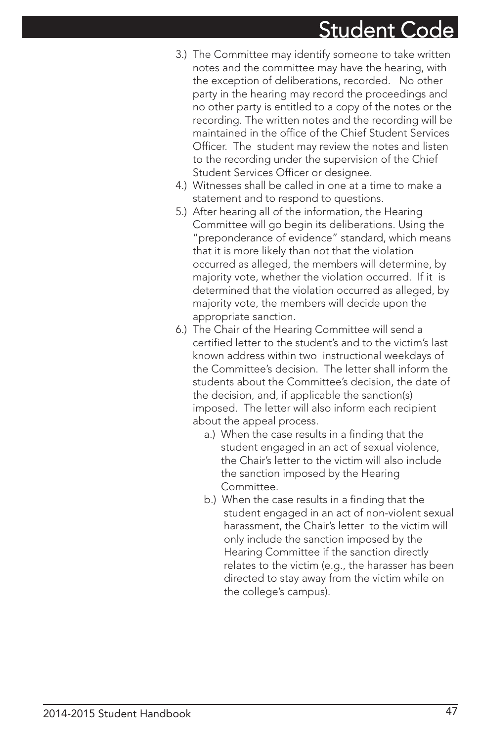3.) The Committee may identify someone to take written notes and the committee may have the hearing, with the exception of deliberations, recorded. No other party in the hearing may record the proceedings and no other party is entitled to a copy of the notes or the recording. The written notes and the recording will be maintained in the office of the Chief Student Services Officer. The student may review the notes and listen to the recording under the supervision of the Chief Student Services Officer or designee.

4.) Witnesses shall be called in one at a time to make a statement and to respond to questions.

5.) After hearing all of the information, the Hearing Committee will go begin its deliberations. Using the "preponderance of evidence" standard, which means that it is more likely than not that the violation occurred as alleged, the members will determine, by majority vote, whether the violation occurred. If it is determined that the violation occurred as alleged, by majority vote, the members will decide upon the appropriate sanction.

6.) The Chair of the Hearing Committee will send a certified letter to the student's and to the victim's last known address within two instructional weekdays of the Committee's decision. The letter shall inform the students about the Committee's decision, the date of the decision, and, if applicable the sanction(s) imposed. The letter will also inform each recipient about the appeal process.

   a.) When the case results in a finding that the student engaged in an act of sexual violence, the Chair's letter to the victim will also include the sanction imposed by the Hearing Committee.

   b.) When the case results in a finding that the student engaged in an act of non-violent sexual harassment, the Chair's letter to the victim will only include the sanction imposed by the Hearing Committee if the sanction directly relates to the victim (e.g., the harasser has been directed to stay away from the victim while on the college's campus).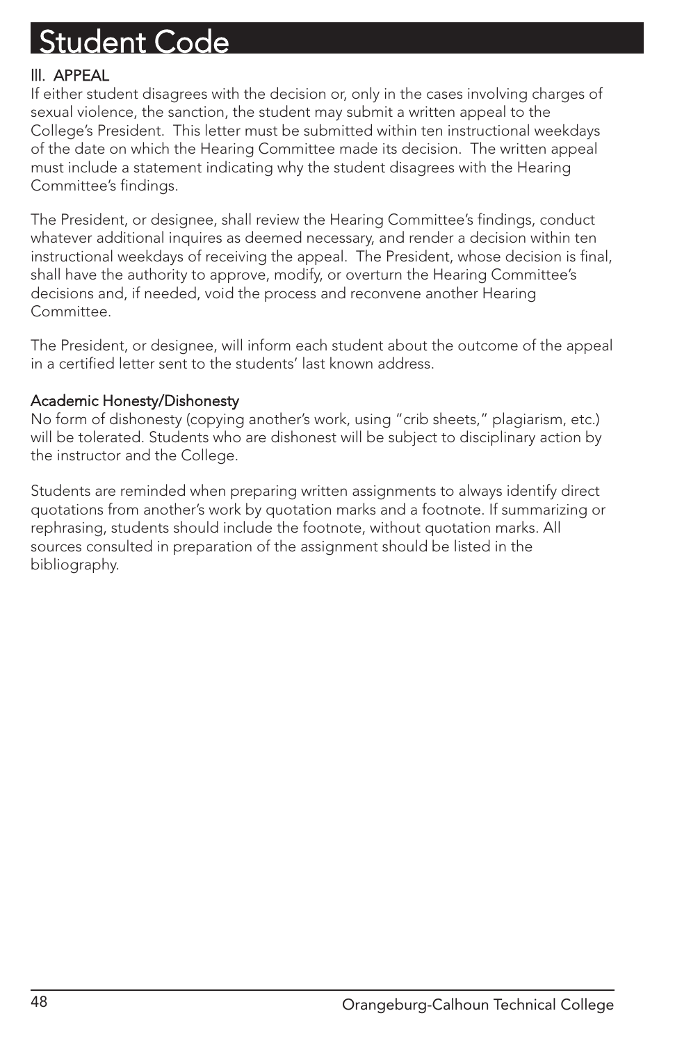# Student Code

### III. APPEAL

If either student disagrees with the decision or, only in the cases involving charges of sexual violence, the sanction, the student may submit a written appeal to the College's President. This letter must be submitted within ten instructional weekdays of the date on which the Hearing Committee made its decision. The written appeal must include a statement indicating why the student disagrees with the Hearing Committee's findings.

The President, or designee, shall review the Hearing Committee's findings, conduct whatever additional inquires as deemed necessary, and render a decision within ten instructional weekdays of receiving the appeal. The President, whose decision is final, shall have the authority to approve, modify, or overturn the Hearing Committee's decisions and, if needed, void the process and reconvene another Hearing Committee.

The President, or designee, will inform each student about the outcome of the appeal in a certified letter sent to the students' last known address.

### Academic Honesty/Dishonesty

No form of dishonesty (copying another's work, using "crib sheets," plagiarism, etc.) will be tolerated. Students who are dishonest will be subject to disciplinary action by the instructor and the College.

Students are reminded when preparing written assignments to always identify direct quotations from another's work by quotation marks and a footnote. If summarizing or rephrasing, students should include the footnote, without quotation marks. All sources consulted in preparation of the assignment should be listed in the bibliography.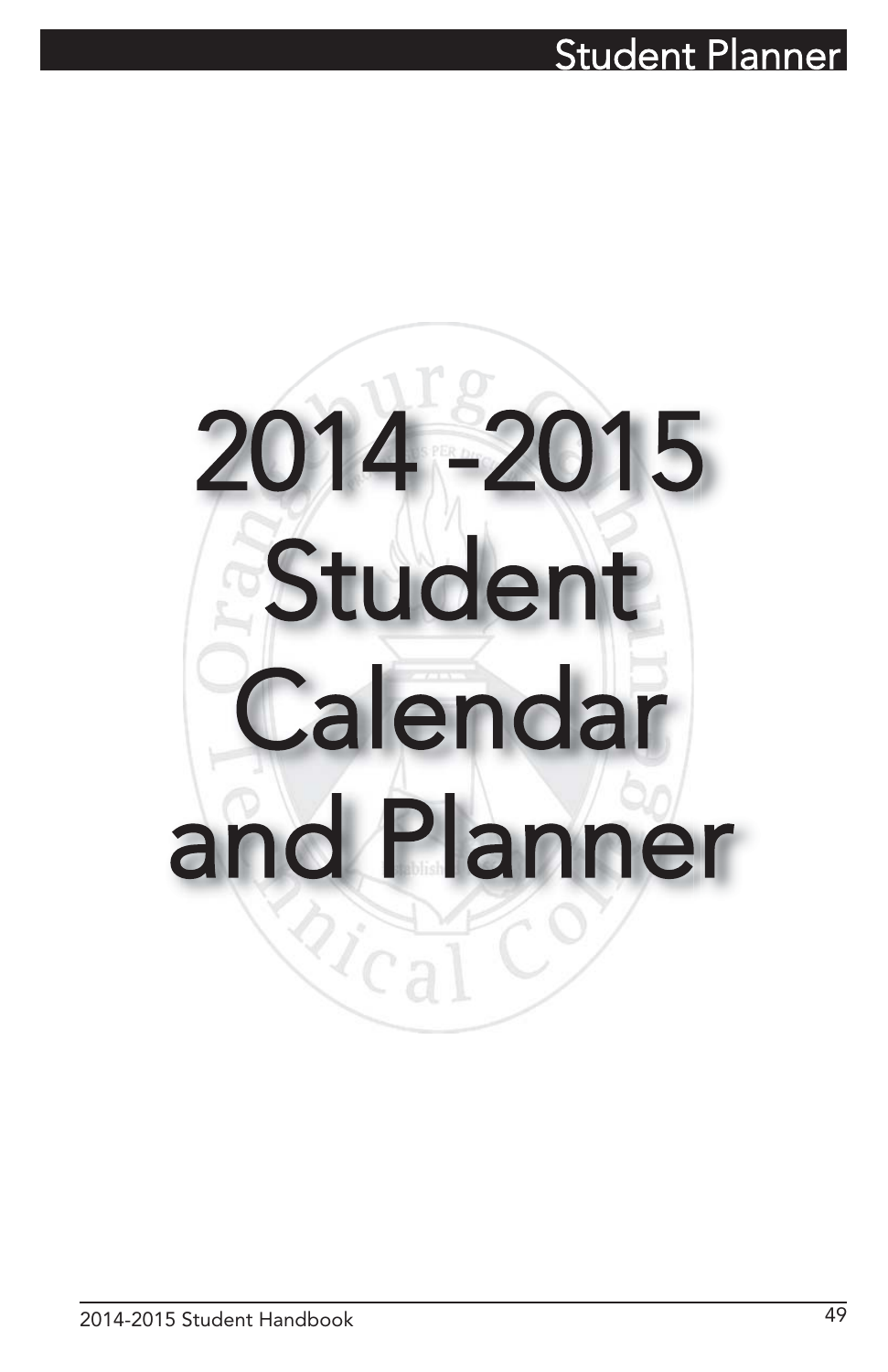# 2014 -2015 Student Calendar and Planner